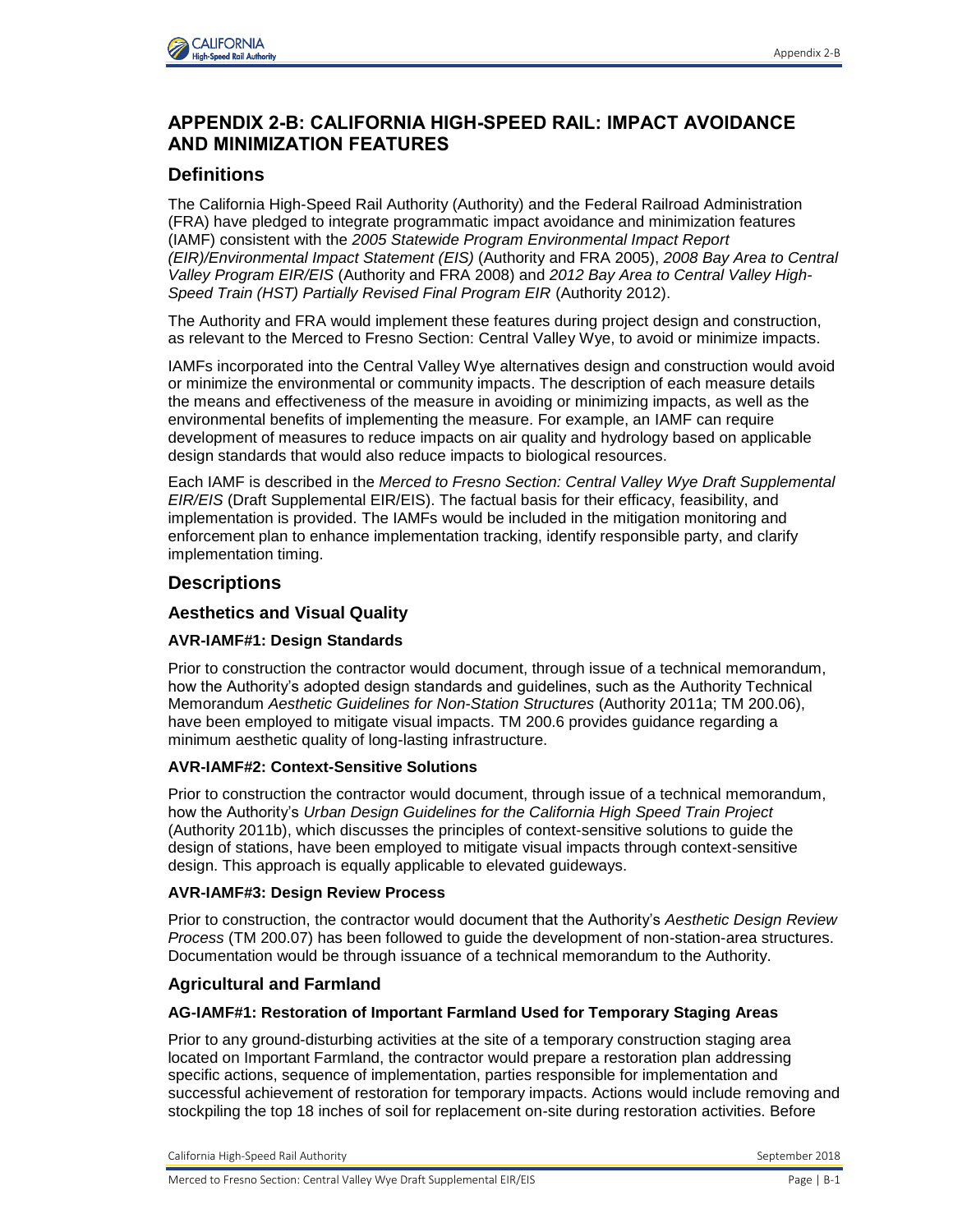# APPENDIX 2-B: CALIFORNIA HIGH-SPEED RAIL: IMPACT AVOIDANCE AND MINIMIZATION FEATURES

## Definitions

The California High-Speed Rail Authority (Authority) and the Federal Railroad Administration (FRA) have pledged to integrate programmatic impact avoidance and minimization features (IAMF) consistent with the *2005 Statewide Program Environmental Impact Report (EIR)/Environmental Impact Statement (EIS)* (Authority and FRA 2005), *2008 Bay Area to Central Valley Program EIR/EIS* (Authority and FRA 2008) and *2012 Bay Area to Central Valley High-Speed Train (HST) Partially Revised Final Program EIR* (Authority 2012).

The Authority and FRA would implement these features during project design and construction, as relevant to the Merced to Fresno Section: Central Valley Wye, to avoid or minimize impacts.

IAMFs incorporated into the Central Valley Wye alternatives design and construction would avoid or minimize the environmental or community impacts. The description of each measure details the means and effectiveness of the measure in avoiding or minimizing impacts, as well as the environmental benefits of implementing the measure. For example, an IAMF can require development of measures to reduce impacts on air quality and hydrology based on applicable design standards that would also reduce impacts to biological resources.

Each IAMF is described in the *Merced to Fresno Section: Central Valley Wye Draft Supplemental EIR/EIS* (Draft Supplemental EIR/EIS). The factual basis for their efficacy, feasibility, and implementation is provided. The IAMFs would be included in the mitigation monitoring and enforcement plan to enhance implementation tracking, identify responsible party, and clarify implementation timing.

## Descriptions

### Aesthetics and Visual Quality

#### AVR-IAMF#1: Design Standards

Prior to construction the contractor would document, through issue of a technical memorandum, how the Authority's adopted design standards and guidelines, such as the Authority Technical Memorandum *Aesthetic Guidelines for Non-Station Structures* (Authority 2011a; TM 200.06), have been employed to mitigate visual impacts. TM 200.6 provides guidance regarding a minimum aesthetic quality of long-lasting infrastructure.

#### AVR-IAMF#2: Context-Sensitive Solutions

Prior to construction the contractor would document, through issue of a technical memorandum, how the Authority's *Urban Design Guidelines for the California High Speed Train Project* (Authority 2011b), which discusses the principles of context-sensitive solutions to guide the design of stations, have been employed to mitigate visual impacts through context-sensitive design. This approach is equally applicable to elevated guideways.

#### AVR-IAMF#3: Design Review Process

Prior to construction, the contractor would document that the Authority's *Aesthetic Design Review Process* (TM 200.07) has been followed to guide the development of non-station-area structures. Documentation would be through issuance of a technical memorandum to the Authority.

### Agricultural and Farmland

#### AG-IAMF#1: Restoration of Important Farmland Used for Temporary Staging Areas

Prior to any ground-disturbing activities at the site of a temporary construction staging area located on Important Farmland, the contractor would prepare a restoration plan addressing specific actions, sequence of implementation, parties responsible for implementation and successful achievement of restoration for temporary impacts. Actions would include removing and stockpiling the top 18 inches of soil for replacement on-site during restoration activities. Before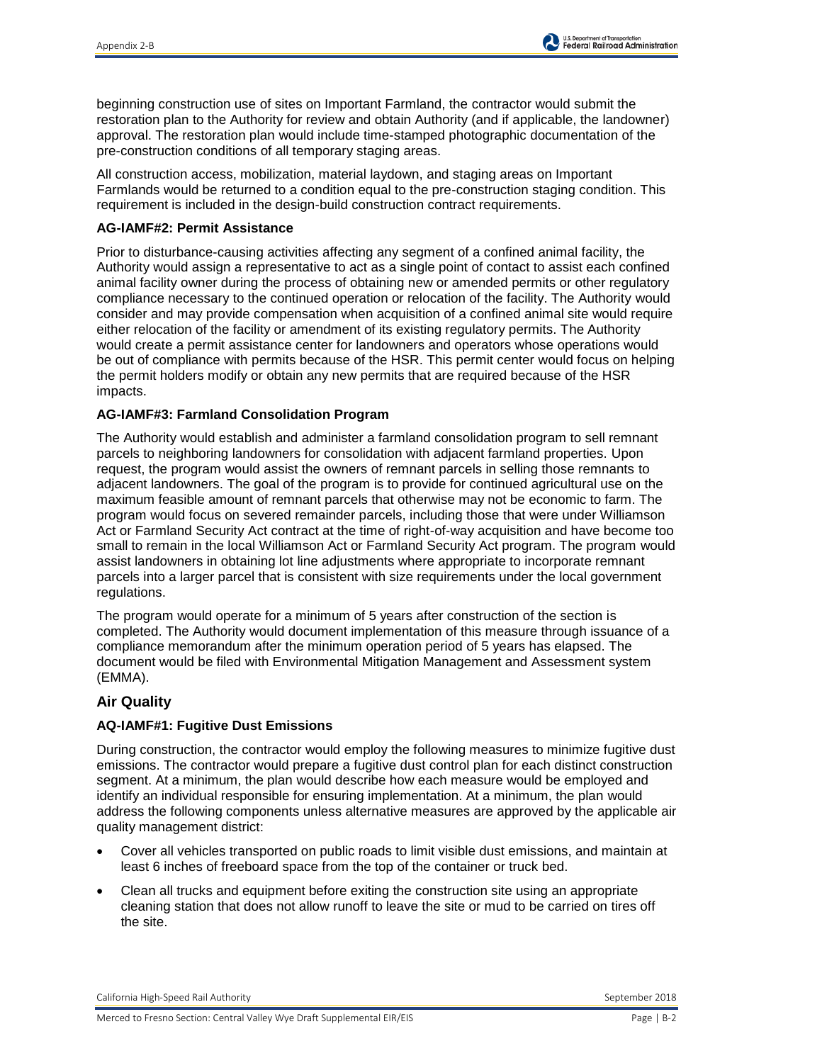beginning construction use of sites on Important Farmland, the contractor would submit the restoration plan to the Authority for review and obtain Authority (and if applicable, the landowner) approval. The restoration plan would include time-stamped photographic documentation of the pre-construction conditions of all temporary staging areas.

All construction access, mobilization, material laydown, and staging areas on Important Farmlands would be returned to a condition equal to the pre-construction staging condition. This requirement is included in the design-build construction contract requirements.

**AG-IAMF#2: Permit Assistance**

Prior to disturbance-causing activities affecting any segment of a confined animal facility, the Authority would assign a representative to act as a single point of contact to assist each confined animal facility owner during the process of obtaining new or amended permits or other regulatory compliance necessary to the continued operation or relocation of the facility. The Authority would consider and may provide compensation when acquisition of a confined animal site would require either relocation of the facility or amendment of its existing regulatory permits. The Authority would create a permit assistance center for landowners and operators whose operations would be out of compliance with permits because of the HSR. This permit center would focus on helping the permit holders modify or obtain any new permits that are required because of the HSR impacts.

**AG-IAMF#3: Farmland Consolidation Program**

The Authority would establish and administer a farmland consolidation program to sell remnant parcels to neighboring landowners for consolidation with adjacent farmland properties. Upon request, the program would assist the owners of remnant parcels in selling those remnants to adjacent landowners. The goal of the program is to provide for continued agricultural use on the maximum feasible amount of remnant parcels that otherwise may not be economic to farm. The program would focus on severed remainder parcels, including those that were under Williamson Act or Farmland Security Act contract at the time of right-of-way acquisition and have become too small to remain in the local Williamson Act or Farmland Security Act program. The program would assist landowners in obtaining lot line adjustments where appropriate to incorporate remnant parcels into a larger parcel that is consistent with size requirements under the local government regulations.

The program would operate for a minimum of 5 years after construction of the section is completed. The Authority would document implementation of this measure through issuance of a compliance memorandum after the minimum operation period of 5 years has elapsed. The document would be filed with Environmental Mitigation Management and Assessment system (EMMA).

## Air Quality

**AQ-IAMF#1: Fugitive Dust Emissions**

During construction, the contractor would employ the following measures to minimize fugitive dust emissions. The contractor would prepare a fugitive dust control plan for each distinct construction segment. At a minimum, the plan would describe how each measure would be employed and identify an individual responsible for ensuring implementation. At a minimum, the plan would address the following components unless alternative measures are approved by the applicable air quality management district:

- Cover all vehicles transported on public roads to limit visible dust emissions, and maintain at least 6 inches of freeboard space from the top of the container or truck bed.
- Clean all trucks and equipment before exiting the construction site using an appropriate cleaning station that does not allow runoff to leave the site or mud to be carried on tires off the site.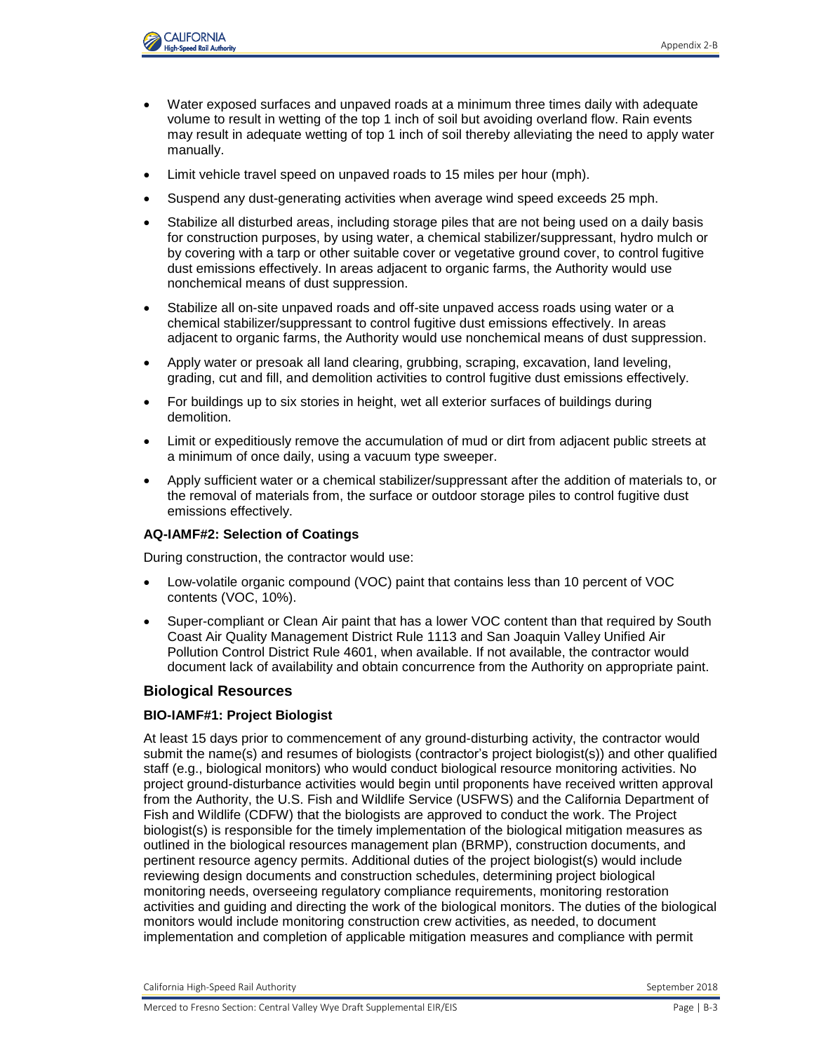- Water exposed surfaces and unpaved roads at a minimum three times daily with adequate volume to result in wetting of the top 1 inch of soil but avoiding overland flow. Rain events may result in adequate wetting of top 1 inch of soil thereby alleviating the need to apply water manually.
- Limit vehicle travel speed on unpaved roads to 15 miles per hour (mph).
- Suspend any dust-generating activities when average wind speed exceeds 25 mph.
- Stabilize all disturbed areas, including storage piles that are not being used on a daily basis for construction purposes, by using water, a chemical stabilizer/suppressant, hydro mulch or by covering with a tarp or other suitable cover or vegetative ground cover, to control fugitive dust emissions effectively. In areas adjacent to organic farms, the Authority would use nonchemical means of dust suppression.
- Stabilize all on-site unpaved roads and off-site unpaved access roads using water or a chemical stabilizer/suppressant to control fugitive dust emissions effectively. In areas adjacent to organic farms, the Authority would use nonchemical means of dust suppression.
- Apply water or presoak all land clearing, grubbing, scraping, excavation, land leveling, grading, cut and fill, and demolition activities to control fugitive dust emissions effectively.
- For buildings up to six stories in height, wet all exterior surfaces of buildings during demolition.
- Limit or expeditiously remove the accumulation of mud or dirt from adjacent public streets at a minimum of once daily, using a vacuum type sweeper.
- Apply sufficient water or a chemical stabilizer/suppressant after the addition of materials to, or the removal of materials from, the surface or outdoor storage piles to control fugitive dust emissions effectively.

#### AQ-IAMF#2: Selection of Coatings

During construction, the contractor would use:

- Low-volatile organic compound (VOC) paint that contains less than 10 percent of VOC contents (VOC, 10%).
- Super-compliant or Clean Air paint that has a lower VOC content than that required by South Coast Air Quality Management District Rule 1113 and San Joaquin Valley Unified Air Pollution Control District Rule 4601, when available. If not available, the contractor would document lack of availability and obtain concurrence from the Authority on appropriate paint.

### Biological Resources

#### BIO-IAMF#1: Project Biologist

At least 15 days prior to commencement of any ground-disturbing activity, the contractor would submit the name(s) and resumes of biologists (contractor's project biologist(s)) and other qualified staff (e.g., biological monitors) who would conduct biological resource monitoring activities. No project ground-disturbance activities would begin until proponents have received written approval from the Authority, the U.S. Fish and Wildlife Service (USFWS) and the California Department of Fish and Wildlife (CDFW) that the biologists are approved to conduct the work. The Project biologist(s) is responsible for the timely implementation of the biological mitigation measures as outlined in the biological resources management plan (BRMP), construction documents, and pertinent resource agency permits. Additional duties of the project biologist(s) would include reviewing design documents and construction schedules, determining project biological monitoring needs, overseeing regulatory compliance requirements, monitoring restoration activities and guiding and directing the work of the biological monitors. The duties of the biological monitors would include monitoring construction crew activities, as needed, to document implementation and completion of applicable mitigation measures and compliance with permit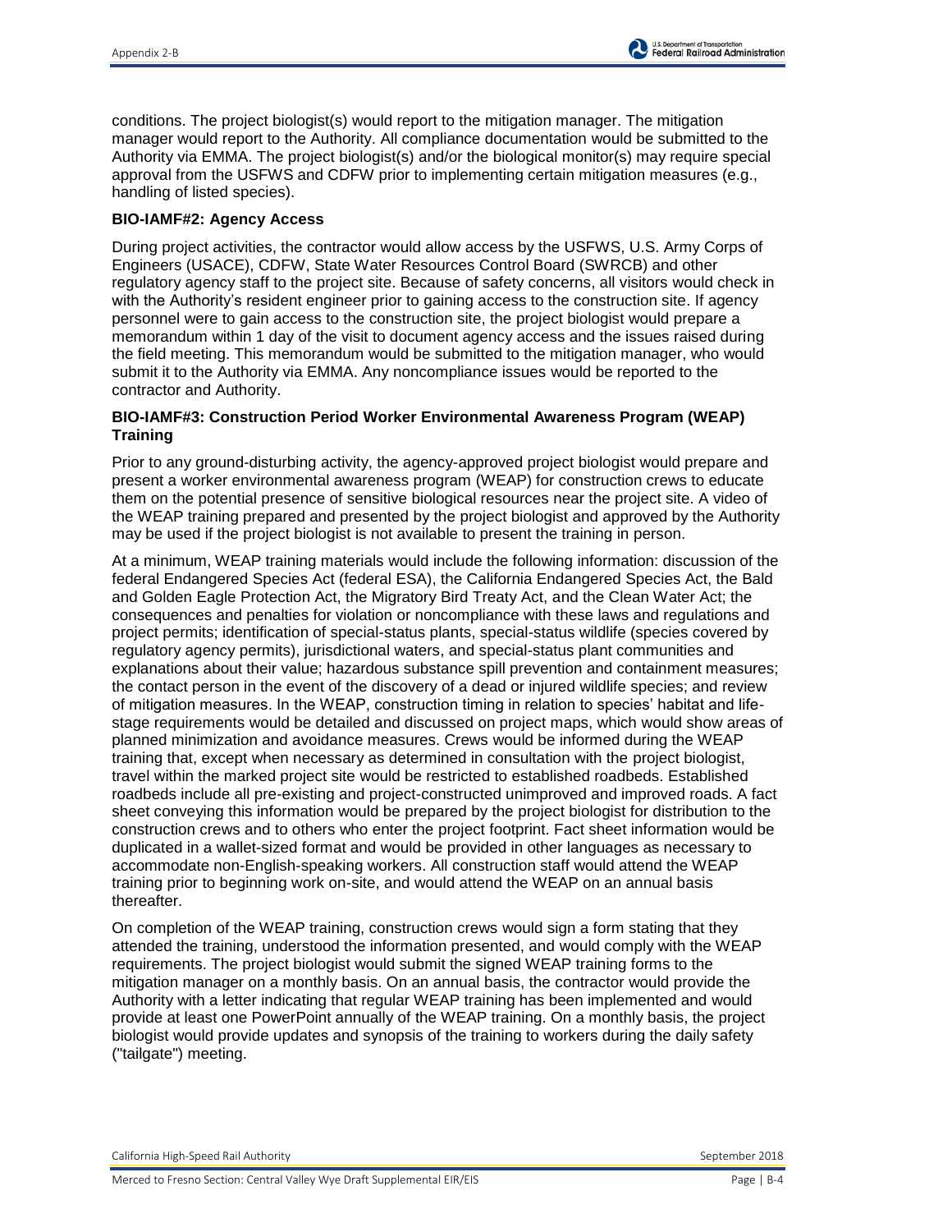conditions. The project biologist(s) would report to the mitigation manager. The mitigation manager would report to the Authority. All compliance documentation would be submitted to the Authority via EMMA. The project biologist(s) and/or the biological monitor(s) may require special approval from the USFWS and CDFW prior to implementing certain mitigation measures (e.g., handling of listed species).

**BIO-IAMF#2: Agency Access**

During project activities, the contractor would allow access by the USFWS, U.S. Army Corps of Engineers (USACE), CDFW, State Water Resources Control Board (SWRCB) and other regulatory agency staff to the project site. Because of safety concerns, all visitors would check in with the Authority's resident engineer prior to gaining access to the construction site. If agency personnel were to gain access to the construction site, the project biologist would prepare a memorandum within 1 day of the visit to document agency access and the issues raised during the field meeting. This memorandum would be submitted to the mitigation manager, who would submit it to the Authority via EMMA. Any noncompliance issues would be reported to the contractor and Authority.

**BIO-IAMF#3: Construction Period Worker Environmental Awareness Program (WEAP) Training**

Prior to any ground-disturbing activity, the agency-approved project biologist would prepare and present a worker environmental awareness program (WEAP) for construction crews to educate them on the potential presence of sensitive biological resources near the project site. A video of the WEAP training prepared and presented by the project biologist and approved by the Authority may be used if the project biologist is not available to present the training in person.

At a minimum, WEAP training materials would include the following information: discussion of the federal Endangered Species Act (federal ESA), the California Endangered Species Act, the Bald and Golden Eagle Protection Act, the Migratory Bird Treaty Act, and the Clean Water Act; the consequences and penalties for violation or noncompliance with these laws and regulations and project permits; identification of special-status plants, special-status wildlife (species covered by regulatory agency permits), jurisdictional waters, and special-status plant communities and explanations about their value; hazardous substance spill prevention and containment measures; the contact person in the event of the discovery of a dead or injured wildlife species; and review of mitigation measures. In the WEAP, construction timing in relation to species' habitat and life-stage requirements would be detailed and discussed on project maps, which would show areas of planned minimization and avoidance measures. Crews would be informed during the WEAP training that, except when necessary as determined in consultation with the project biologist, travel within the marked project site would be restricted to established roadbeds. Established roadbeds include all pre-existing and project-constructed unimproved and improved roads. A fact sheet conveying this information would be prepared by the project biologist for distribution to the construction crews and to others who enter the project footprint. Fact sheet information would be duplicated in a wallet-sized format and would be provided in other languages as necessary to accommodate non-English-speaking workers. All construction staff would attend the WEAP training prior to beginning work on-site, and would attend the WEAP on an annual basis thereafter.

On completion of the WEAP training, construction crews would sign a form stating that they attended the training, understood the information presented, and would comply with the WEAP requirements. The project biologist would submit the signed WEAP training forms to the mitigation manager on a monthly basis. On an annual basis, the contractor would provide the Authority with a letter indicating that regular WEAP training has been implemented and would provide at least one PowerPoint annually of the WEAP training. On a monthly basis, the project biologist would provide updates and synopsis of the training to workers during the daily safety ("tailgate") meeting.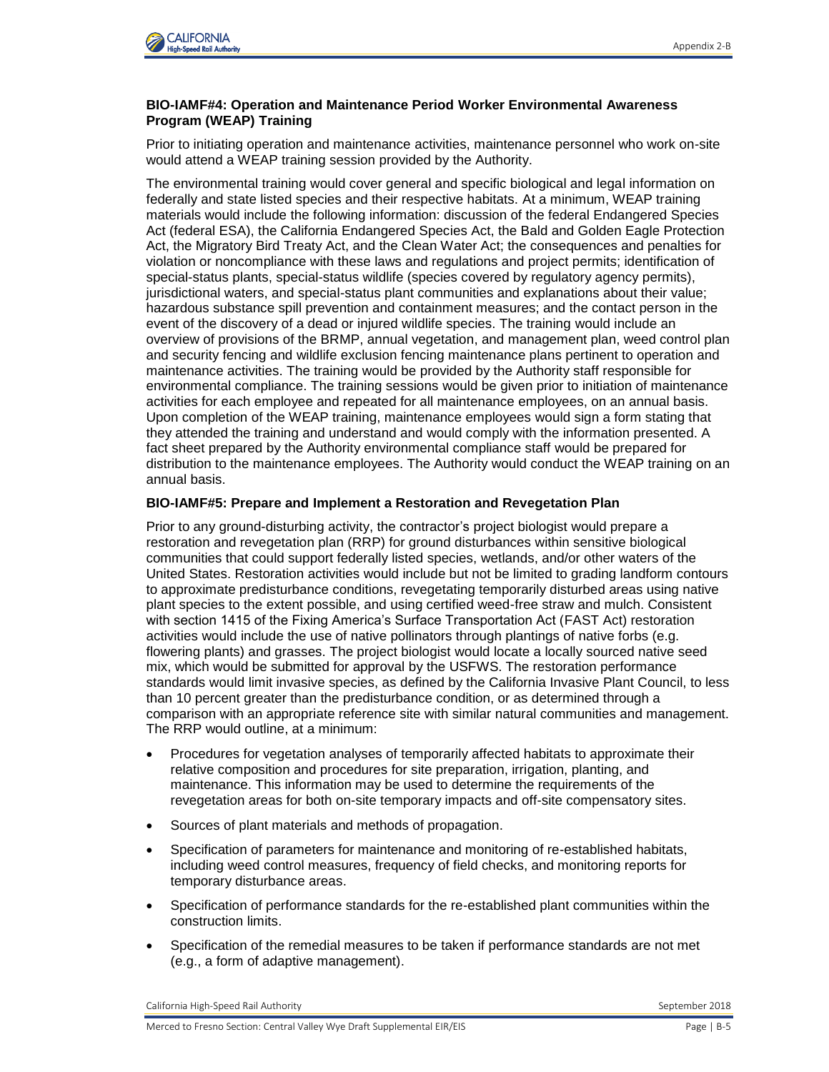**BIO-IAMF#4: Operation and Maintenance Period Worker Environmental Awareness Program (WEAP) Training**

Prior to initiating operation and maintenance activities, maintenance personnel who work on-site would attend a WEAP training session provided by the Authority.

The environmental training would cover general and specific biological and legal information on federally and state listed species and their respective habitats. At a minimum, WEAP training materials would include the following information: discussion of the federal Endangered Species Act (federal ESA), the California Endangered Species Act, the Bald and Golden Eagle Protection Act, the Migratory Bird Treaty Act, and the Clean Water Act; the consequences and penalties for violation or noncompliance with these laws and regulations and project permits; identification of special-status plants, special-status wildlife (species covered by regulatory agency permits), jurisdictional waters, and special-status plant communities and explanations about their value; hazardous substance spill prevention and containment measures; and the contact person in the event of the discovery of a dead or injured wildlife species. The training would include an overview of provisions of the BRMP, annual vegetation, and management plan, weed control plan and security fencing and wildlife exclusion fencing maintenance plans pertinent to operation and maintenance activities. The training would be provided by the Authority staff responsible for environmental compliance. The training sessions would be given prior to initiation of maintenance activities for each employee and repeated for all maintenance employees, on an annual basis. Upon completion of the WEAP training, maintenance employees would sign a form stating that they attended the training and understand and would comply with the information presented. A fact sheet prepared by the Authority environmental compliance staff would be prepared for distribution to the maintenance employees. The Authority would conduct the WEAP training on an annual basis.

**BIO-IAMF#5: Prepare and Implement a Restoration and Revegetation Plan**

Prior to any ground-disturbing activity, the contractor's project biologist would prepare a restoration and revegetation plan (RRP) for ground disturbances within sensitive biological communities that could support federally listed species, wetlands, and/or other waters of the United States. Restoration activities would include but not be limited to grading landform contours to approximate predisturbance conditions, revegetating temporarily disturbed areas using native plant species to the extent possible, and using certified weed-free straw and mulch. Consistent with section 1415 of the Fixing America's Surface Transportation Act (FAST Act) restoration activities would include the use of native pollinators through plantings of native forbs (e.g. flowering plants) and grasses. The project biologist would locate a locally sourced native seed mix, which would be submitted for approval by the USFWS. The restoration performance standards would limit invasive species, as defined by the California Invasive Plant Council, to less than 10 percent greater than the predisturbance condition, or as determined through a comparison with an appropriate reference site with similar natural communities and management. The RRP would outline, at a minimum:

- Procedures for vegetation analyses of temporarily affected habitats to approximate their relative composition and procedures for site preparation, irrigation, planting, and maintenance. This information may be used to determine the requirements of the revegetation areas for both on-site temporary impacts and off-site compensatory sites.
- Sources of plant materials and methods of propagation.
- Specification of parameters for maintenance and monitoring of re-established habitats, including weed control measures, frequency of field checks, and monitoring reports for temporary disturbance areas.
- Specification of performance standards for the re-established plant communities within the construction limits.
- Specification of the remedial measures to be taken if performance standards are not met (e.g., a form of adaptive management).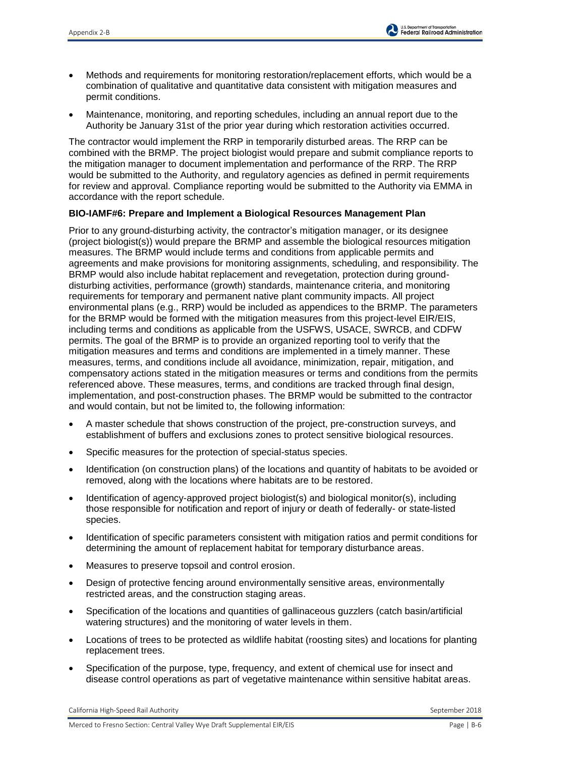- Methods and requirements for monitoring restoration/replacement efforts, which would be a combination of qualitative and quantitative data consistent with mitigation measures and permit conditions.
- Maintenance, monitoring, and reporting schedules, including an annual report due to the Authority be January 31st of the prior year during which restoration activities occurred.

The contractor would implement the RRP in temporarily disturbed areas. The RRP can be combined with the BRMP. The project biologist would prepare and submit compliance reports to the mitigation manager to document implementation and performance of the RRP. The RRP would be submitted to the Authority, and regulatory agencies as defined in permit requirements for review and approval. Compliance reporting would be submitted to the Authority via EMMA in accordance with the report schedule.

**BIO-IAMF#6: Prepare and Implement a Biological Resources Management Plan**

Prior to any ground-disturbing activity, the contractor's mitigation manager, or its designee (project biologist(s)) would prepare the BRMP and assemble the biological resources mitigation measures. The BRMP would include terms and conditions from applicable permits and agreements and make provisions for monitoring assignments, scheduling, and responsibility. The BRMP would also include habitat replacement and revegetation, protection during ground-disturbing activities, performance (growth) standards, maintenance criteria, and monitoring requirements for temporary and permanent native plant community impacts. All project environmental plans (e.g., RRP) would be included as appendices to the BRMP. The parameters for the BRMP would be formed with the mitigation measures from this project-level EIR/EIS, including terms and conditions as applicable from the USFWS, USACE, SWRCB, and CDFW permits. The goal of the BRMP is to provide an organized reporting tool to verify that the mitigation measures and terms and conditions are implemented in a timely manner. These measures, terms, and conditions include all avoidance, minimization, repair, mitigation, and compensatory actions stated in the mitigation measures or terms and conditions from the permits referenced above. These measures, terms, and conditions are tracked through final design, implementation, and post-construction phases. The BRMP would be submitted to the contractor and would contain, but not be limited to, the following information:

- A master schedule that shows construction of the project, pre-construction surveys, and establishment of buffers and exclusions zones to protect sensitive biological resources.
- Specific measures for the protection of special-status species.
- Identification (on construction plans) of the locations and quantity of habitats to be avoided or removed, along with the locations where habitats are to be restored.
- Identification of agency-approved project biologist(s) and biological monitor(s), including those responsible for notification and report of injury or death of federally- or state-listed species.
- Identification of specific parameters consistent with mitigation ratios and permit conditions for determining the amount of replacement habitat for temporary disturbance areas.
- Measures to preserve topsoil and control erosion.
- Design of protective fencing around environmentally sensitive areas, environmentally restricted areas, and the construction staging areas.
- Specification of the locations and quantities of gallinaceous guzzlers (catch basin/artificial watering structures) and the monitoring of water levels in them.
- Locations of trees to be protected as wildlife habitat (roosting sites) and locations for planting replacement trees.
- Specification of the purpose, type, frequency, and extent of chemical use for insect and disease control operations as part of vegetative maintenance within sensitive habitat areas.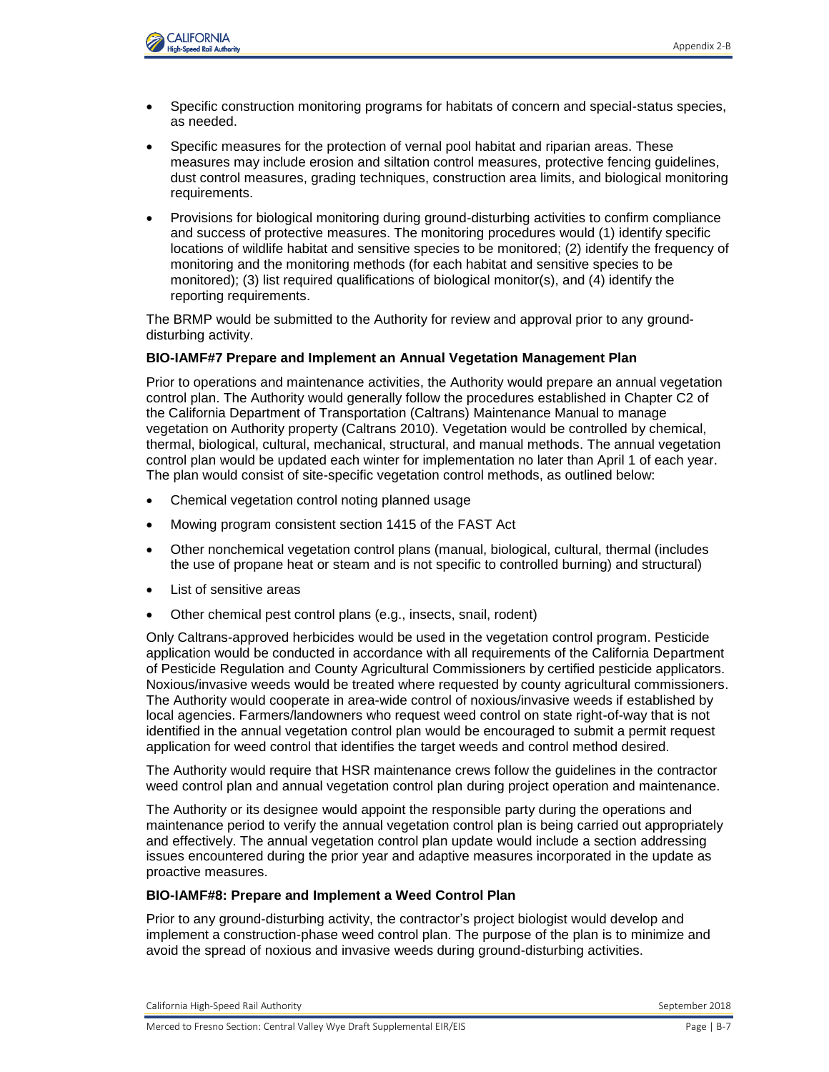- Specific construction monitoring programs for habitats of concern and special-status species, as needed.
- Specific measures for the protection of vernal pool habitat and riparian areas. These measures may include erosion and siltation control measures, protective fencing guidelines, dust control measures, grading techniques, construction area limits, and biological monitoring requirements.
- Provisions for biological monitoring during ground-disturbing activities to confirm compliance and success of protective measures. The monitoring procedures would (1) identify specific locations of wildlife habitat and sensitive species to be monitored; (2) identify the frequency of monitoring and the monitoring methods (for each habitat and sensitive species to be monitored); (3) list required qualifications of biological monitor(s), and (4) identify the reporting requirements.

The BRMP would be submitted to the Authority for review and approval prior to any ground-disturbing activity.

**BIO-IAMF#7 Prepare and Implement an Annual Vegetation Management Plan**

Prior to operations and maintenance activities, the Authority would prepare an annual vegetation control plan. The Authority would generally follow the procedures established in Chapter C2 of the California Department of Transportation (Caltrans) Maintenance Manual to manage vegetation on Authority property (Caltrans 2010). Vegetation would be controlled by chemical, thermal, biological, cultural, mechanical, structural, and manual methods. The annual vegetation control plan would be updated each winter for implementation no later than April 1 of each year. The plan would consist of site-specific vegetation control methods, as outlined below:

- Chemical vegetation control noting planned usage
- Mowing program consistent section 1415 of the FAST Act
- Other nonchemical vegetation control plans (manual, biological, cultural, thermal (includes the use of propane heat or steam and is not specific to controlled burning) and structural)
- List of sensitive areas
- Other chemical pest control plans (e.g., insects, snail, rodent)

Only Caltrans-approved herbicides would be used in the vegetation control program. Pesticide application would be conducted in accordance with all requirements of the California Department of Pesticide Regulation and County Agricultural Commissioners by certified pesticide applicators. Noxious/invasive weeds would be treated where requested by county agricultural commissioners. The Authority would cooperate in area-wide control of noxious/invasive weeds if established by local agencies. Farmers/landowners who request weed control on state right-of-way that is not identified in the annual vegetation control plan would be encouraged to submit a permit request application for weed control that identifies the target weeds and control method desired.

The Authority would require that HSR maintenance crews follow the guidelines in the contractor weed control plan and annual vegetation control plan during project operation and maintenance.

The Authority or its designee would appoint the responsible party during the operations and maintenance period to verify the annual vegetation control plan is being carried out appropriately and effectively. The annual vegetation control plan update would include a section addressing issues encountered during the prior year and adaptive measures incorporated in the update as proactive measures.

**BIO-IAMF#8: Prepare and Implement a Weed Control Plan**

Prior to any ground-disturbing activity, the contractor's project biologist would develop and implement a construction-phase weed control plan. The purpose of the plan is to minimize and avoid the spread of noxious and invasive weeds during ground-disturbing activities.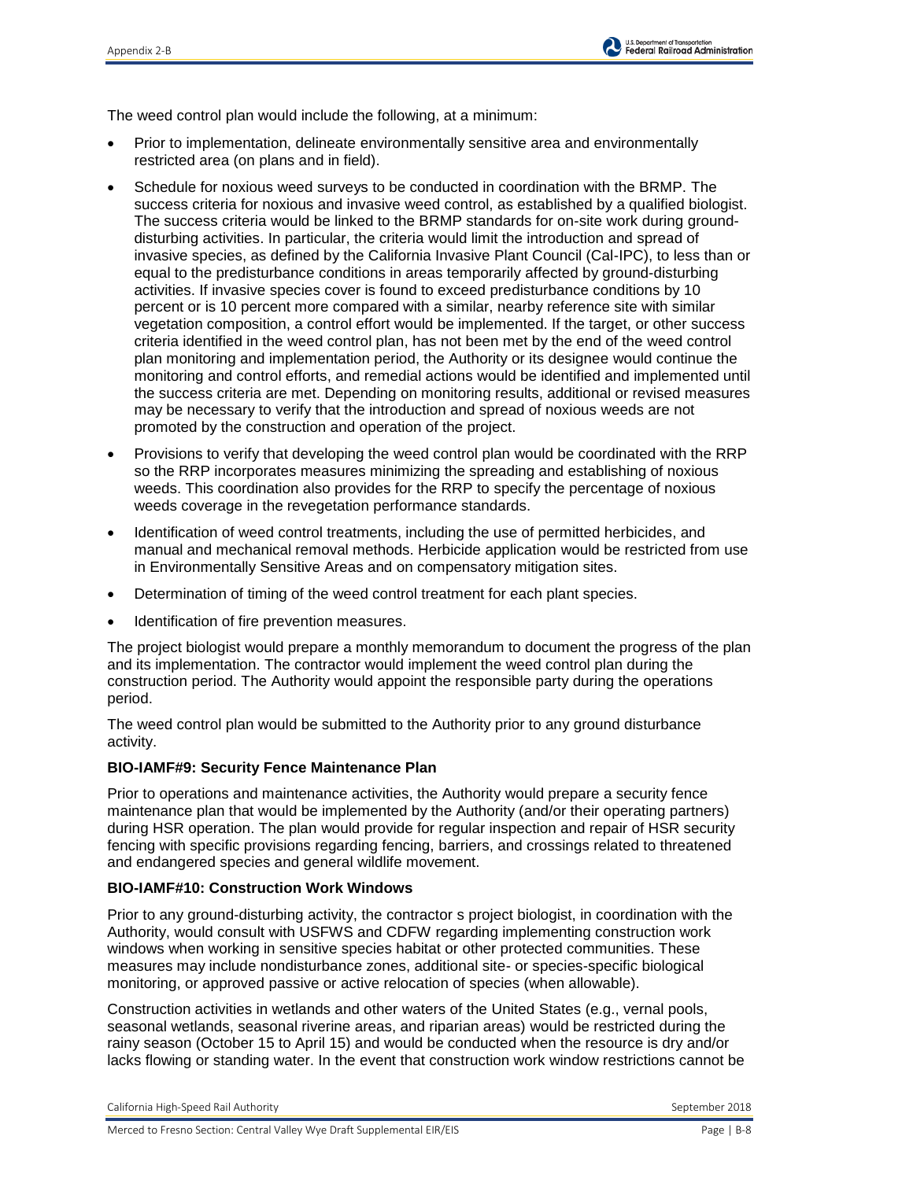The weed control plan would include the following, at a minimum:

- Prior to implementation, delineate environmentally sensitive area and environmentally restricted area (on plans and in field).
- Schedule for noxious weed surveys to be conducted in coordination with the BRMP. The success criteria for noxious and invasive weed control, as established by a qualified biologist. The success criteria would be linked to the BRMP standards for on-site work during ground-disturbing activities. In particular, the criteria would limit the introduction and spread of invasive species, as defined by the California Invasive Plant Council (Cal-IPC), to less than or equal to the predisturbance conditions in areas temporarily affected by ground-disturbing activities. If invasive species cover is found to exceed predisturbance conditions by 10 percent or is 10 percent more compared with a similar, nearby reference site with similar vegetation composition, a control effort would be implemented. If the target, or other success criteria identified in the weed control plan, has not been met by the end of the weed control plan monitoring and implementation period, the Authority or its designee would continue the monitoring and control efforts, and remedial actions would be identified and implemented until the success criteria are met. Depending on monitoring results, additional or revised measures may be necessary to verify that the introduction and spread of noxious weeds are not promoted by the construction and operation of the project.
- Provisions to verify that developing the weed control plan would be coordinated with the RRP so the RRP incorporates measures minimizing the spreading and establishing of noxious weeds. This coordination also provides for the RRP to specify the percentage of noxious weeds coverage in the revegetation performance standards.
- Identification of weed control treatments, including the use of permitted herbicides, and manual and mechanical removal methods. Herbicide application would be restricted from use in Environmentally Sensitive Areas and on compensatory mitigation sites.
- Determination of timing of the weed control treatment for each plant species.
- Identification of fire prevention measures.

The project biologist would prepare a monthly memorandum to document the progress of the plan and its implementation. The contractor would implement the weed control plan during the construction period. The Authority would appoint the responsible party during the operations period.

The weed control plan would be submitted to the Authority prior to any ground disturbance activity.

**BIO-IAMF#9: Security Fence Maintenance Plan**

Prior to operations and maintenance activities, the Authority would prepare a security fence maintenance plan that would be implemented by the Authority (and/or their operating partners) during HSR operation. The plan would provide for regular inspection and repair of HSR security fencing with specific provisions regarding fencing, barriers, and crossings related to threatened and endangered species and general wildlife movement.

**BIO-IAMF#10: Construction Work Windows**

Prior to any ground-disturbing activity, the contractor s project biologist, in coordination with the Authority, would consult with USFWS and CDFW regarding implementing construction work windows when working in sensitive species habitat or other protected communities. These measures may include nondisturbance zones, additional site- or species-specific biological monitoring, or approved passive or active relocation of species (when allowable).

Construction activities in wetlands and other waters of the United States (e.g., vernal pools, seasonal wetlands, seasonal riverine areas, and riparian areas) would be restricted during the rainy season (October 15 to April 15) and would be conducted when the resource is dry and/or lacks flowing or standing water. In the event that construction work window restrictions cannot be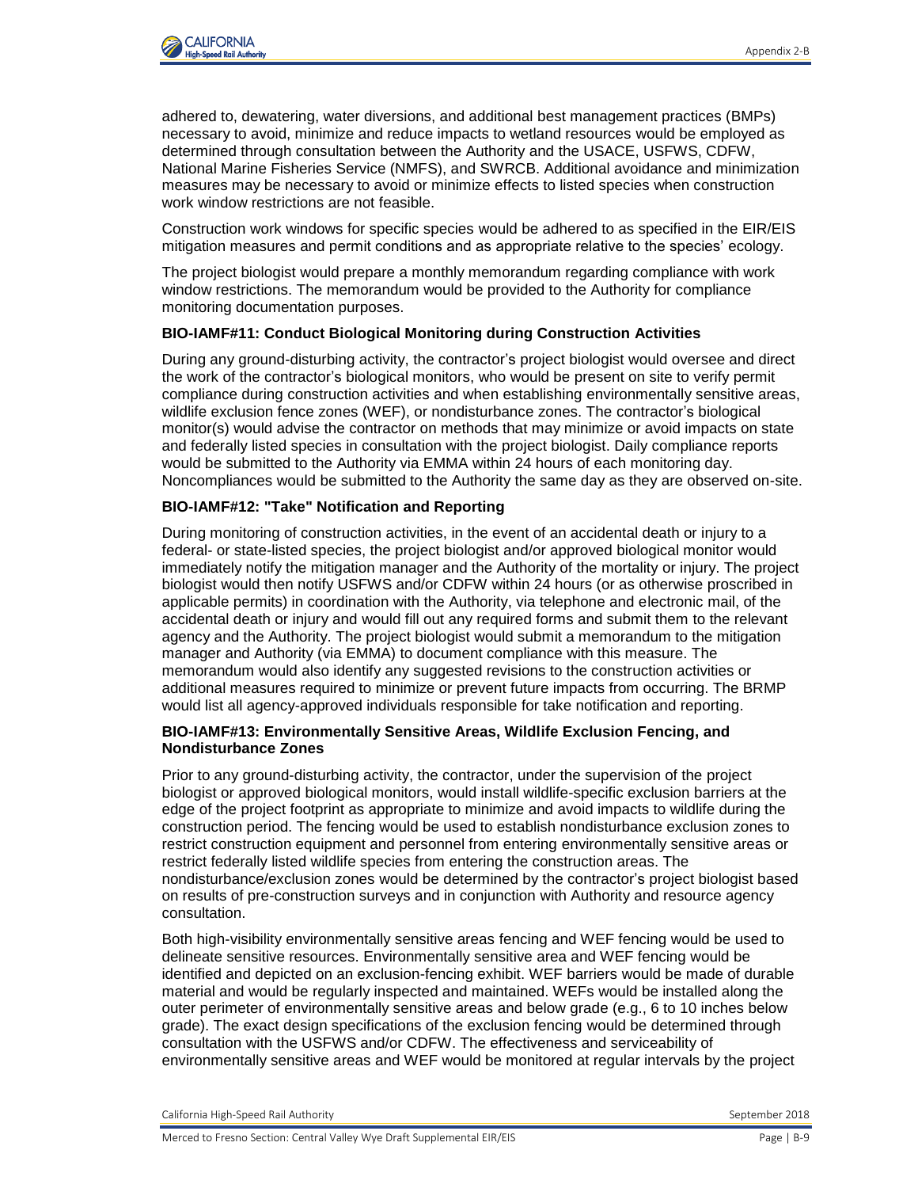adhered to, dewatering, water diversions, and additional best management practices (BMPs) necessary to avoid, minimize and reduce impacts to wetland resources would be employed as determined through consultation between the Authority and the USACE, USFWS, CDFW, National Marine Fisheries Service (NMFS), and SWRCB. Additional avoidance and minimization measures may be necessary to avoid or minimize effects to listed species when construction work window restrictions are not feasible.

Construction work windows for specific species would be adhered to as specified in the EIR/EIS mitigation measures and permit conditions and as appropriate relative to the species' ecology.

The project biologist would prepare a monthly memorandum regarding compliance with work window restrictions. The memorandum would be provided to the Authority for compliance monitoring documentation purposes.

**BIO-IAMF#11: Conduct Biological Monitoring during Construction Activities**

During any ground-disturbing activity, the contractor's project biologist would oversee and direct the work of the contractor's biological monitors, who would be present on site to verify permit compliance during construction activities and when establishing environmentally sensitive areas, wildlife exclusion fence zones (WEF), or nondisturbance zones. The contractor's biological monitor(s) would advise the contractor on methods that may minimize or avoid impacts on state and federally listed species in consultation with the project biologist. Daily compliance reports would be submitted to the Authority via EMMA within 24 hours of each monitoring day. Noncompliances would be submitted to the Authority the same day as they are observed on-site.

**BIO-IAMF#12: "Take" Notification and Reporting**

During monitoring of construction activities, in the event of an accidental death or injury to a federal- or state-listed species, the project biologist and/or approved biological monitor would immediately notify the mitigation manager and the Authority of the mortality or injury. The project biologist would then notify USFWS and/or CDFW within 24 hours (or as otherwise proscribed in applicable permits) in coordination with the Authority, via telephone and electronic mail, of the accidental death or injury and would fill out any required forms and submit them to the relevant agency and the Authority. The project biologist would submit a memorandum to the mitigation manager and Authority (via EMMA) to document compliance with this measure. The memorandum would also identify any suggested revisions to the construction activities or additional measures required to minimize or prevent future impacts from occurring. The BRMP would list all agency-approved individuals responsible for take notification and reporting.

**BIO-IAMF#13: Environmentally Sensitive Areas, Wildlife Exclusion Fencing, and Nondisturbance Zones**

Prior to any ground-disturbing activity, the contractor, under the supervision of the project biologist or approved biological monitors, would install wildlife-specific exclusion barriers at the edge of the project footprint as appropriate to minimize and avoid impacts to wildlife during the construction period. The fencing would be used to establish nondisturbance exclusion zones to restrict construction equipment and personnel from entering environmentally sensitive areas or restrict federally listed wildlife species from entering the construction areas. The nondisturbance/exclusion zones would be determined by the contractor's project biologist based on results of pre-construction surveys and in conjunction with Authority and resource agency consultation.

Both high-visibility environmentally sensitive areas fencing and WEF fencing would be used to delineate sensitive resources. Environmentally sensitive area and WEF fencing would be identified and depicted on an exclusion-fencing exhibit. WEF barriers would be made of durable material and would be regularly inspected and maintained. WEFs would be installed along the outer perimeter of environmentally sensitive areas and below grade (e.g., 6 to 10 inches below grade). The exact design specifications of the exclusion fencing would be determined through consultation with the USFWS and/or CDFW. The effectiveness and serviceability of environmentally sensitive areas and WEF would be monitored at regular intervals by the project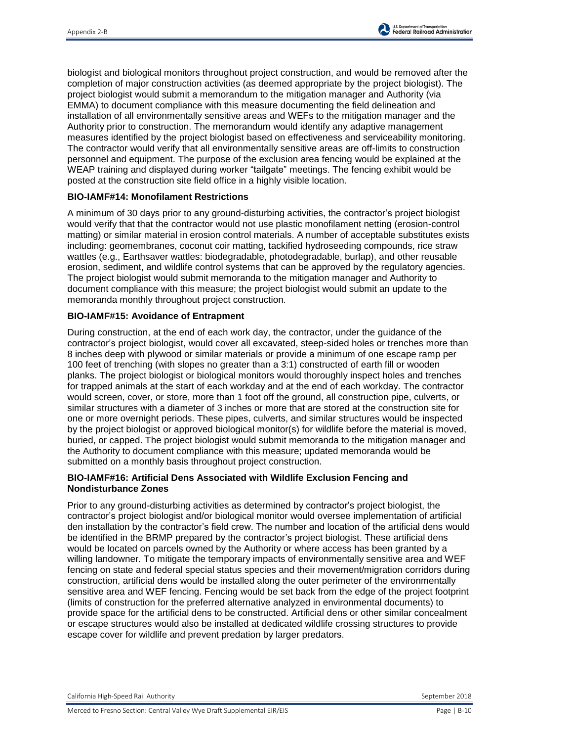biologist and biological monitors throughout project construction, and would be removed after the completion of major construction activities (as deemed appropriate by the project biologist). The project biologist would submit a memorandum to the mitigation manager and Authority (via EMMA) to document compliance with this measure documenting the field delineation and installation of all environmentally sensitive areas and WEFs to the mitigation manager and the Authority prior to construction. The memorandum would identify any adaptive management measures identified by the project biologist based on effectiveness and serviceability monitoring. The contractor would verify that all environmentally sensitive areas are off-limits to construction personnel and equipment. The purpose of the exclusion area fencing would be explained at the WEAP training and displayed during worker "tailgate" meetings. The fencing exhibit would be posted at the construction site field office in a highly visible location.

**BIO-IAMF#14: Monofilament Restrictions**

A minimum of 30 days prior to any ground-disturbing activities, the contractor's project biologist would verify that that the contractor would not use plastic monofilament netting (erosion-control matting) or similar material in erosion control materials. A number of acceptable substitutes exists including: geomembranes, coconut coir matting, tackified hydroseeding compounds, rice straw wattles (e.g., Earthsaver wattles: biodegradable, photodegradable, burlap), and other reusable erosion, sediment, and wildlife control systems that can be approved by the regulatory agencies. The project biologist would submit memoranda to the mitigation manager and Authority to document compliance with this measure; the project biologist would submit an update to the memoranda monthly throughout project construction.

**BIO-IAMF#15: Avoidance of Entrapment**

During construction, at the end of each work day, the contractor, under the guidance of the contractor's project biologist, would cover all excavated, steep-sided holes or trenches more than 8 inches deep with plywood or similar materials or provide a minimum of one escape ramp per 100 feet of trenching (with slopes no greater than a 3:1) constructed of earth fill or wooden planks. The project biologist or biological monitors would thoroughly inspect holes and trenches for trapped animals at the start of each workday and at the end of each workday. The contractor would screen, cover, or store, more than 1 foot off the ground, all construction pipe, culverts, or similar structures with a diameter of 3 inches or more that are stored at the construction site for one or more overnight periods. These pipes, culverts, and similar structures would be inspected by the project biologist or approved biological monitor(s) for wildlife before the material is moved, buried, or capped. The project biologist would submit memoranda to the mitigation manager and the Authority to document compliance with this measure; updated memoranda would be submitted on a monthly basis throughout project construction.

**BIO-IAMF#16: Artificial Dens Associated with Wildlife Exclusion Fencing and Nondisturbance Zones**

Prior to any ground-disturbing activities as determined by contractor's project biologist, the contractor's project biologist and/or biological monitor would oversee implementation of artificial den installation by the contractor's field crew. The number and location of the artificial dens would be identified in the BRMP prepared by the contractor's project biologist. These artificial dens would be located on parcels owned by the Authority or where access has been granted by a willing landowner. To mitigate the temporary impacts of environmentally sensitive area and WEF fencing on state and federal special status species and their movement/migration corridors during construction, artificial dens would be installed along the outer perimeter of the environmentally sensitive area and WEF fencing. Fencing would be set back from the edge of the project footprint (limits of construction for the preferred alternative analyzed in environmental documents) to provide space for the artificial dens to be constructed. Artificial dens or other similar concealment or escape structures would also be installed at dedicated wildlife crossing structures to provide escape cover for wildlife and prevent predation by larger predators.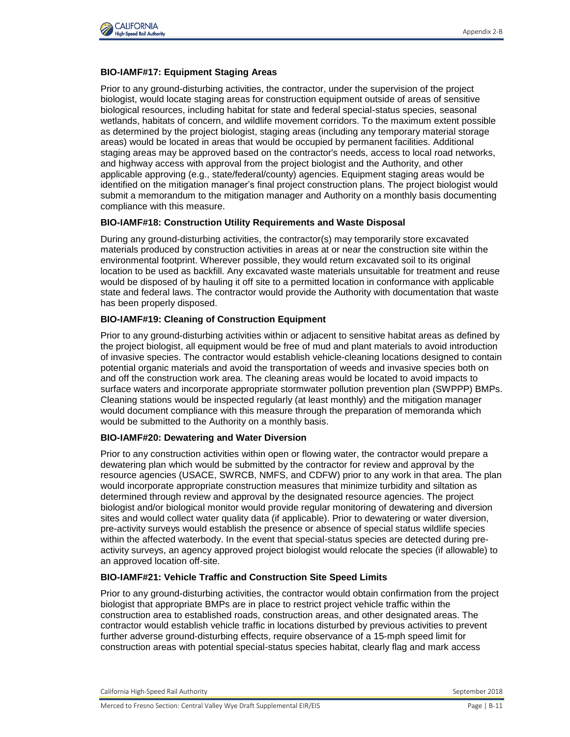**BIO-IAMF#17: Equipment Staging Areas**

Prior to any ground-disturbing activities, the contractor, under the supervision of the project biologist, would locate staging areas for construction equipment outside of areas of sensitive biological resources, including habitat for state and federal special-status species, seasonal wetlands, habitats of concern, and wildlife movement corridors. To the maximum extent possible as determined by the project biologist, staging areas (including any temporary material storage areas) would be located in areas that would be occupied by permanent facilities. Additional staging areas may be approved based on the contractor's needs, access to local road networks, and highway access with approval from the project biologist and the Authority, and other applicable approving (e.g., state/federal/county) agencies. Equipment staging areas would be identified on the mitigation manager's final project construction plans. The project biologist would submit a memorandum to the mitigation manager and Authority on a monthly basis documenting compliance with this measure.

**BIO-IAMF#18: Construction Utility Requirements and Waste Disposal**

During any ground-disturbing activities, the contractor(s) may temporarily store excavated materials produced by construction activities in areas at or near the construction site within the environmental footprint. Wherever possible, they would return excavated soil to its original location to be used as backfill. Any excavated waste materials unsuitable for treatment and reuse would be disposed of by hauling it off site to a permitted location in conformance with applicable state and federal laws. The contractor would provide the Authority with documentation that waste has been properly disposed.

**BIO-IAMF#19: Cleaning of Construction Equipment**

Prior to any ground-disturbing activities within or adjacent to sensitive habitat areas as defined by the project biologist, all equipment would be free of mud and plant materials to avoid introduction of invasive species. The contractor would establish vehicle-cleaning locations designed to contain potential organic materials and avoid the transportation of weeds and invasive species both on and off the construction work area. The cleaning areas would be located to avoid impacts to surface waters and incorporate appropriate stormwater pollution prevention plan (SWPPP) BMPs. Cleaning stations would be inspected regularly (at least monthly) and the mitigation manager would document compliance with this measure through the preparation of memoranda which would be submitted to the Authority on a monthly basis.

**BIO-IAMF#20: Dewatering and Water Diversion**

Prior to any construction activities within open or flowing water, the contractor would prepare a dewatering plan which would be submitted by the contractor for review and approval by the resource agencies (USACE, SWRCB, NMFS, and CDFW) prior to any work in that area. The plan would incorporate appropriate construction measures that minimize turbidity and siltation as determined through review and approval by the designated resource agencies. The project biologist and/or biological monitor would provide regular monitoring of dewatering and diversion sites and would collect water quality data (if applicable). Prior to dewatering or water diversion, pre-activity surveys would establish the presence or absence of special status wildlife species within the affected waterbody. In the event that special-status species are detected during pre-activity surveys, an agency approved project biologist would relocate the species (if allowable) to an approved location off-site.

**BIO-IAMF#21: Vehicle Traffic and Construction Site Speed Limits**

Prior to any ground-disturbing activities, the contractor would obtain confirmation from the project biologist that appropriate BMPs are in place to restrict project vehicle traffic within the construction area to established roads, construction areas, and other designated areas. The contractor would establish vehicle traffic in locations disturbed by previous activities to prevent further adverse ground-disturbing effects, require observance of a 15-mph speed limit for construction areas with potential special-status species habitat, clearly flag and mark access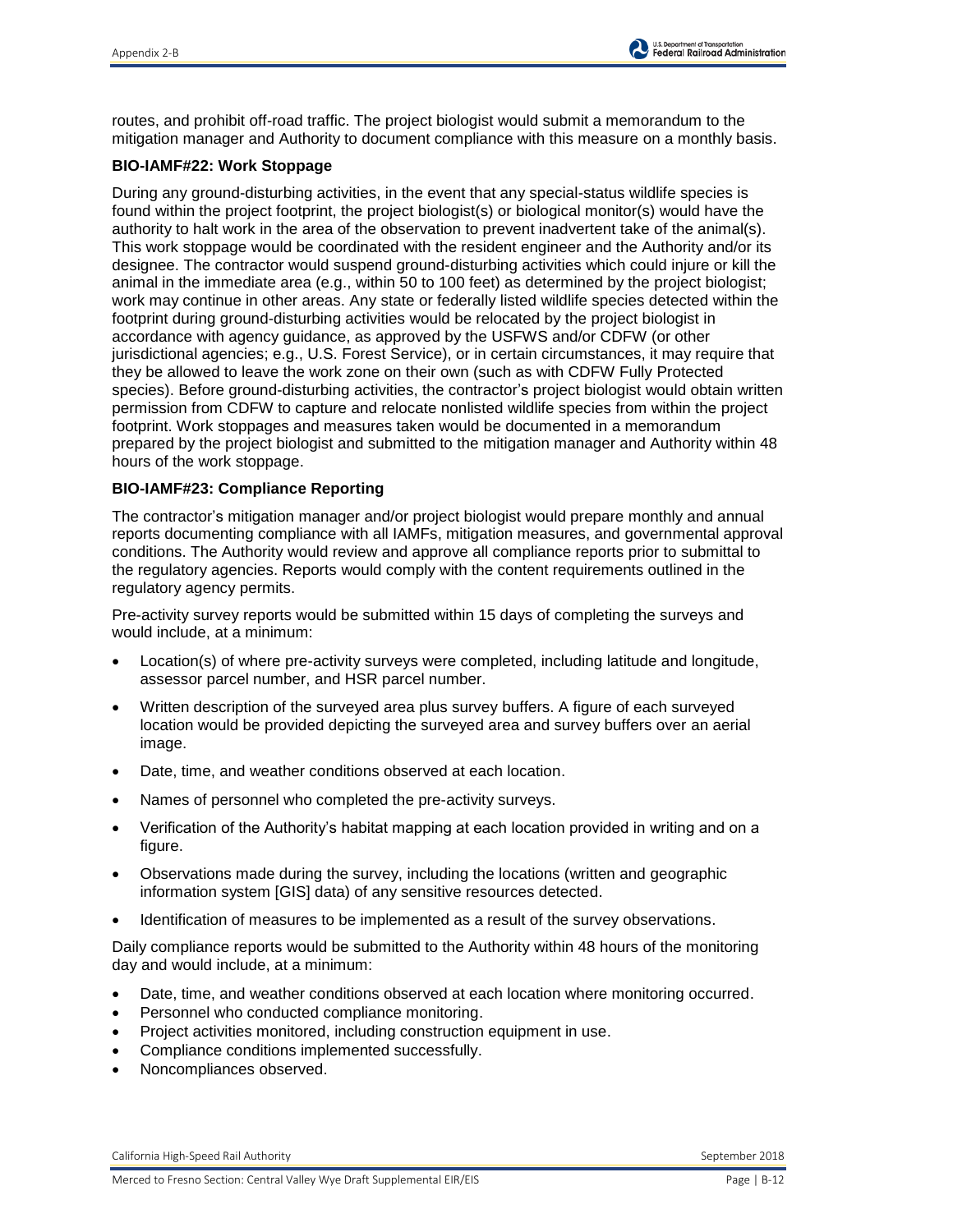routes, and prohibit off-road traffic. The project biologist would submit a memorandum to the mitigation manager and Authority to document compliance with this measure on a monthly basis.

**BIO-IAMF#22: Work Stoppage**

During any ground-disturbing activities, in the event that any special-status wildlife species is found within the project footprint, the project biologist(s) or biological monitor(s) would have the authority to halt work in the area of the observation to prevent inadvertent take of the animal(s). This work stoppage would be coordinated with the resident engineer and the Authority and/or its designee. The contractor would suspend ground-disturbing activities which could injure or kill the animal in the immediate area (e.g., within 50 to 100 feet) as determined by the project biologist; work may continue in other areas. Any state or federally listed wildlife species detected within the footprint during ground-disturbing activities would be relocated by the project biologist in accordance with agency guidance, as approved by the USFWS and/or CDFW (or other jurisdictional agencies; e.g., U.S. Forest Service), or in certain circumstances, it may require that they be allowed to leave the work zone on their own (such as with CDFW Fully Protected species). Before ground-disturbing activities, the contractor's project biologist would obtain written permission from CDFW to capture and relocate nonlisted wildlife species from within the project footprint. Work stoppages and measures taken would be documented in a memorandum prepared by the project biologist and submitted to the mitigation manager and Authority within 48 hours of the work stoppage.

**BIO-IAMF#23: Compliance Reporting**

The contractor's mitigation manager and/or project biologist would prepare monthly and annual reports documenting compliance with all IAMFs, mitigation measures, and governmental approval conditions. The Authority would review and approve all compliance reports prior to submittal to the regulatory agencies. Reports would comply with the content requirements outlined in the regulatory agency permits.

Pre-activity survey reports would be submitted within 15 days of completing the surveys and would include, at a minimum:

- Location(s) of where pre-activity surveys were completed, including latitude and longitude, assessor parcel number, and HSR parcel number.
- Written description of the surveyed area plus survey buffers. A figure of each surveyed location would be provided depicting the surveyed area and survey buffers over an aerial image.
- Date, time, and weather conditions observed at each location.
- Names of personnel who completed the pre-activity surveys.
- Verification of the Authority's habitat mapping at each location provided in writing and on a figure.
- Observations made during the survey, including the locations (written and geographic information system [GIS] data) of any sensitive resources detected.
- Identification of measures to be implemented as a result of the survey observations.

Daily compliance reports would be submitted to the Authority within 48 hours of the monitoring day and would include, at a minimum:

- Date, time, and weather conditions observed at each location where monitoring occurred.
- Personnel who conducted compliance monitoring.
- Project activities monitored, including construction equipment in use.
- Compliance conditions implemented successfully.
- Noncompliances observed.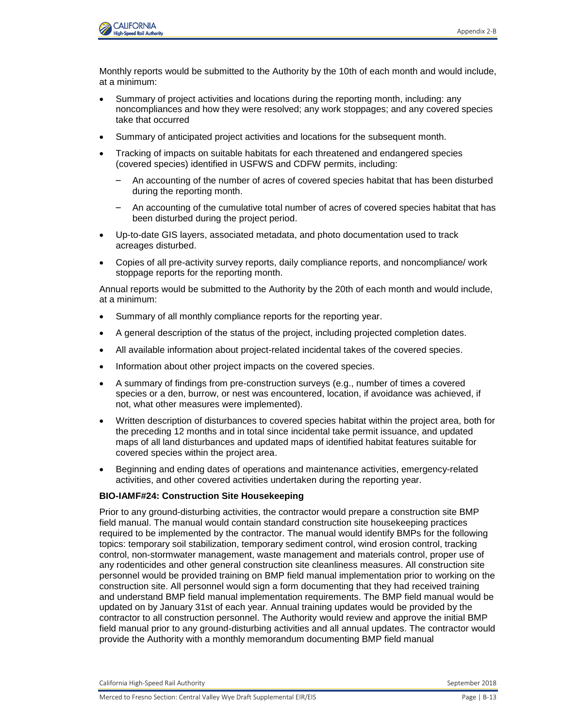Monthly reports would be submitted to the Authority by the 10th of each month and would include, at a minimum:

- Summary of project activities and locations during the reporting month, including: any noncompliances and how they were resolved; any work stoppages; and any covered species take that occurred
- Summary of anticipated project activities and locations for the subsequent month.
- Tracking of impacts on suitable habitats for each threatened and endangered species (covered species) identified in USFWS and CDFW permits, including:
  - An accounting of the number of acres of covered species habitat that has been disturbed during the reporting month.
  - An accounting of the cumulative total number of acres of covered species habitat that has been disturbed during the project period.
- Up-to-date GIS layers, associated metadata, and photo documentation used to track acreages disturbed.
- Copies of all pre-activity survey reports, daily compliance reports, and noncompliance/ work stoppage reports for the reporting month.

Annual reports would be submitted to the Authority by the 20th of each month and would include, at a minimum:

- Summary of all monthly compliance reports for the reporting year.
- A general description of the status of the project, including projected completion dates.
- All available information about project-related incidental takes of the covered species.
- Information about other project impacts on the covered species.
- A summary of findings from pre-construction surveys (e.g., number of times a covered species or a den, burrow, or nest was encountered, location, if avoidance was achieved, if not, what other measures were implemented).
- Written description of disturbances to covered species habitat within the project area, both for the preceding 12 months and in total since incidental take permit issuance, and updated maps of all land disturbances and updated maps of identified habitat features suitable for covered species within the project area.
- Beginning and ending dates of operations and maintenance activities, emergency-related activities, and other covered activities undertaken during the reporting year.

**BIO-IAMF#24: Construction Site Housekeeping**

Prior to any ground-disturbing activities, the contractor would prepare a construction site BMP field manual. The manual would contain standard construction site housekeeping practices required to be implemented by the contractor. The manual would identify BMPs for the following topics: temporary soil stabilization, temporary sediment control, wind erosion control, tracking control, non-stormwater management, waste management and materials control, proper use of any rodenticides and other general construction site cleanliness measures. All construction site personnel would be provided training on BMP field manual implementation prior to working on the construction site. All personnel would sign a form documenting that they had received training and understand BMP field manual implementation requirements. The BMP field manual would be updated on by January 31st of each year. Annual training updates would be provided by the contractor to all construction personnel. The Authority would review and approve the initial BMP field manual prior to any ground-disturbing activities and all annual updates. The contractor would provide the Authority with a monthly memorandum documenting BMP field manual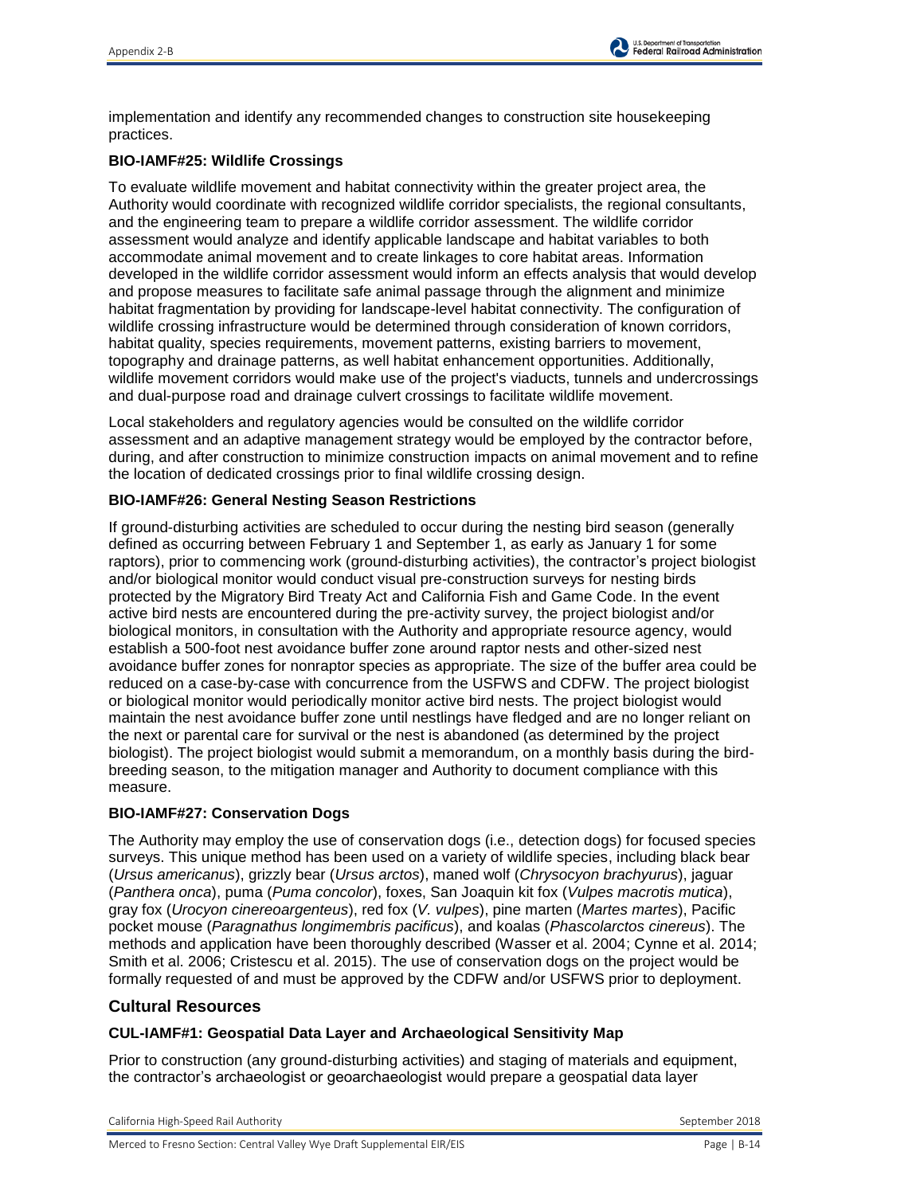implementation and identify any recommended changes to construction site housekeeping practices.

### BIO-IAMF#25: Wildlife Crossings

To evaluate wildlife movement and habitat connectivity within the greater project area, the Authority would coordinate with recognized wildlife corridor specialists, the regional consultants, and the engineering team to prepare a wildlife corridor assessment. The wildlife corridor assessment would analyze and identify applicable landscape and habitat variables to both accommodate animal movement and to create linkages to core habitat areas. Information developed in the wildlife corridor assessment would inform an effects analysis that would develop and propose measures to facilitate safe animal passage through the alignment and minimize habitat fragmentation by providing for landscape-level habitat connectivity. The configuration of wildlife crossing infrastructure would be determined through consideration of known corridors, habitat quality, species requirements, movement patterns, existing barriers to movement, topography and drainage patterns, as well habitat enhancement opportunities. Additionally, wildlife movement corridors would make use of the project's viaducts, tunnels and undercrossings and dual-purpose road and drainage culvert crossings to facilitate wildlife movement.

Local stakeholders and regulatory agencies would be consulted on the wildlife corridor assessment and an adaptive management strategy would be employed by the contractor before, during, and after construction to minimize construction impacts on animal movement and to refine the location of dedicated crossings prior to final wildlife crossing design.

### BIO-IAMF#26: General Nesting Season Restrictions

If ground-disturbing activities are scheduled to occur during the nesting bird season (generally defined as occurring between February 1 and September 1, as early as January 1 for some raptors), prior to commencing work (ground-disturbing activities), the contractor's project biologist and/or biological monitor would conduct visual pre-construction surveys for nesting birds protected by the Migratory Bird Treaty Act and California Fish and Game Code. In the event active bird nests are encountered during the pre-activity survey, the project biologist and/or biological monitors, in consultation with the Authority and appropriate resource agency, would establish a 500-foot nest avoidance buffer zone around raptor nests and other-sized nest avoidance buffer zones for nonraptor species as appropriate. The size of the buffer area could be reduced on a case-by-case with concurrence from the USFWS and CDFW. The project biologist or biological monitor would periodically monitor active bird nests. The project biologist would maintain the nest avoidance buffer zone until nestlings have fledged and are no longer reliant on the next or parental care for survival or the nest is abandoned (as determined by the project biologist). The project biologist would submit a memorandum, on a monthly basis during the bird-breeding season, to the mitigation manager and Authority to document compliance with this measure.

### BIO-IAMF#27: Conservation Dogs

The Authority may employ the use of conservation dogs (i.e., detection dogs) for focused species surveys. This unique method has been used on a variety of wildlife species, including black bear (*Ursus americanus*), grizzly bear (*Ursus arctos*), maned wolf (*Chrysocyon brachyurus*), jaguar (*Panthera onca*), puma (*Puma concolor*), foxes, San Joaquin kit fox (*Vulpes macrotis mutica*), gray fox (*Urocyon cinereoargenteus*), red fox (*V. vulpes*), pine marten (*Martes martes*), Pacific pocket mouse (*Paragnathus longimembris pacificus*), and koalas (*Phascolarctos cinereus*). The methods and application have been thoroughly described (Wasser et al. 2004; Cynne et al. 2014; Smith et al. 2006; Cristescu et al. 2015). The use of conservation dogs on the project would be formally requested of and must be approved by the CDFW and/or USFWS prior to deployment.

## Cultural Resources

### CUL-IAMF#1: Geospatial Data Layer and Archaeological Sensitivity Map

Prior to construction (any ground-disturbing activities) and staging of materials and equipment, the contractor's archaeologist or geoarchaeologist would prepare a geospatial data layer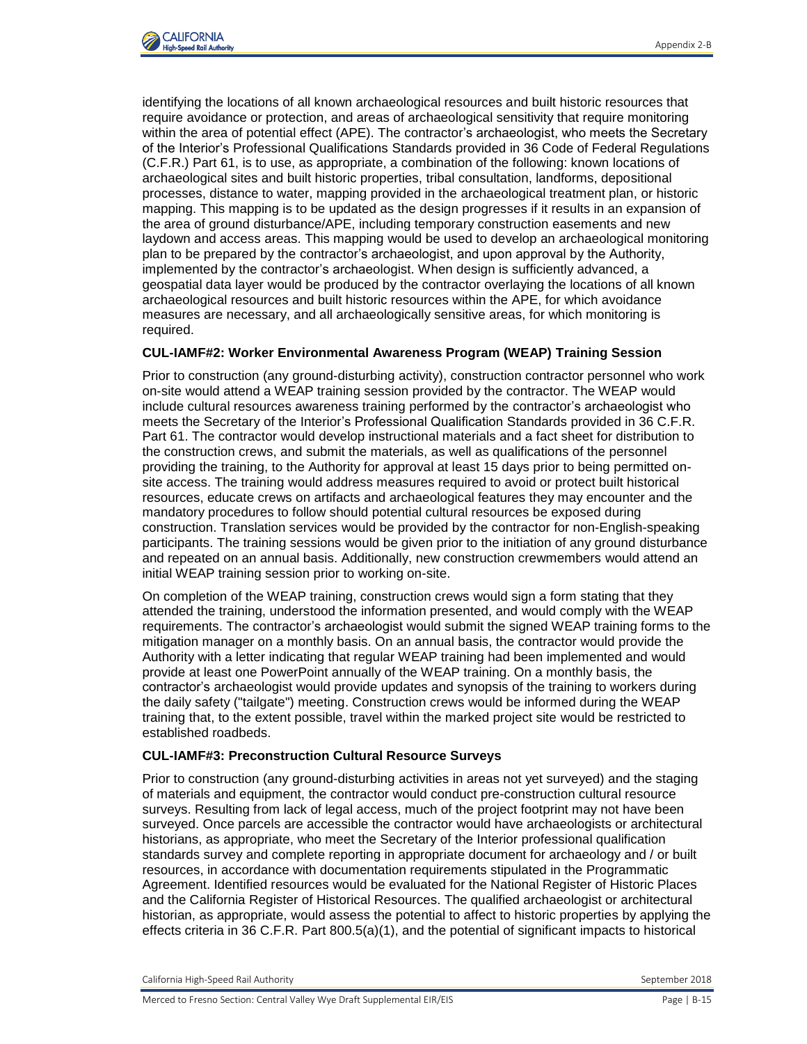identifying the locations of all known archaeological resources and built historic resources that require avoidance or protection, and areas of archaeological sensitivity that require monitoring within the area of potential effect (APE). The contractor's archaeologist, who meets the Secretary of the Interior's Professional Qualifications Standards provided in 36 Code of Federal Regulations (C.F.R.) Part 61, is to use, as appropriate, a combination of the following: known locations of archaeological sites and built historic properties, tribal consultation, landforms, depositional processes, distance to water, mapping provided in the archaeological treatment plan, or historic mapping. This mapping is to be updated as the design progresses if it results in an expansion of the area of ground disturbance/APE, including temporary construction easements and new laydown and access areas. This mapping would be used to develop an archaeological monitoring plan to be prepared by the contractor's archaeologist, and upon approval by the Authority, implemented by the contractor's archaeologist. When design is sufficiently advanced, a geospatial data layer would be produced by the contractor overlaying the locations of all known archaeological resources and built historic resources within the APE, for which avoidance measures are necessary, and all archaeologically sensitive areas, for which monitoring is required.

**CUL-IAMF#2: Worker Environmental Awareness Program (WEAP) Training Session**

Prior to construction (any ground-disturbing activity), construction contractor personnel who work on-site would attend a WEAP training session provided by the contractor. The WEAP would include cultural resources awareness training performed by the contractor's archaeologist who meets the Secretary of the Interior's Professional Qualification Standards provided in 36 C.F.R. Part 61. The contractor would develop instructional materials and a fact sheet for distribution to the construction crews, and submit the materials, as well as qualifications of the personnel providing the training, to the Authority for approval at least 15 days prior to being permitted on-site access. The training would address measures required to avoid or protect built historical resources, educate crews on artifacts and archaeological features they may encounter and the mandatory procedures to follow should potential cultural resources be exposed during construction. Translation services would be provided by the contractor for non-English-speaking participants. The training sessions would be given prior to the initiation of any ground disturbance and repeated on an annual basis. Additionally, new construction crewmembers would attend an initial WEAP training session prior to working on-site.

On completion of the WEAP training, construction crews would sign a form stating that they attended the training, understood the information presented, and would comply with the WEAP requirements. The contractor's archaeologist would submit the signed WEAP training forms to the mitigation manager on a monthly basis. On an annual basis, the contractor would provide the Authority with a letter indicating that regular WEAP training had been implemented and would provide at least one PowerPoint annually of the WEAP training. On a monthly basis, the contractor's archaeologist would provide updates and synopsis of the training to workers during the daily safety ("tailgate") meeting. Construction crews would be informed during the WEAP training that, to the extent possible, travel within the marked project site would be restricted to established roadbeds.

**CUL-IAMF#3: Preconstruction Cultural Resource Surveys**

Prior to construction (any ground-disturbing activities in areas not yet surveyed) and the staging of materials and equipment, the contractor would conduct pre-construction cultural resource surveys. Resulting from lack of legal access, much of the project footprint may not have been surveyed. Once parcels are accessible the contractor would have archaeologists or architectural historians, as appropriate, who meet the Secretary of the Interior professional qualification standards survey and complete reporting in appropriate document for archaeology and / or built resources, in accordance with documentation requirements stipulated in the Programmatic Agreement. Identified resources would be evaluated for the National Register of Historic Places and the California Register of Historical Resources. The qualified archaeologist or architectural historian, as appropriate, would assess the potential to affect to historic properties by applying the effects criteria in 36 C.F.R. Part 800.5(a)(1), and the potential of significant impacts to historical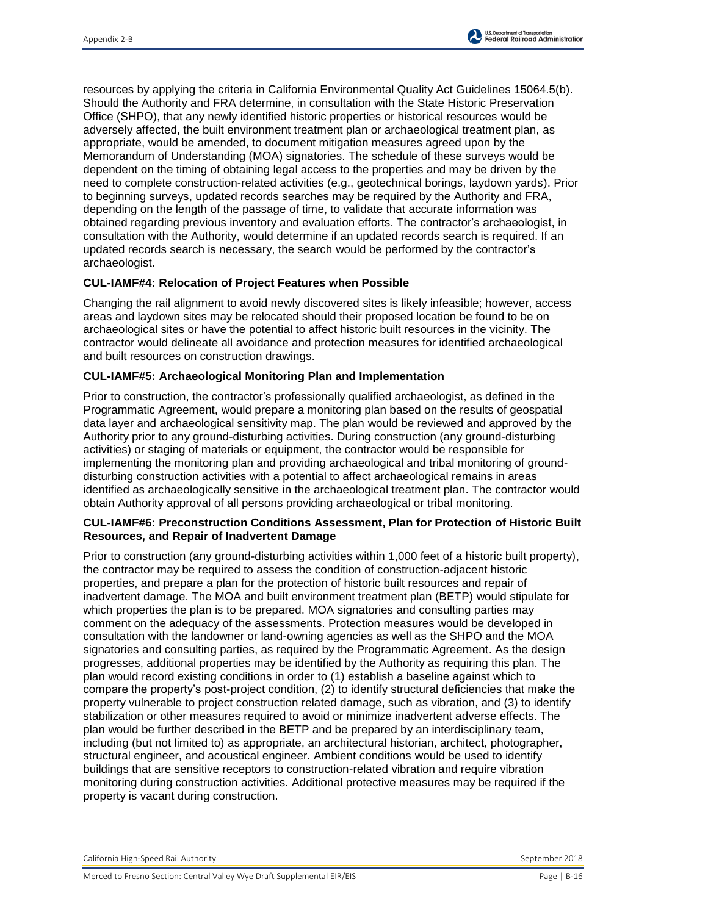resources by applying the criteria in California Environmental Quality Act Guidelines 15064.5(b). Should the Authority and FRA determine, in consultation with the State Historic Preservation Office (SHPO), that any newly identified historic properties or historical resources would be adversely affected, the built environment treatment plan or archaeological treatment plan, as appropriate, would be amended, to document mitigation measures agreed upon by the Memorandum of Understanding (MOA) signatories. The schedule of these surveys would be dependent on the timing of obtaining legal access to the properties and may be driven by the need to complete construction-related activities (e.g., geotechnical borings, laydown yards). Prior to beginning surveys, updated records searches may be required by the Authority and FRA, depending on the length of the passage of time, to validate that accurate information was obtained regarding previous inventory and evaluation efforts. The contractor's archaeologist, in consultation with the Authority, would determine if an updated records search is required. If an updated records search is necessary, the search would be performed by the contractor's archaeologist.

### CUL-IAMF#4: Relocation of Project Features when Possible

Changing the rail alignment to avoid newly discovered sites is likely infeasible; however, access areas and laydown sites may be relocated should their proposed location be found to be on archaeological sites or have the potential to affect historic built resources in the vicinity. The contractor would delineate all avoidance and protection measures for identified archaeological and built resources on construction drawings.

### CUL-IAMF#5: Archaeological Monitoring Plan and Implementation

Prior to construction, the contractor's professionally qualified archaeologist, as defined in the Programmatic Agreement, would prepare a monitoring plan based on the results of geospatial data layer and archaeological sensitivity map. The plan would be reviewed and approved by the Authority prior to any ground-disturbing activities. During construction (any ground-disturbing activities) or staging of materials or equipment, the contractor would be responsible for implementing the monitoring plan and providing archaeological and tribal monitoring of ground-disturbing construction activities with a potential to affect archaeological remains in areas identified as archaeologically sensitive in the archaeological treatment plan. The contractor would obtain Authority approval of all persons providing archaeological or tribal monitoring.

### CUL-IAMF#6: Preconstruction Conditions Assessment, Plan for Protection of Historic Built Resources, and Repair of Inadvertent Damage

Prior to construction (any ground-disturbing activities within 1,000 feet of a historic built property), the contractor may be required to assess the condition of construction-adjacent historic properties, and prepare a plan for the protection of historic built resources and repair of inadvertent damage. The MOA and built environment treatment plan (BETP) would stipulate for which properties the plan is to be prepared. MOA signatories and consulting parties may comment on the adequacy of the assessments. Protection measures would be developed in consultation with the landowner or land-owning agencies as well as the SHPO and the MOA signatories and consulting parties, as required by the Programmatic Agreement. As the design progresses, additional properties may be identified by the Authority as requiring this plan. The plan would record existing conditions in order to (1) establish a baseline against which to compare the property's post-project condition, (2) to identify structural deficiencies that make the property vulnerable to project construction related damage, such as vibration, and (3) to identify stabilization or other measures required to avoid or minimize inadvertent adverse effects. The plan would be further described in the BETP and be prepared by an interdisciplinary team, including (but not limited to) as appropriate, an architectural historian, architect, photographer, structural engineer, and acoustical engineer. Ambient conditions would be used to identify buildings that are sensitive receptors to construction-related vibration and require vibration monitoring during construction activities. Additional protective measures may be required if the property is vacant during construction.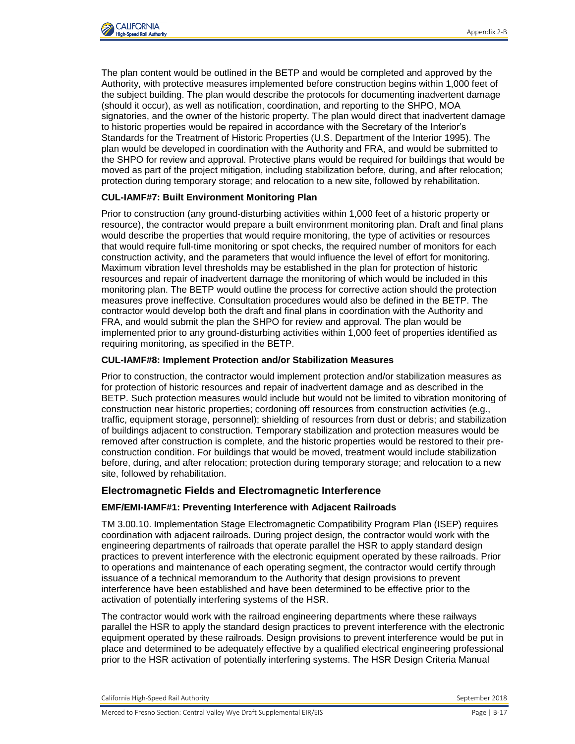The plan content would be outlined in the BETP and would be completed and approved by the Authority, with protective measures implemented before construction begins within 1,000 feet of the subject building. The plan would describe the protocols for documenting inadvertent damage (should it occur), as well as notification, coordination, and reporting to the SHPO, MOA signatories, and the owner of the historic property. The plan would direct that inadvertent damage to historic properties would be repaired in accordance with the Secretary of the Interior's Standards for the Treatment of Historic Properties (U.S. Department of the Interior 1995). The plan would be developed in coordination with the Authority and FRA, and would be submitted to the SHPO for review and approval. Protective plans would be required for buildings that would be moved as part of the project mitigation, including stabilization before, during, and after relocation; protection during temporary storage; and relocation to a new site, followed by rehabilitation.

### CUL-IAMF#7: Built Environment Monitoring Plan

Prior to construction (any ground-disturbing activities within 1,000 feet of a historic property or resource), the contractor would prepare a built environment monitoring plan. Draft and final plans would describe the properties that would require monitoring, the type of activities or resources that would require full-time monitoring or spot checks, the required number of monitors for each construction activity, and the parameters that would influence the level of effort for monitoring. Maximum vibration level thresholds may be established in the plan for protection of historic resources and repair of inadvertent damage the monitoring of which would be included in this monitoring plan. The BETP would outline the process for corrective action should the protection measures prove ineffective. Consultation procedures would also be defined in the BETP. The contractor would develop both the draft and final plans in coordination with the Authority and FRA, and would submit the plan the SHPO for review and approval. The plan would be implemented prior to any ground-disturbing activities within 1,000 feet of properties identified as requiring monitoring, as specified in the BETP.

### CUL-IAMF#8: Implement Protection and/or Stabilization Measures

Prior to construction, the contractor would implement protection and/or stabilization measures as for protection of historic resources and repair of inadvertent damage and as described in the BETP. Such protection measures would include but would not be limited to vibration monitoring of construction near historic properties; cordoning off resources from construction activities (e.g., traffic, equipment storage, personnel); shielding of resources from dust or debris; and stabilization of buildings adjacent to construction. Temporary stabilization and protection measures would be removed after construction is complete, and the historic properties would be restored to their pre-construction condition. For buildings that would be moved, treatment would include stabilization before, during, and after relocation; protection during temporary storage; and relocation to a new site, followed by rehabilitation.

## Electromagnetic Fields and Electromagnetic Interference

### EMF/EMI-IAMF#1: Preventing Interference with Adjacent Railroads

TM 3.00.10. Implementation Stage Electromagnetic Compatibility Program Plan (ISEP) requires coordination with adjacent railroads. During project design, the contractor would work with the engineering departments of railroads that operate parallel the HSR to apply standard design practices to prevent interference with the electronic equipment operated by these railroads. Prior to operations and maintenance of each operating segment, the contractor would certify through issuance of a technical memorandum to the Authority that design provisions to prevent interference have been established and have been determined to be effective prior to the activation of potentially interfering systems of the HSR.

The contractor would work with the railroad engineering departments where these railways parallel the HSR to apply the standard design practices to prevent interference with the electronic equipment operated by these railroads. Design provisions to prevent interference would be put in place and determined to be adequately effective by a qualified electrical engineering professional prior to the HSR activation of potentially interfering systems. The HSR Design Criteria Manual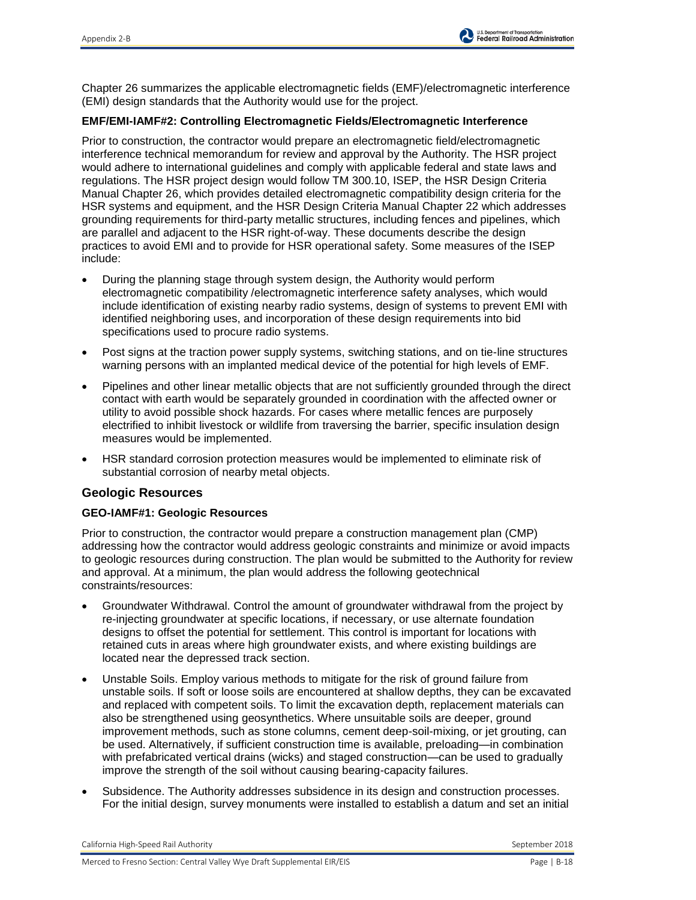Chapter 26 summarizes the applicable electromagnetic fields (EMF)/electromagnetic interference (EMI) design standards that the Authority would use for the project.

**EMF/EMI-IAMF#2: Controlling Electromagnetic Fields/Electromagnetic Interference**

Prior to construction, the contractor would prepare an electromagnetic field/electromagnetic interference technical memorandum for review and approval by the Authority. The HSR project would adhere to international guidelines and comply with applicable federal and state laws and regulations. The HSR project design would follow TM 300.10, ISEP, the HSR Design Criteria Manual Chapter 26, which provides detailed electromagnetic compatibility design criteria for the HSR systems and equipment, and the HSR Design Criteria Manual Chapter 22 which addresses grounding requirements for third-party metallic structures, including fences and pipelines, which are parallel and adjacent to the HSR right-of-way. These documents describe the design practices to avoid EMI and to provide for HSR operational safety. Some measures of the ISEP include:

- During the planning stage through system design, the Authority would perform electromagnetic compatibility /electromagnetic interference safety analyses, which would include identification of existing nearby radio systems, design of systems to prevent EMI with identified neighboring uses, and incorporation of these design requirements into bid specifications used to procure radio systems.
- Post signs at the traction power supply systems, switching stations, and on tie-line structures warning persons with an implanted medical device of the potential for high levels of EMF.
- Pipelines and other linear metallic objects that are not sufficiently grounded through the direct contact with earth would be separately grounded in coordination with the affected owner or utility to avoid possible shock hazards. For cases where metallic fences are purposely electrified to inhibit livestock or wildlife from traversing the barrier, specific insulation design measures would be implemented.
- HSR standard corrosion protection measures would be implemented to eliminate risk of substantial corrosion of nearby metal objects.

## Geologic Resources

**GEO-IAMF#1: Geologic Resources**

Prior to construction, the contractor would prepare a construction management plan (CMP) addressing how the contractor would address geologic constraints and minimize or avoid impacts to geologic resources during construction. The plan would be submitted to the Authority for review and approval. At a minimum, the plan would address the following geotechnical constraints/resources:

- Groundwater Withdrawal. Control the amount of groundwater withdrawal from the project by re-injecting groundwater at specific locations, if necessary, or use alternate foundation designs to offset the potential for settlement. This control is important for locations with retained cuts in areas where high groundwater exists, and where existing buildings are located near the depressed track section.
- Unstable Soils. Employ various methods to mitigate for the risk of ground failure from unstable soils. If soft or loose soils are encountered at shallow depths, they can be excavated and replaced with competent soils. To limit the excavation depth, replacement materials can also be strengthened using geosynthetics. Where unsuitable soils are deeper, ground improvement methods, such as stone columns, cement deep-soil-mixing, or jet grouting, can be used. Alternatively, if sufficient construction time is available, preloading—in combination with prefabricated vertical drains (wicks) and staged construction—can be used to gradually improve the strength of the soil without causing bearing-capacity failures.
- Subsidence. The Authority addresses subsidence in its design and construction processes. For the initial design, survey monuments were installed to establish a datum and set an initial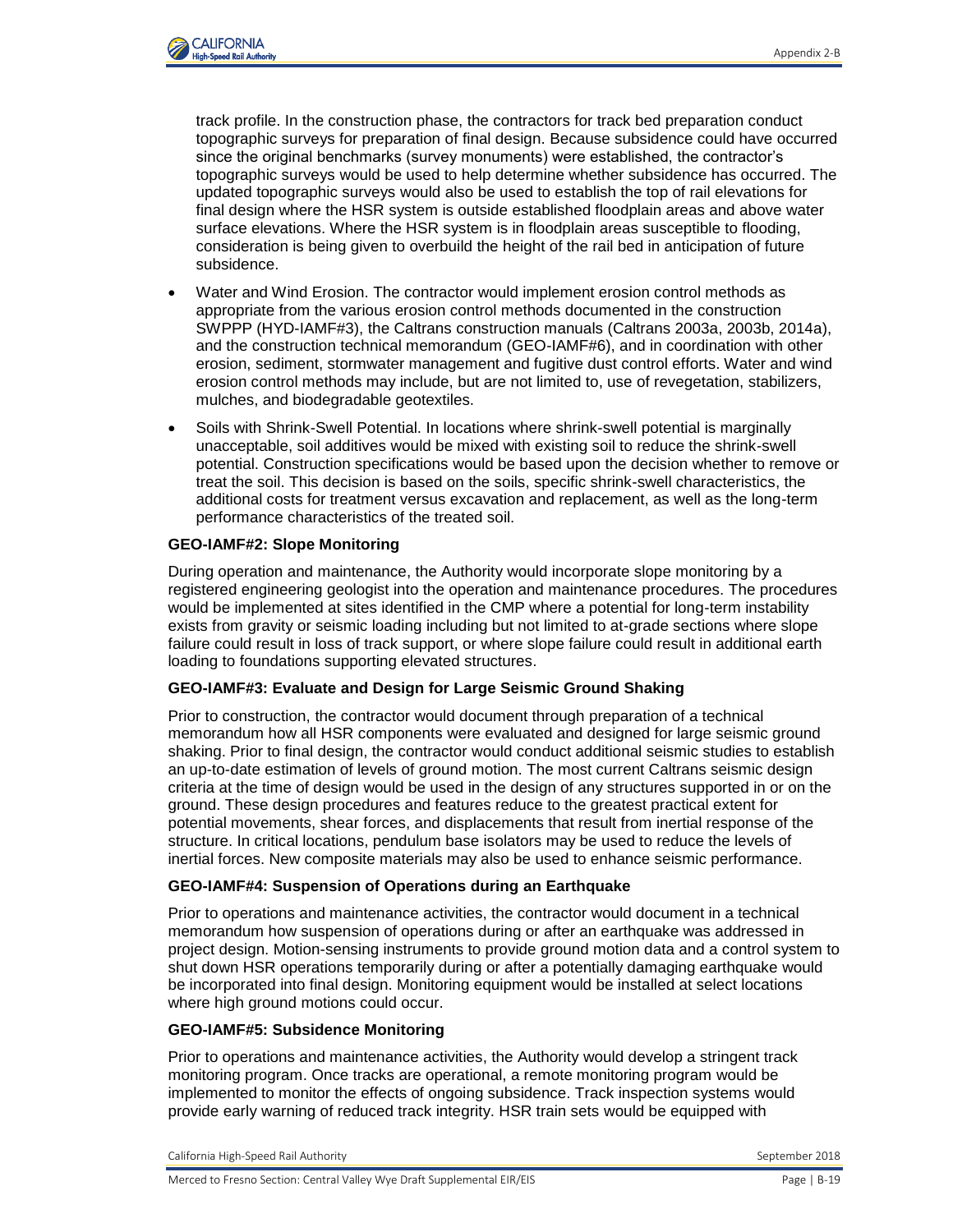track profile. In the construction phase, the contractors for track bed preparation conduct topographic surveys for preparation of final design. Because subsidence could have occurred since the original benchmarks (survey monuments) were established, the contractor's topographic surveys would be used to help determine whether subsidence has occurred. The updated topographic surveys would also be used to establish the top of rail elevations for final design where the HSR system is outside established floodplain areas and above water surface elevations. Where the HSR system is in floodplain areas susceptible to flooding, consideration is being given to overbuild the height of the rail bed in anticipation of future subsidence.

- Water and Wind Erosion. The contractor would implement erosion control methods as appropriate from the various erosion control methods documented in the construction SWPPP (HYD-IAMF#3), the Caltrans construction manuals (Caltrans 2003a, 2003b, 2014a), and the construction technical memorandum (GEO-IAMF#6), and in coordination with other erosion, sediment, stormwater management and fugitive dust control efforts. Water and wind erosion control methods may include, but are not limited to, use of revegetation, stabilizers, mulches, and biodegradable geotextiles.
- Soils with Shrink-Swell Potential. In locations where shrink-swell potential is marginally unacceptable, soil additives would be mixed with existing soil to reduce the shrink-swell potential. Construction specifications would be based upon the decision whether to remove or treat the soil. This decision is based on the soils, specific shrink-swell characteristics, the additional costs for treatment versus excavation and replacement, as well as the long-term performance characteristics of the treated soil.

**GEO-IAMF#2: Slope Monitoring**

During operation and maintenance, the Authority would incorporate slope monitoring by a registered engineering geologist into the operation and maintenance procedures. The procedures would be implemented at sites identified in the CMP where a potential for long-term instability exists from gravity or seismic loading including but not limited to at-grade sections where slope failure could result in loss of track support, or where slope failure could result in additional earth loading to foundations supporting elevated structures.

**GEO-IAMF#3: Evaluate and Design for Large Seismic Ground Shaking**

Prior to construction, the contractor would document through preparation of a technical memorandum how all HSR components were evaluated and designed for large seismic ground shaking. Prior to final design, the contractor would conduct additional seismic studies to establish an up-to-date estimation of levels of ground motion. The most current Caltrans seismic design criteria at the time of design would be used in the design of any structures supported in or on the ground. These design procedures and features reduce to the greatest practical extent for potential movements, shear forces, and displacements that result from inertial response of the structure. In critical locations, pendulum base isolators may be used to reduce the levels of inertial forces. New composite materials may also be used to enhance seismic performance.

**GEO-IAMF#4: Suspension of Operations during an Earthquake**

Prior to operations and maintenance activities, the contractor would document in a technical memorandum how suspension of operations during or after an earthquake was addressed in project design. Motion-sensing instruments to provide ground motion data and a control system to shut down HSR operations temporarily during or after a potentially damaging earthquake would be incorporated into final design. Monitoring equipment would be installed at select locations where high ground motions could occur.

**GEO-IAMF#5: Subsidence Monitoring**

Prior to operations and maintenance activities, the Authority would develop a stringent track monitoring program. Once tracks are operational, a remote monitoring program would be implemented to monitor the effects of ongoing subsidence. Track inspection systems would provide early warning of reduced track integrity. HSR train sets would be equipped with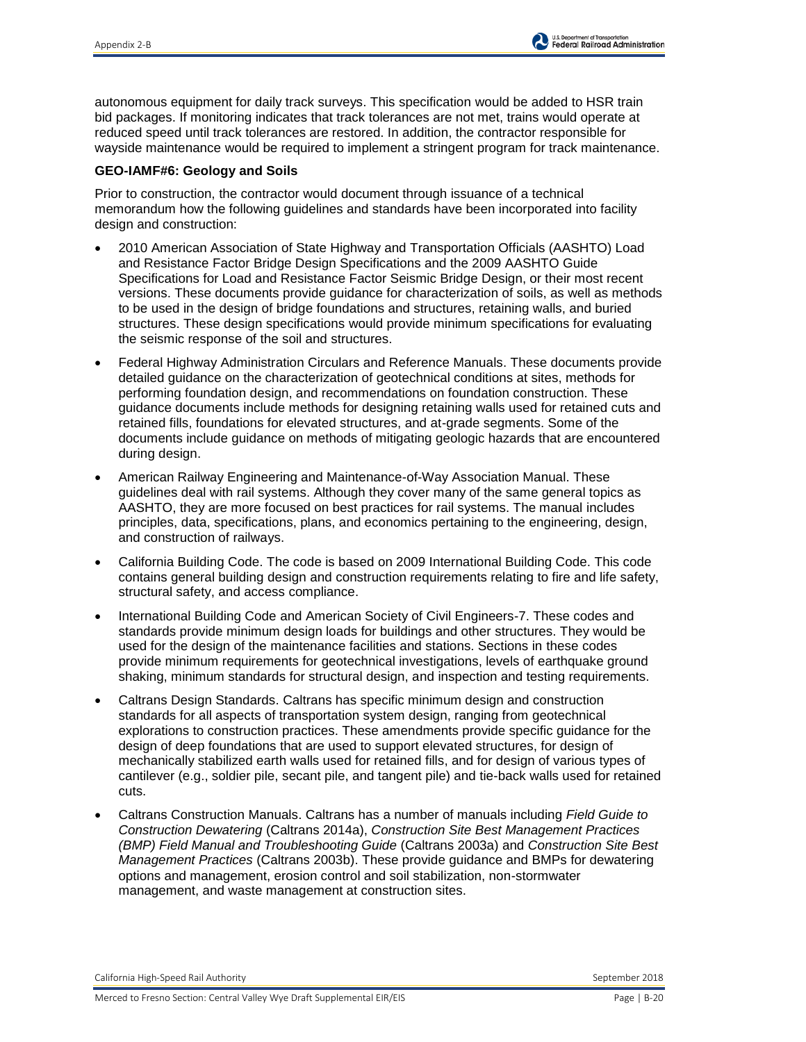autonomous equipment for daily track surveys. This specification would be added to HSR train bid packages. If monitoring indicates that track tolerances are not met, trains would operate at reduced speed until track tolerances are restored. In addition, the contractor responsible for wayside maintenance would be required to implement a stringent program for track maintenance.

**GEO-IAMF#6: Geology and Soils**

Prior to construction, the contractor would document through issuance of a technical memorandum how the following guidelines and standards have been incorporated into facility design and construction:

- 2010 American Association of State Highway and Transportation Officials (AASHTO) Load and Resistance Factor Bridge Design Specifications and the 2009 AASHTO Guide Specifications for Load and Resistance Factor Seismic Bridge Design, or their most recent versions. These documents provide guidance for characterization of soils, as well as methods to be used in the design of bridge foundations and structures, retaining walls, and buried structures. These design specifications would provide minimum specifications for evaluating the seismic response of the soil and structures.
- Federal Highway Administration Circulars and Reference Manuals. These documents provide detailed guidance on the characterization of geotechnical conditions at sites, methods for performing foundation design, and recommendations on foundation construction. These guidance documents include methods for designing retaining walls used for retained cuts and retained fills, foundations for elevated structures, and at-grade segments. Some of the documents include guidance on methods of mitigating geologic hazards that are encountered during design.
- American Railway Engineering and Maintenance-of-Way Association Manual. These guidelines deal with rail systems. Although they cover many of the same general topics as AASHTO, they are more focused on best practices for rail systems. The manual includes principles, data, specifications, plans, and economics pertaining to the engineering, design, and construction of railways.
- California Building Code. The code is based on 2009 International Building Code. This code contains general building design and construction requirements relating to fire and life safety, structural safety, and access compliance.
- International Building Code and American Society of Civil Engineers-7. These codes and standards provide minimum design loads for buildings and other structures. They would be used for the design of the maintenance facilities and stations. Sections in these codes provide minimum requirements for geotechnical investigations, levels of earthquake ground shaking, minimum standards for structural design, and inspection and testing requirements.
- Caltrans Design Standards. Caltrans has specific minimum design and construction standards for all aspects of transportation system design, ranging from geotechnical explorations to construction practices. These amendments provide specific guidance for the design of deep foundations that are used to support elevated structures, for design of mechanically stabilized earth walls used for retained fills, and for design of various types of cantilever (e.g., soldier pile, secant pile, and tangent pile) and tie-back walls used for retained cuts.
- Caltrans Construction Manuals. Caltrans has a number of manuals including *Field Guide to Construction Dewatering* (Caltrans 2014a), *Construction Site Best Management Practices (BMP) Field Manual and Troubleshooting Guide* (Caltrans 2003a) and *Construction Site Best Management Practices* (Caltrans 2003b). These provide guidance and BMPs for dewatering options and management, erosion control and soil stabilization, non-stormwater management, and waste management at construction sites.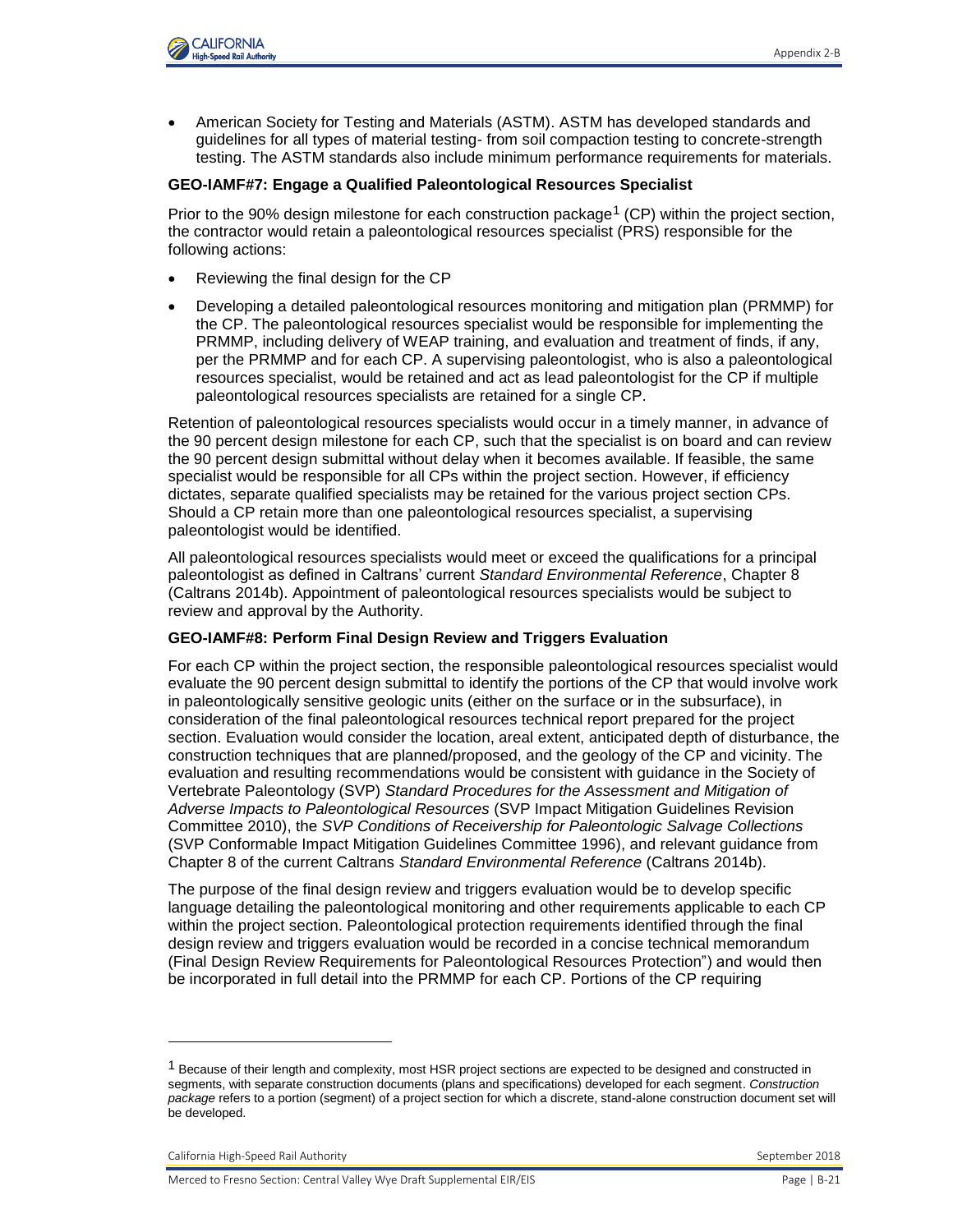- American Society for Testing and Materials (ASTM). ASTM has developed standards and guidelines for all types of material testing- from soil compaction testing to concrete-strength testing. The ASTM standards also include minimum performance requirements for materials.

**GEO-IAMF#7: Engage a Qualified Paleontological Resources Specialist**

Prior to the 90% design milestone for each construction package[1] (CP) within the project section, the contractor would retain a paleontological resources specialist (PRS) responsible for the following actions:

- Reviewing the final design for the CP
- Developing a detailed paleontological resources monitoring and mitigation plan (PRMMP) for the CP. The paleontological resources specialist would be responsible for implementing the PRMMP, including delivery of WEAP training, and evaluation and treatment of finds, if any, per the PRMMP and for each CP. A supervising paleontologist, who is also a paleontological resources specialist, would be retained and act as lead paleontologist for the CP if multiple paleontological resources specialists are retained for a single CP.

Retention of paleontological resources specialists would occur in a timely manner, in advance of the 90 percent design milestone for each CP, such that the specialist is on board and can review the 90 percent design submittal without delay when it becomes available. If feasible, the same specialist would be responsible for all CPs within the project section. However, if efficiency dictates, separate qualified specialists may be retained for the various project section CPs. Should a CP retain more than one paleontological resources specialist, a supervising paleontologist would be identified.

All paleontological resources specialists would meet or exceed the qualifications for a principal paleontologist as defined in Caltrans' current *Standard Environmental Reference*, Chapter 8 (Caltrans 2014b). Appointment of paleontological resources specialists would be subject to review and approval by the Authority.

**GEO-IAMF#8: Perform Final Design Review and Triggers Evaluation**

For each CP within the project section, the responsible paleontological resources specialist would evaluate the 90 percent design submittal to identify the portions of the CP that would involve work in paleontologically sensitive geologic units (either on the surface or in the subsurface), in consideration of the final paleontological resources technical report prepared for the project section. Evaluation would consider the location, areal extent, anticipated depth of disturbance, the construction techniques that are planned/proposed, and the geology of the CP and vicinity. The evaluation and resulting recommendations would be consistent with guidance in the Society of Vertebrate Paleontology (SVP) *Standard Procedures for the Assessment and Mitigation of Adverse Impacts to Paleontological Resources* (SVP Impact Mitigation Guidelines Revision Committee 2010), the *SVP Conditions of Receivership for Paleontologic Salvage Collections* (SVP Conformable Impact Mitigation Guidelines Committee 1996), and relevant guidance from Chapter 8 of the current Caltrans *Standard Environmental Reference* (Caltrans 2014b).

The purpose of the final design review and triggers evaluation would be to develop specific language detailing the paleontological monitoring and other requirements applicable to each CP within the project section. Paleontological protection requirements identified through the final design review and triggers evaluation would be recorded in a concise technical memorandum (Final Design Review Requirements for Paleontological Resources Protection") and would then be incorporated in full detail into the PRMMP for each CP. Portions of the CP requiring

---

[1] Because of their length and complexity, most HSR project sections are expected to be designed and constructed in segments, with separate construction documents (plans and specifications) developed for each segment. *Construction package* refers to a portion (segment) of a project section for which a discrete, stand-alone construction document set will be developed.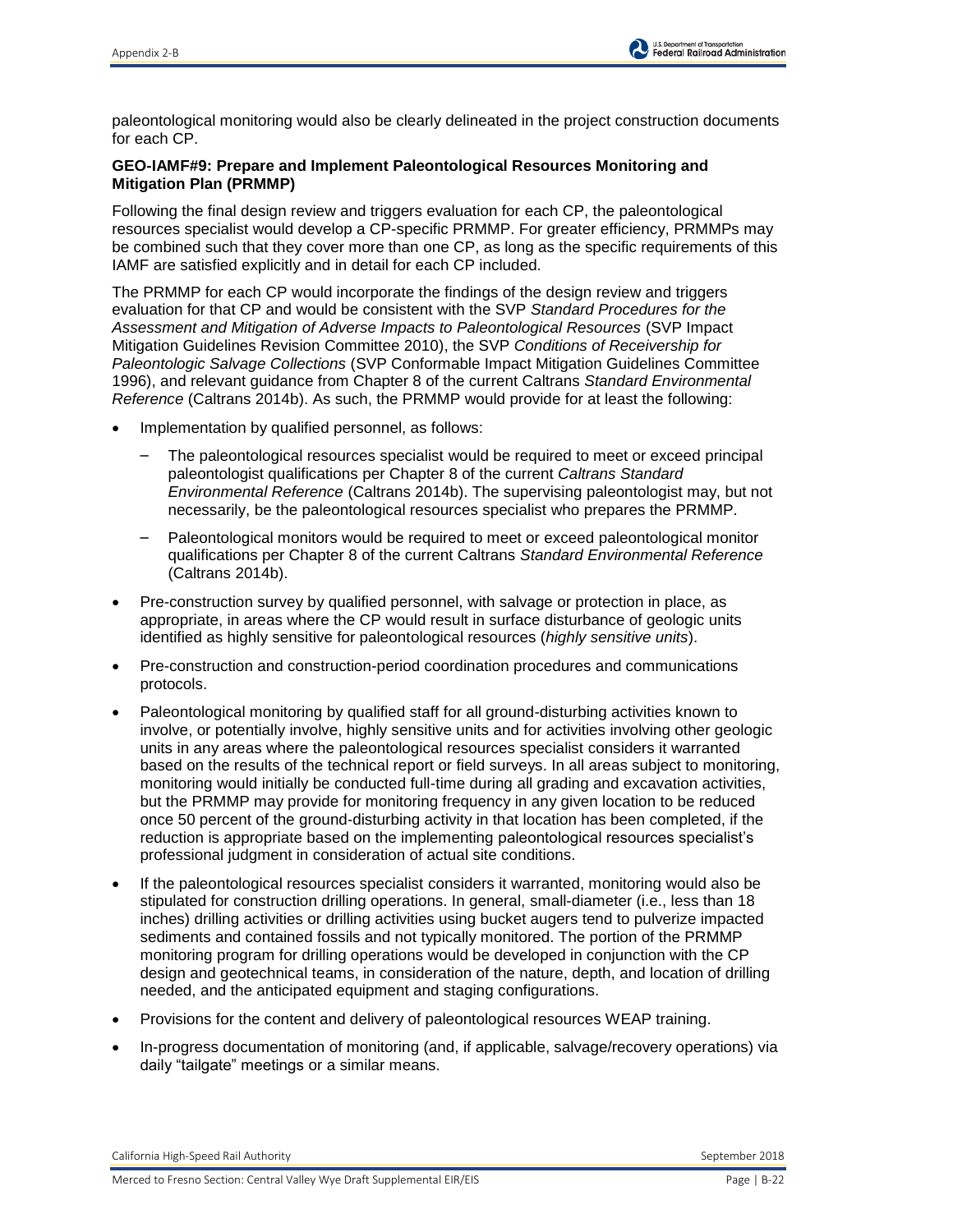paleontological monitoring would also be clearly delineated in the project construction documents for each CP.

**GEO-IAMF#9: Prepare and Implement Paleontological Resources Monitoring and Mitigation Plan (PRMMP)**

Following the final design review and triggers evaluation for each CP, the paleontological resources specialist would develop a CP-specific PRMMP. For greater efficiency, PRMMPs may be combined such that they cover more than one CP, as long as the specific requirements of this IAMF are satisfied explicitly and in detail for each CP included.

The PRMMP for each CP would incorporate the findings of the design review and triggers evaluation for that CP and would be consistent with the SVP *Standard Procedures for the Assessment and Mitigation of Adverse Impacts to Paleontological Resources* (SVP Impact Mitigation Guidelines Revision Committee 2010), the SVP *Conditions of Receivership for Paleontologic Salvage Collections* (SVP Conformable Impact Mitigation Guidelines Committee 1996), and relevant guidance from Chapter 8 of the current Caltrans *Standard Environmental Reference* (Caltrans 2014b). As such, the PRMMP would provide for at least the following:

- Implementation by qualified personnel, as follows:
  - The paleontological resources specialist would be required to meet or exceed principal paleontologist qualifications per Chapter 8 of the current *Caltrans Standard Environmental Reference* (Caltrans 2014b). The supervising paleontologist may, but not necessarily, be the paleontological resources specialist who prepares the PRMMP.
  - Paleontological monitors would be required to meet or exceed paleontological monitor qualifications per Chapter 8 of the current Caltrans *Standard Environmental Reference* (Caltrans 2014b).
- Pre-construction survey by qualified personnel, with salvage or protection in place, as appropriate, in areas where the CP would result in surface disturbance of geologic units identified as highly sensitive for paleontological resources (*highly sensitive units*).
- Pre-construction and construction-period coordination procedures and communications protocols.
- Paleontological monitoring by qualified staff for all ground-disturbing activities known to involve, or potentially involve, highly sensitive units and for activities involving other geologic units in any areas where the paleontological resources specialist considers it warranted based on the results of the technical report or field surveys. In all areas subject to monitoring, monitoring would initially be conducted full-time during all grading and excavation activities, but the PRMMP may provide for monitoring frequency in any given location to be reduced once 50 percent of the ground-disturbing activity in that location has been completed, if the reduction is appropriate based on the implementing paleontological resources specialist's professional judgment in consideration of actual site conditions.
- If the paleontological resources specialist considers it warranted, monitoring would also be stipulated for construction drilling operations. In general, small-diameter (i.e., less than 18 inches) drilling activities or drilling activities using bucket augers tend to pulverize impacted sediments and contained fossils and not typically monitored. The portion of the PRMMP monitoring program for drilling operations would be developed in conjunction with the CP design and geotechnical teams, in consideration of the nature, depth, and location of drilling needed, and the anticipated equipment and staging configurations.
- Provisions for the content and delivery of paleontological resources WEAP training.
- In-progress documentation of monitoring (and, if applicable, salvage/recovery operations) via daily "tailgate" meetings or a similar means.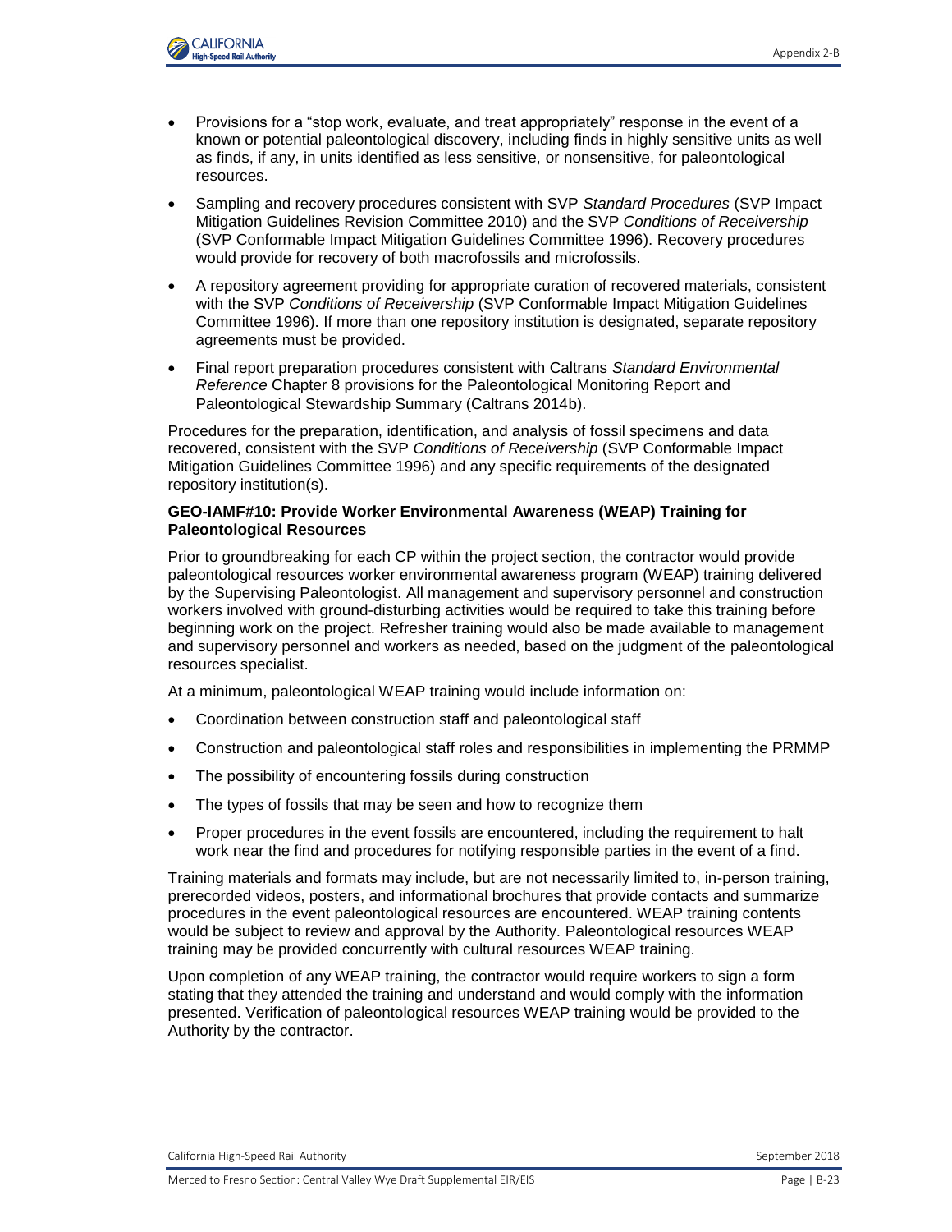- Provisions for a "stop work, evaluate, and treat appropriately" response in the event of a known or potential paleontological discovery, including finds in highly sensitive units as well as finds, if any, in units identified as less sensitive, or nonsensitive, for paleontological resources.
- Sampling and recovery procedures consistent with SVP *Standard Procedures* (SVP Impact Mitigation Guidelines Revision Committee 2010) and the SVP *Conditions of Receivership* (SVP Conformable Impact Mitigation Guidelines Committee 1996). Recovery procedures would provide for recovery of both macrofossils and microfossils.
- A repository agreement providing for appropriate curation of recovered materials, consistent with the SVP *Conditions of Receivership* (SVP Conformable Impact Mitigation Guidelines Committee 1996). If more than one repository institution is designated, separate repository agreements must be provided.
- Final report preparation procedures consistent with Caltrans *Standard Environmental Reference* Chapter 8 provisions for the Paleontological Monitoring Report and Paleontological Stewardship Summary (Caltrans 2014b).

Procedures for the preparation, identification, and analysis of fossil specimens and data recovered, consistent with the SVP *Conditions of Receivership* (SVP Conformable Impact Mitigation Guidelines Committee 1996) and any specific requirements of the designated repository institution(s).

**GEO-IAMF#10: Provide Worker Environmental Awareness (WEAP) Training for Paleontological Resources**

Prior to groundbreaking for each CP within the project section, the contractor would provide paleontological resources worker environmental awareness program (WEAP) training delivered by the Supervising Paleontologist. All management and supervisory personnel and construction workers involved with ground-disturbing activities would be required to take this training before beginning work on the project. Refresher training would also be made available to management and supervisory personnel and workers as needed, based on the judgment of the paleontological resources specialist.

At a minimum, paleontological WEAP training would include information on:

- Coordination between construction staff and paleontological staff
- Construction and paleontological staff roles and responsibilities in implementing the PRMMP
- The possibility of encountering fossils during construction
- The types of fossils that may be seen and how to recognize them
- Proper procedures in the event fossils are encountered, including the requirement to halt work near the find and procedures for notifying responsible parties in the event of a find.

Training materials and formats may include, but are not necessarily limited to, in-person training, prerecorded videos, posters, and informational brochures that provide contacts and summarize procedures in the event paleontological resources are encountered. WEAP training contents would be subject to review and approval by the Authority. Paleontological resources WEAP training may be provided concurrently with cultural resources WEAP training.

Upon completion of any WEAP training, the contractor would require workers to sign a form stating that they attended the training and understand and would comply with the information presented. Verification of paleontological resources WEAP training would be provided to the Authority by the contractor.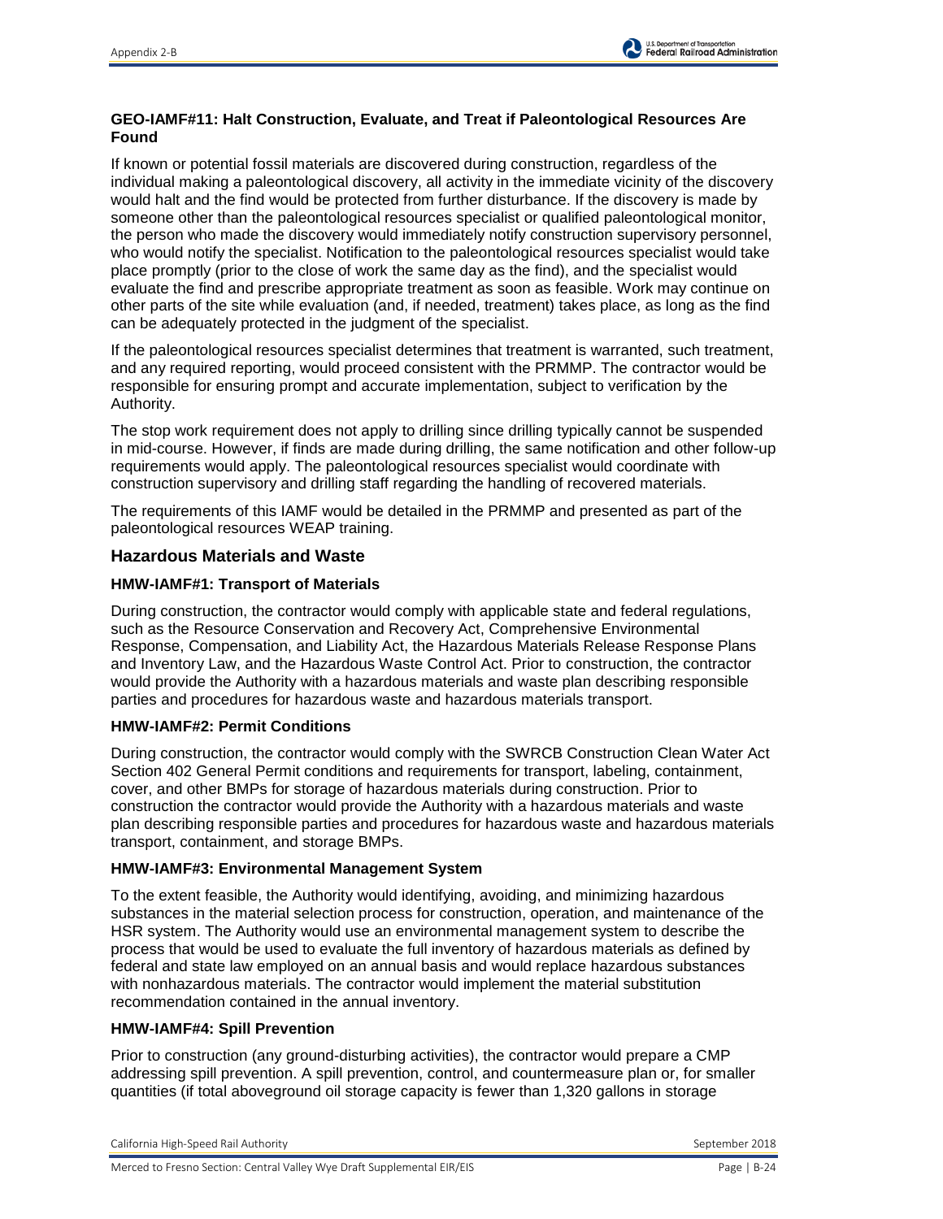#### GEO-IAMF#11: Halt Construction, Evaluate, and Treat if Paleontological Resources Are Found

If known or potential fossil materials are discovered during construction, regardless of the individual making a paleontological discovery, all activity in the immediate vicinity of the discovery would halt and the find would be protected from further disturbance. If the discovery is made by someone other than the paleontological resources specialist or qualified paleontological monitor, the person who made the discovery would immediately notify construction supervisory personnel, who would notify the specialist. Notification to the paleontological resources specialist would take place promptly (prior to the close of work the same day as the find), and the specialist would evaluate the find and prescribe appropriate treatment as soon as feasible. Work may continue on other parts of the site while evaluation (and, if needed, treatment) takes place, as long as the find can be adequately protected in the judgment of the specialist.

If the paleontological resources specialist determines that treatment is warranted, such treatment, and any required reporting, would proceed consistent with the PRMMP. The contractor would be responsible for ensuring prompt and accurate implementation, subject to verification by the Authority.

The stop work requirement does not apply to drilling since drilling typically cannot be suspended in mid-course. However, if finds are made during drilling, the same notification and other follow-up requirements would apply. The paleontological resources specialist would coordinate with construction supervisory and drilling staff regarding the handling of recovered materials.

The requirements of this IAMF would be detailed in the PRMMP and presented as part of the paleontological resources WEAP training.

### Hazardous Materials and Waste

#### HMW-IAMF#1: Transport of Materials

During construction, the contractor would comply with applicable state and federal regulations, such as the Resource Conservation and Recovery Act, Comprehensive Environmental Response, Compensation, and Liability Act, the Hazardous Materials Release Response Plans and Inventory Law, and the Hazardous Waste Control Act. Prior to construction, the contractor would provide the Authority with a hazardous materials and waste plan describing responsible parties and procedures for hazardous waste and hazardous materials transport.

#### HMW-IAMF#2: Permit Conditions

During construction, the contractor would comply with the SWRCB Construction Clean Water Act Section 402 General Permit conditions and requirements for transport, labeling, containment, cover, and other BMPs for storage of hazardous materials during construction. Prior to construction the contractor would provide the Authority with a hazardous materials and waste plan describing responsible parties and procedures for hazardous waste and hazardous materials transport, containment, and storage BMPs.

#### HMW-IAMF#3: Environmental Management System

To the extent feasible, the Authority would identifying, avoiding, and minimizing hazardous substances in the material selection process for construction, operation, and maintenance of the HSR system. The Authority would use an environmental management system to describe the process that would be used to evaluate the full inventory of hazardous materials as defined by federal and state law employed on an annual basis and would replace hazardous substances with nonhazardous materials. The contractor would implement the material substitution recommendation contained in the annual inventory.

#### HMW-IAMF#4: Spill Prevention

Prior to construction (any ground-disturbing activities), the contractor would prepare a CMP addressing spill prevention. A spill prevention, control, and countermeasure plan or, for smaller quantities (if total aboveground oil storage capacity is fewer than 1,320 gallons in storage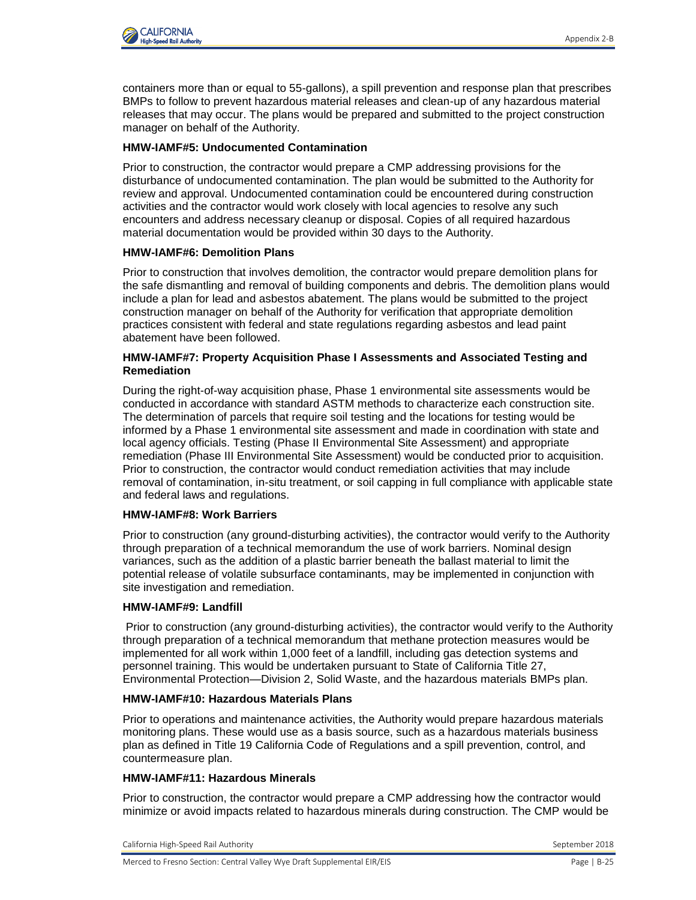containers more than or equal to 55-gallons), a spill prevention and response plan that prescribes BMPs to follow to prevent hazardous material releases and clean-up of any hazardous material releases that may occur. The plans would be prepared and submitted to the project construction manager on behalf of the Authority.

**HMW-IAMF#5: Undocumented Contamination**

Prior to construction, the contractor would prepare a CMP addressing provisions for the disturbance of undocumented contamination. The plan would be submitted to the Authority for review and approval. Undocumented contamination could be encountered during construction activities and the contractor would work closely with local agencies to resolve any such encounters and address necessary cleanup or disposal. Copies of all required hazardous material documentation would be provided within 30 days to the Authority.

**HMW-IAMF#6: Demolition Plans**

Prior to construction that involves demolition, the contractor would prepare demolition plans for the safe dismantling and removal of building components and debris. The demolition plans would include a plan for lead and asbestos abatement. The plans would be submitted to the project construction manager on behalf of the Authority for verification that appropriate demolition practices consistent with federal and state regulations regarding asbestos and lead paint abatement have been followed.

**HMW-IAMF#7: Property Acquisition Phase I Assessments and Associated Testing and Remediation**

During the right-of-way acquisition phase, Phase 1 environmental site assessments would be conducted in accordance with standard ASTM methods to characterize each construction site. The determination of parcels that require soil testing and the locations for testing would be informed by a Phase 1 environmental site assessment and made in coordination with state and local agency officials. Testing (Phase II Environmental Site Assessment) and appropriate remediation (Phase III Environmental Site Assessment) would be conducted prior to acquisition. Prior to construction, the contractor would conduct remediation activities that may include removal of contamination, in-situ treatment, or soil capping in full compliance with applicable state and federal laws and regulations.

**HMW-IAMF#8: Work Barriers**

Prior to construction (any ground-disturbing activities), the contractor would verify to the Authority through preparation of a technical memorandum the use of work barriers. Nominal design variances, such as the addition of a plastic barrier beneath the ballast material to limit the potential release of volatile subsurface contaminants, may be implemented in conjunction with site investigation and remediation.

**HMW-IAMF#9: Landfill**

Prior to construction (any ground-disturbing activities), the contractor would verify to the Authority through preparation of a technical memorandum that methane protection measures would be implemented for all work within 1,000 feet of a landfill, including gas detection systems and personnel training. This would be undertaken pursuant to State of California Title 27, Environmental Protection—Division 2, Solid Waste, and the hazardous materials BMPs plan.

**HMW-IAMF#10: Hazardous Materials Plans**

Prior to operations and maintenance activities, the Authority would prepare hazardous materials monitoring plans. These would use as a basis source, such as a hazardous materials business plan as defined in Title 19 California Code of Regulations and a spill prevention, control, and countermeasure plan.

**HMW-IAMF#11: Hazardous Minerals**

Prior to construction, the contractor would prepare a CMP addressing how the contractor would minimize or avoid impacts related to hazardous minerals during construction. The CMP would be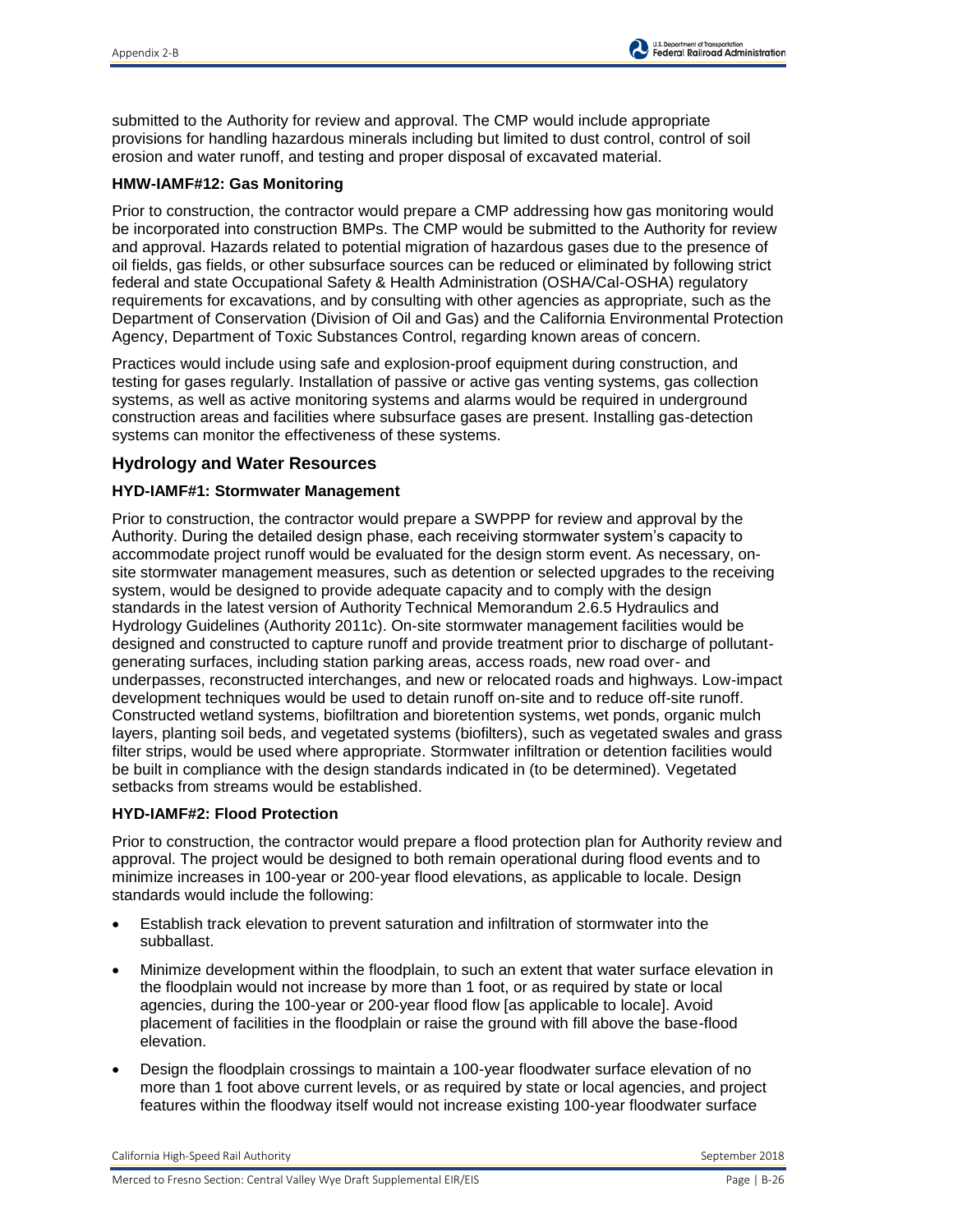submitted to the Authority for review and approval. The CMP would include appropriate provisions for handling hazardous minerals including but limited to dust control, control of soil erosion and water runoff, and testing and proper disposal of excavated material.

#### HMW-IAMF#12: Gas Monitoring

Prior to construction, the contractor would prepare a CMP addressing how gas monitoring would be incorporated into construction BMPs. The CMP would be submitted to the Authority for review and approval. Hazards related to potential migration of hazardous gases due to the presence of oil fields, gas fields, or other subsurface sources can be reduced or eliminated by following strict federal and state Occupational Safety & Health Administration (OSHA/Cal-OSHA) regulatory requirements for excavations, and by consulting with other agencies as appropriate, such as the Department of Conservation (Division of Oil and Gas) and the California Environmental Protection Agency, Department of Toxic Substances Control, regarding known areas of concern.

Practices would include using safe and explosion-proof equipment during construction, and testing for gases regularly. Installation of passive or active gas venting systems, gas collection systems, as well as active monitoring systems and alarms would be required in underground construction areas and facilities where subsurface gases are present. Installing gas-detection systems can monitor the effectiveness of these systems.

### Hydrology and Water Resources

#### HYD-IAMF#1: Stormwater Management

Prior to construction, the contractor would prepare a SWPPP for review and approval by the Authority. During the detailed design phase, each receiving stormwater system's capacity to accommodate project runoff would be evaluated for the design storm event. As necessary, on-site stormwater management measures, such as detention or selected upgrades to the receiving system, would be designed to provide adequate capacity and to comply with the design standards in the latest version of Authority Technical Memorandum 2.6.5 Hydraulics and Hydrology Guidelines (Authority 2011c). On-site stormwater management facilities would be designed and constructed to capture runoff and provide treatment prior to discharge of pollutant-generating surfaces, including station parking areas, access roads, new road over- and underpasses, reconstructed interchanges, and new or relocated roads and highways. Low-impact development techniques would be used to detain runoff on-site and to reduce off-site runoff. Constructed wetland systems, biofiltration and bioretention systems, wet ponds, organic mulch layers, planting soil beds, and vegetated systems (biofilters), such as vegetated swales and grass filter strips, would be used where appropriate. Stormwater infiltration or detention facilities would be built in compliance with the design standards indicated in (to be determined). Vegetated setbacks from streams would be established.

#### HYD-IAMF#2: Flood Protection

Prior to construction, the contractor would prepare a flood protection plan for Authority review and approval. The project would be designed to both remain operational during flood events and to minimize increases in 100-year or 200-year flood elevations, as applicable to locale. Design standards would include the following:

- Establish track elevation to prevent saturation and infiltration of stormwater into the subballast.
- Minimize development within the floodplain, to such an extent that water surface elevation in the floodplain would not increase by more than 1 foot, or as required by state or local agencies, during the 100-year or 200-year flood flow [as applicable to locale]. Avoid placement of facilities in the floodplain or raise the ground with fill above the base-flood elevation.
- Design the floodplain crossings to maintain a 100-year floodwater surface elevation of no more than 1 foot above current levels, or as required by state or local agencies, and project features within the floodway itself would not increase existing 100-year floodwater surface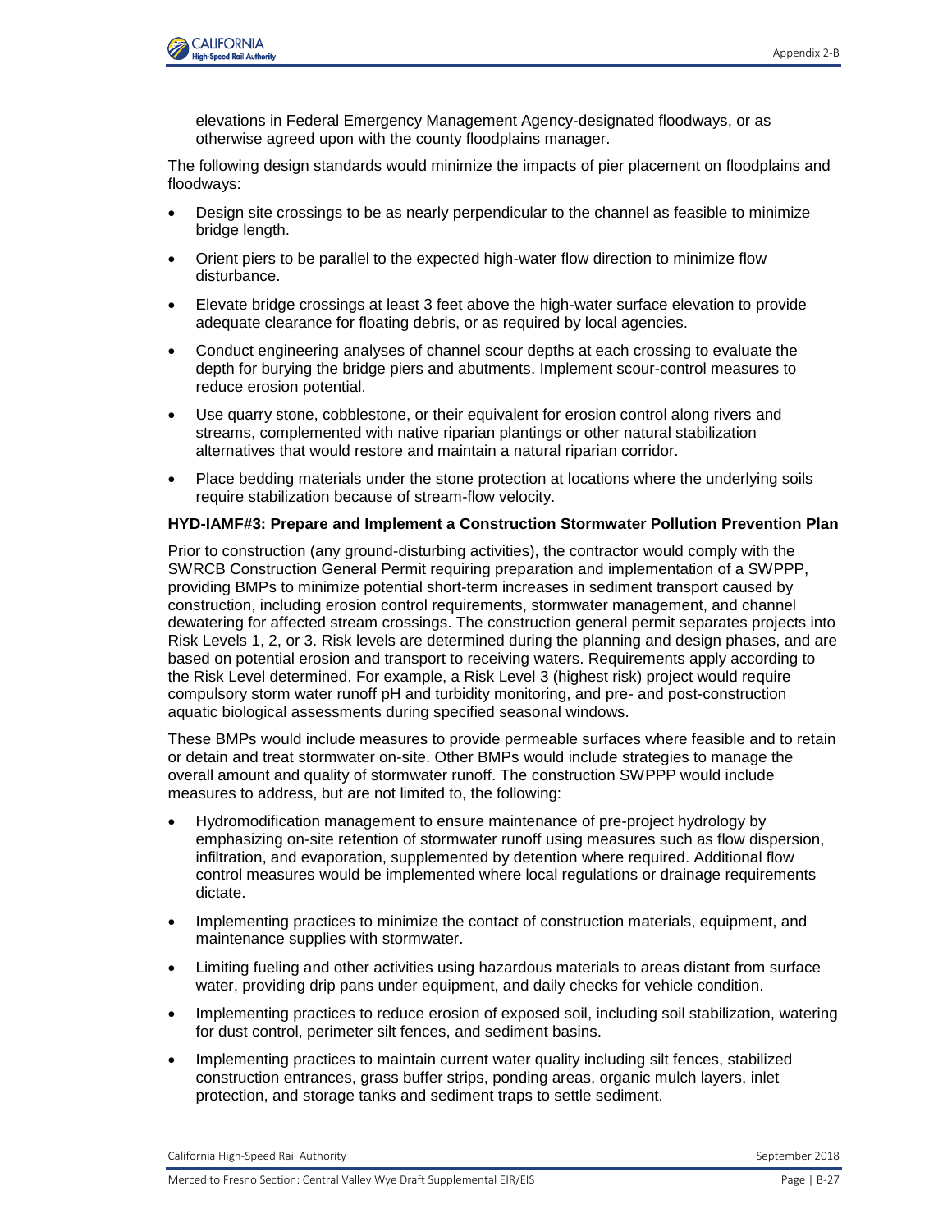elevations in Federal Emergency Management Agency-designated floodways, or as otherwise agreed upon with the county floodplains manager.

The following design standards would minimize the impacts of pier placement on floodplains and floodways:

- Design site crossings to be as nearly perpendicular to the channel as feasible to minimize bridge length.
- Orient piers to be parallel to the expected high-water flow direction to minimize flow disturbance.
- Elevate bridge crossings at least 3 feet above the high-water surface elevation to provide adequate clearance for floating debris, or as required by local agencies.
- Conduct engineering analyses of channel scour depths at each crossing to evaluate the depth for burying the bridge piers and abutments. Implement scour-control measures to reduce erosion potential.
- Use quarry stone, cobblestone, or their equivalent for erosion control along rivers and streams, complemented with native riparian plantings or other natural stabilization alternatives that would restore and maintain a natural riparian corridor.
- Place bedding materials under the stone protection at locations where the underlying soils require stabilization because of stream-flow velocity.

**HYD-IAMF#3: Prepare and Implement a Construction Stormwater Pollution Prevention Plan**

Prior to construction (any ground-disturbing activities), the contractor would comply with the SWRCB Construction General Permit requiring preparation and implementation of a SWPPP, providing BMPs to minimize potential short-term increases in sediment transport caused by construction, including erosion control requirements, stormwater management, and channel dewatering for affected stream crossings. The construction general permit separates projects into Risk Levels 1, 2, or 3. Risk levels are determined during the planning and design phases, and are based on potential erosion and transport to receiving waters. Requirements apply according to the Risk Level determined. For example, a Risk Level 3 (highest risk) project would require compulsory storm water runoff pH and turbidity monitoring, and pre- and post-construction aquatic biological assessments during specified seasonal windows.

These BMPs would include measures to provide permeable surfaces where feasible and to retain or detain and treat stormwater on-site. Other BMPs would include strategies to manage the overall amount and quality of stormwater runoff. The construction SWPPP would include measures to address, but are not limited to, the following:

- Hydromodification management to ensure maintenance of pre-project hydrology by emphasizing on-site retention of stormwater runoff using measures such as flow dispersion, infiltration, and evaporation, supplemented by detention where required. Additional flow control measures would be implemented where local regulations or drainage requirements dictate.
- Implementing practices to minimize the contact of construction materials, equipment, and maintenance supplies with stormwater.
- Limiting fueling and other activities using hazardous materials to areas distant from surface water, providing drip pans under equipment, and daily checks for vehicle condition.
- Implementing practices to reduce erosion of exposed soil, including soil stabilization, watering for dust control, perimeter silt fences, and sediment basins.
- Implementing practices to maintain current water quality including silt fences, stabilized construction entrances, grass buffer strips, ponding areas, organic mulch layers, inlet protection, and storage tanks and sediment traps to settle sediment.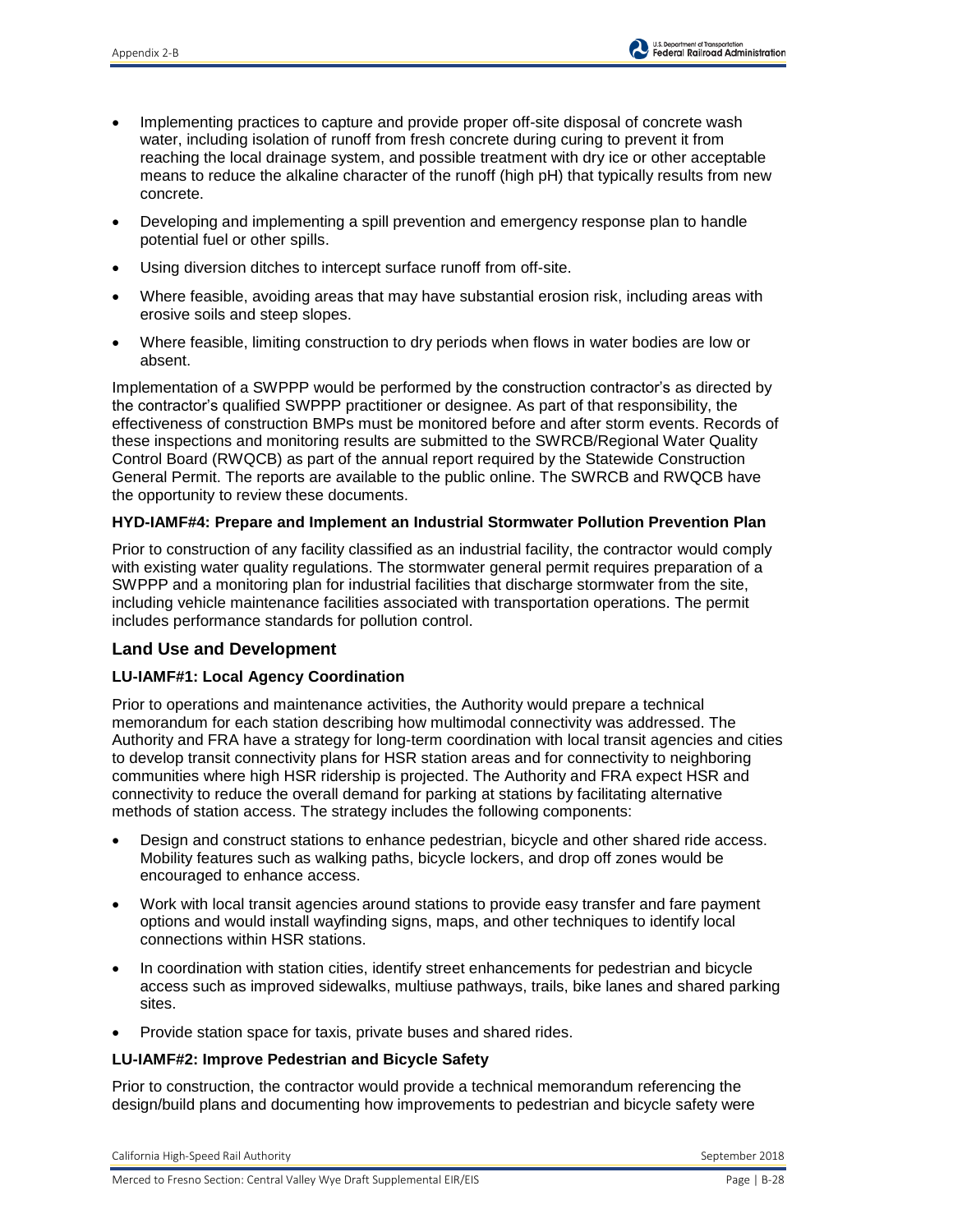- Implementing practices to capture and provide proper off-site disposal of concrete wash water, including isolation of runoff from fresh concrete during curing to prevent it from reaching the local drainage system, and possible treatment with dry ice or other acceptable means to reduce the alkaline character of the runoff (high pH) that typically results from new concrete.
- Developing and implementing a spill prevention and emergency response plan to handle potential fuel or other spills.
- Using diversion ditches to intercept surface runoff from off-site.
- Where feasible, avoiding areas that may have substantial erosion risk, including areas with erosive soils and steep slopes.
- Where feasible, limiting construction to dry periods when flows in water bodies are low or absent.

Implementation of a SWPPP would be performed by the construction contractor's as directed by the contractor's qualified SWPPP practitioner or designee. As part of that responsibility, the effectiveness of construction BMPs must be monitored before and after storm events. Records of these inspections and monitoring results are submitted to the SWRCB/Regional Water Quality Control Board (RWQCB) as part of the annual report required by the Statewide Construction General Permit. The reports are available to the public online. The SWRCB and RWQCB have the opportunity to review these documents.

**HYD-IAMF#4: Prepare and Implement an Industrial Stormwater Pollution Prevention Plan**

Prior to construction of any facility classified as an industrial facility, the contractor would comply with existing water quality regulations. The stormwater general permit requires preparation of a SWPPP and a monitoring plan for industrial facilities that discharge stormwater from the site, including vehicle maintenance facilities associated with transportation operations. The permit includes performance standards for pollution control.

## Land Use and Development

**LU-IAMF#1: Local Agency Coordination**

Prior to operations and maintenance activities, the Authority would prepare a technical memorandum for each station describing how multimodal connectivity was addressed. The Authority and FRA have a strategy for long-term coordination with local transit agencies and cities to develop transit connectivity plans for HSR station areas and for connectivity to neighboring communities where high HSR ridership is projected. The Authority and FRA expect HSR and connectivity to reduce the overall demand for parking at stations by facilitating alternative methods of station access. The strategy includes the following components:

- Design and construct stations to enhance pedestrian, bicycle and other shared ride access. Mobility features such as walking paths, bicycle lockers, and drop off zones would be encouraged to enhance access.
- Work with local transit agencies around stations to provide easy transfer and fare payment options and would install wayfinding signs, maps, and other techniques to identify local connections within HSR stations.
- In coordination with station cities, identify street enhancements for pedestrian and bicycle access such as improved sidewalks, multiuse pathways, trails, bike lanes and shared parking sites.
- Provide station space for taxis, private buses and shared rides.

**LU-IAMF#2: Improve Pedestrian and Bicycle Safety**

Prior to construction, the contractor would provide a technical memorandum referencing the design/build plans and documenting how improvements to pedestrian and bicycle safety were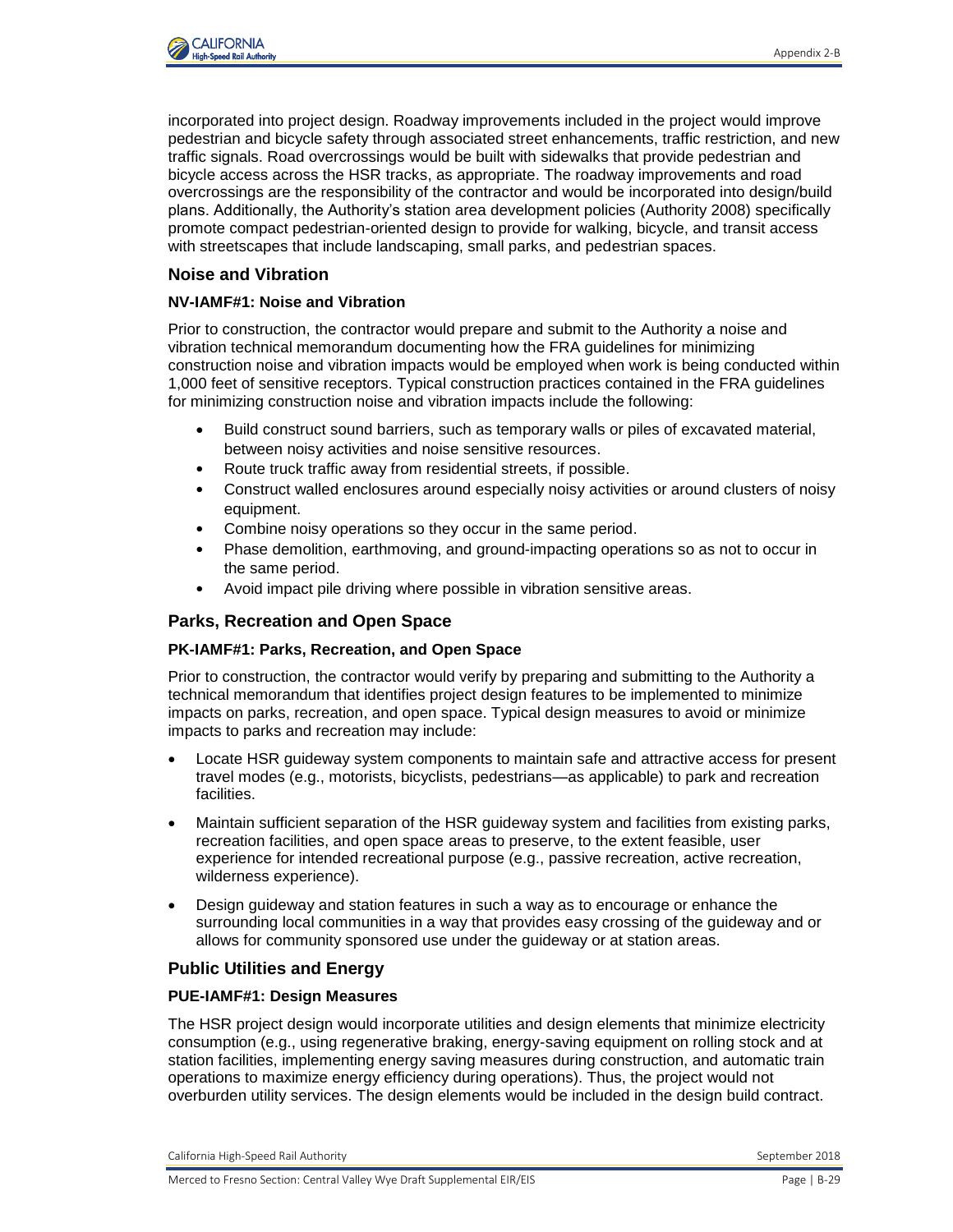incorporated into project design. Roadway improvements included in the project would improve pedestrian and bicycle safety through associated street enhancements, traffic restriction, and new traffic signals. Road overcrossings would be built with sidewalks that provide pedestrian and bicycle access across the HSR tracks, as appropriate. The roadway improvements and road overcrossings are the responsibility of the contractor and would be incorporated into design/build plans. Additionally, the Authority's station area development policies (Authority 2008) specifically promote compact pedestrian-oriented design to provide for walking, bicycle, and transit access with streetscapes that include landscaping, small parks, and pedestrian spaces.

## Noise and Vibration

### NV-IAMF#1: Noise and Vibration

Prior to construction, the contractor would prepare and submit to the Authority a noise and vibration technical memorandum documenting how the FRA guidelines for minimizing construction noise and vibration impacts would be employed when work is being conducted within 1,000 feet of sensitive receptors. Typical construction practices contained in the FRA guidelines for minimizing construction noise and vibration impacts include the following:

- Build construct sound barriers, such as temporary walls or piles of excavated material, between noisy activities and noise sensitive resources.
- Route truck traffic away from residential streets, if possible.
- Construct walled enclosures around especially noisy activities or around clusters of noisy equipment.
- Combine noisy operations so they occur in the same period.
- Phase demolition, earthmoving, and ground-impacting operations so as not to occur in the same period.
- Avoid impact pile driving where possible in vibration sensitive areas.

## Parks, Recreation and Open Space

### PK-IAMF#1: Parks, Recreation, and Open Space

Prior to construction, the contractor would verify by preparing and submitting to the Authority a technical memorandum that identifies project design features to be implemented to minimize impacts on parks, recreation, and open space. Typical design measures to avoid or minimize impacts to parks and recreation may include:

- Locate HSR guideway system components to maintain safe and attractive access for present travel modes (e.g., motorists, bicyclists, pedestrians—as applicable) to park and recreation facilities.
- Maintain sufficient separation of the HSR guideway system and facilities from existing parks, recreation facilities, and open space areas to preserve, to the extent feasible, user experience for intended recreational purpose (e.g., passive recreation, active recreation, wilderness experience).
- Design guideway and station features in such a way as to encourage or enhance the surrounding local communities in a way that provides easy crossing of the guideway and or allows for community sponsored use under the guideway or at station areas.

## Public Utilities and Energy

### PUE-IAMF#1: Design Measures

The HSR project design would incorporate utilities and design elements that minimize electricity consumption (e.g., using regenerative braking, energy-saving equipment on rolling stock and at station facilities, implementing energy saving measures during construction, and automatic train operations to maximize energy efficiency during operations). Thus, the project would not overburden utility services. The design elements would be included in the design build contract.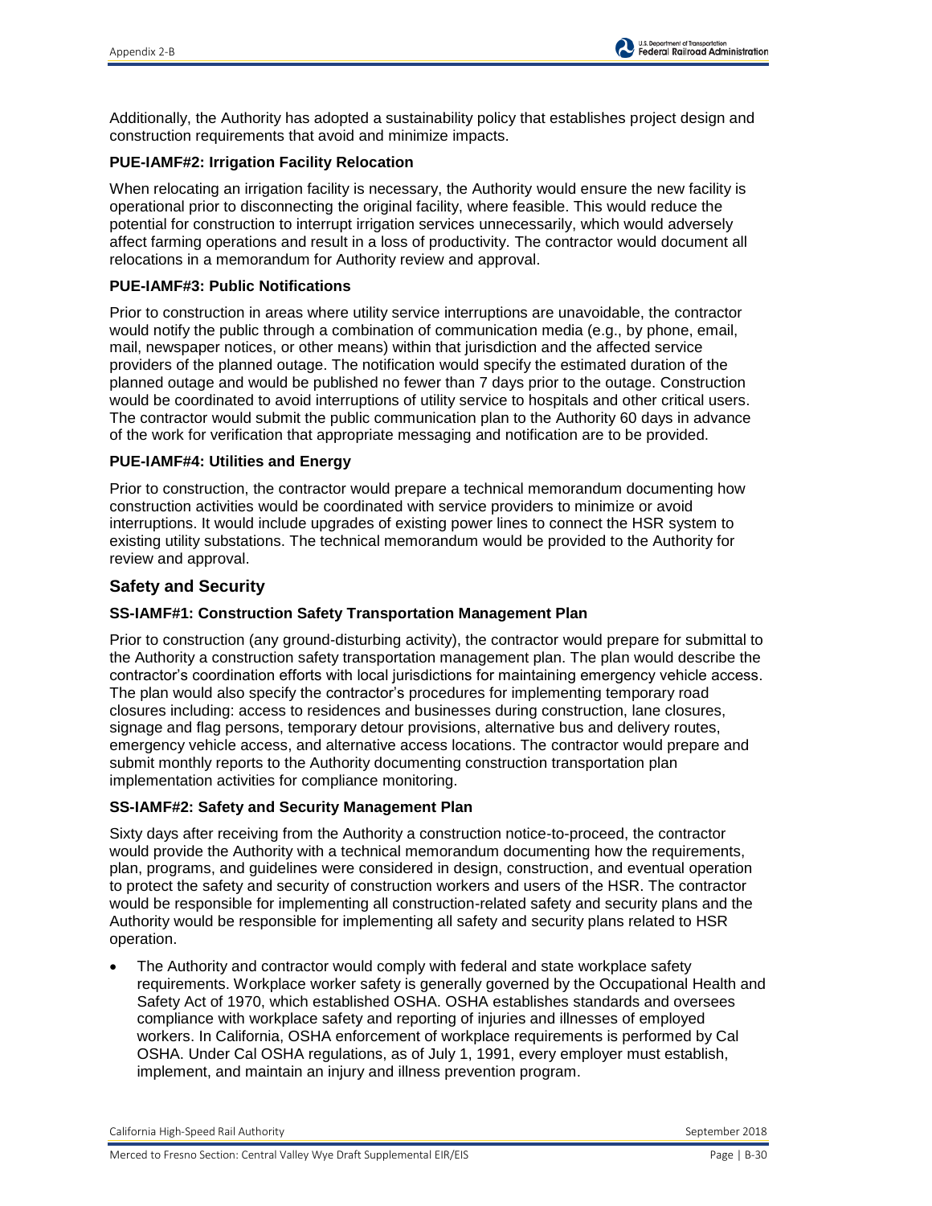Additionally, the Authority has adopted a sustainability policy that establishes project design and construction requirements that avoid and minimize impacts.

### PUE-IAMF#2: Irrigation Facility Relocation

When relocating an irrigation facility is necessary, the Authority would ensure the new facility is operational prior to disconnecting the original facility, where feasible. This would reduce the potential for construction to interrupt irrigation services unnecessarily, which would adversely affect farming operations and result in a loss of productivity. The contractor would document all relocations in a memorandum for Authority review and approval.

### PUE-IAMF#3: Public Notifications

Prior to construction in areas where utility service interruptions are unavoidable, the contractor would notify the public through a combination of communication media (e.g., by phone, email, mail, newspaper notices, or other means) within that jurisdiction and the affected service providers of the planned outage. The notification would specify the estimated duration of the planned outage and would be published no fewer than 7 days prior to the outage. Construction would be coordinated to avoid interruptions of utility service to hospitals and other critical users. The contractor would submit the public communication plan to the Authority 60 days in advance of the work for verification that appropriate messaging and notification are to be provided.

### PUE-IAMF#4: Utilities and Energy

Prior to construction, the contractor would prepare a technical memorandum documenting how construction activities would be coordinated with service providers to minimize or avoid interruptions. It would include upgrades of existing power lines to connect the HSR system to existing utility substations. The technical memorandum would be provided to the Authority for review and approval.

## Safety and Security

### SS-IAMF#1: Construction Safety Transportation Management Plan

Prior to construction (any ground-disturbing activity), the contractor would prepare for submittal to the Authority a construction safety transportation management plan. The plan would describe the contractor's coordination efforts with local jurisdictions for maintaining emergency vehicle access. The plan would also specify the contractor's procedures for implementing temporary road closures including: access to residences and businesses during construction, lane closures, signage and flag persons, temporary detour provisions, alternative bus and delivery routes, emergency vehicle access, and alternative access locations. The contractor would prepare and submit monthly reports to the Authority documenting construction transportation plan implementation activities for compliance monitoring.

### SS-IAMF#2: Safety and Security Management Plan

Sixty days after receiving from the Authority a construction notice-to-proceed, the contractor would provide the Authority with a technical memorandum documenting how the requirements, plan, programs, and guidelines were considered in design, construction, and eventual operation to protect the safety and security of construction workers and users of the HSR. The contractor would be responsible for implementing all construction-related safety and security plans and the Authority would be responsible for implementing all safety and security plans related to HSR operation.

- The Authority and contractor would comply with federal and state workplace safety requirements. Workplace worker safety is generally governed by the Occupational Health and Safety Act of 1970, which established OSHA. OSHA establishes standards and oversees compliance with workplace safety and reporting of injuries and illnesses of employed workers. In California, OSHA enforcement of workplace requirements is performed by Cal OSHA. Under Cal OSHA regulations, as of July 1, 1991, every employer must establish, implement, and maintain an injury and illness prevention program.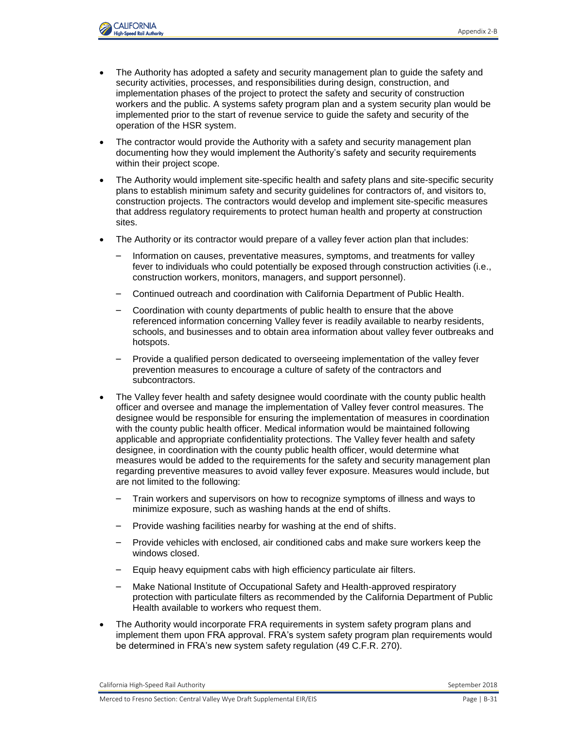- The Authority has adopted a safety and security management plan to guide the safety and security activities, processes, and responsibilities during design, construction, and implementation phases of the project to protect the safety and security of construction workers and the public. A systems safety program plan and a system security plan would be implemented prior to the start of revenue service to guide the safety and security of the operation of the HSR system.
- The contractor would provide the Authority with a safety and security management plan documenting how they would implement the Authority's safety and security requirements within their project scope.
- The Authority would implement site-specific health and safety plans and site-specific security plans to establish minimum safety and security guidelines for contractors of, and visitors to, construction projects. The contractors would develop and implement site-specific measures that address regulatory requirements to protect human health and property at construction sites.
- The Authority or its contractor would prepare of a valley fever action plan that includes:
  - Information on causes, preventative measures, symptoms, and treatments for valley fever to individuals who could potentially be exposed through construction activities (i.e., construction workers, monitors, managers, and support personnel).
  - Continued outreach and coordination with California Department of Public Health.
  - Coordination with county departments of public health to ensure that the above referenced information concerning Valley fever is readily available to nearby residents, schools, and businesses and to obtain area information about valley fever outbreaks and hotspots.
  - Provide a qualified person dedicated to overseeing implementation of the valley fever prevention measures to encourage a culture of safety of the contractors and subcontractors.
- The Valley fever health and safety designee would coordinate with the county public health officer and oversee and manage the implementation of Valley fever control measures. The designee would be responsible for ensuring the implementation of measures in coordination with the county public health officer. Medical information would be maintained following applicable and appropriate confidentiality protections. The Valley fever health and safety designee, in coordination with the county public health officer, would determine what measures would be added to the requirements for the safety and security management plan regarding preventive measures to avoid valley fever exposure. Measures would include, but are not limited to the following:
  - Train workers and supervisors on how to recognize symptoms of illness and ways to minimize exposure, such as washing hands at the end of shifts.
  - Provide washing facilities nearby for washing at the end of shifts.
  - Provide vehicles with enclosed, air conditioned cabs and make sure workers keep the windows closed.
  - Equip heavy equipment cabs with high efficiency particulate air filters.
  - Make National Institute of Occupational Safety and Health-approved respiratory protection with particulate filters as recommended by the California Department of Public Health available to workers who request them.
- The Authority would incorporate FRA requirements in system safety program plans and implement them upon FRA approval. FRA's system safety program plan requirements would be determined in FRA's new system safety regulation (49 C.F.R. 270).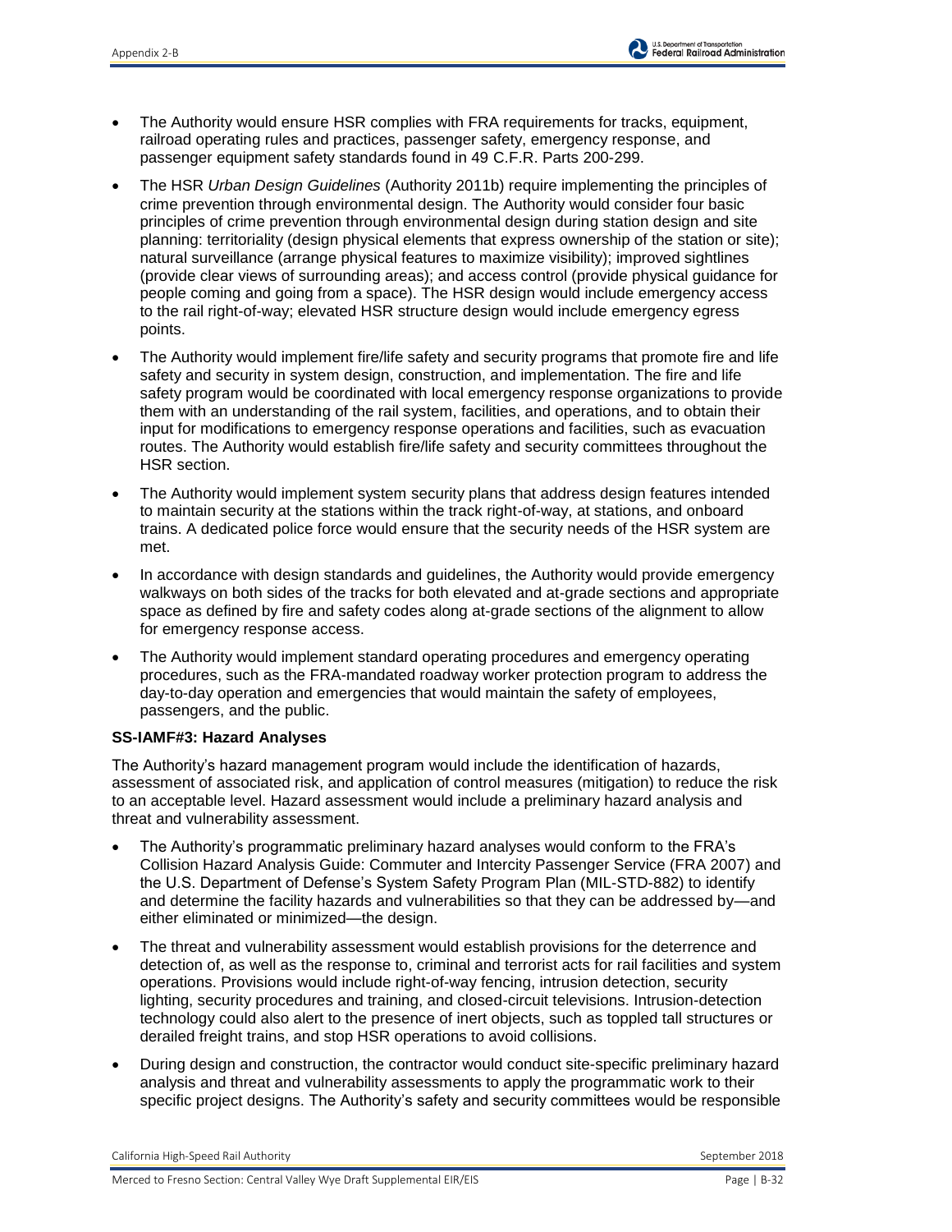- The Authority would ensure HSR complies with FRA requirements for tracks, equipment, railroad operating rules and practices, passenger safety, emergency response, and passenger equipment safety standards found in 49 C.F.R. Parts 200-299.
- The HSR *Urban Design Guidelines* (Authority 2011b) require implementing the principles of crime prevention through environmental design. The Authority would consider four basic principles of crime prevention through environmental design during station design and site planning: territoriality (design physical elements that express ownership of the station or site); natural surveillance (arrange physical features to maximize visibility); improved sightlines (provide clear views of surrounding areas); and access control (provide physical guidance for people coming and going from a space). The HSR design would include emergency access to the rail right-of-way; elevated HSR structure design would include emergency egress points.
- The Authority would implement fire/life safety and security programs that promote fire and life safety and security in system design, construction, and implementation. The fire and life safety program would be coordinated with local emergency response organizations to provide them with an understanding of the rail system, facilities, and operations, and to obtain their input for modifications to emergency response operations and facilities, such as evacuation routes. The Authority would establish fire/life safety and security committees throughout the HSR section.
- The Authority would implement system security plans that address design features intended to maintain security at the stations within the track right-of-way, at stations, and onboard trains. A dedicated police force would ensure that the security needs of the HSR system are met.
- In accordance with design standards and guidelines, the Authority would provide emergency walkways on both sides of the tracks for both elevated and at-grade sections and appropriate space as defined by fire and safety codes along at-grade sections of the alignment to allow for emergency response access.
- The Authority would implement standard operating procedures and emergency operating procedures, such as the FRA-mandated roadway worker protection program to address the day-to-day operation and emergencies that would maintain the safety of employees, passengers, and the public.

**SS-IAMF#3: Hazard Analyses**

The Authority's hazard management program would include the identification of hazards, assessment of associated risk, and application of control measures (mitigation) to reduce the risk to an acceptable level. Hazard assessment would include a preliminary hazard analysis and threat and vulnerability assessment.

- The Authority's programmatic preliminary hazard analyses would conform to the FRA's Collision Hazard Analysis Guide: Commuter and Intercity Passenger Service (FRA 2007) and the U.S. Department of Defense's System Safety Program Plan (MIL-STD-882) to identify and determine the facility hazards and vulnerabilities so that they can be addressed by—and either eliminated or minimized—the design.
- The threat and vulnerability assessment would establish provisions for the deterrence and detection of, as well as the response to, criminal and terrorist acts for rail facilities and system operations. Provisions would include right-of-way fencing, intrusion detection, security lighting, security procedures and training, and closed-circuit televisions. Intrusion-detection technology could also alert to the presence of inert objects, such as toppled tall structures or derailed freight trains, and stop HSR operations to avoid collisions.
- During design and construction, the contractor would conduct site-specific preliminary hazard analysis and threat and vulnerability assessments to apply the programmatic work to their specific project designs. The Authority's safety and security committees would be responsible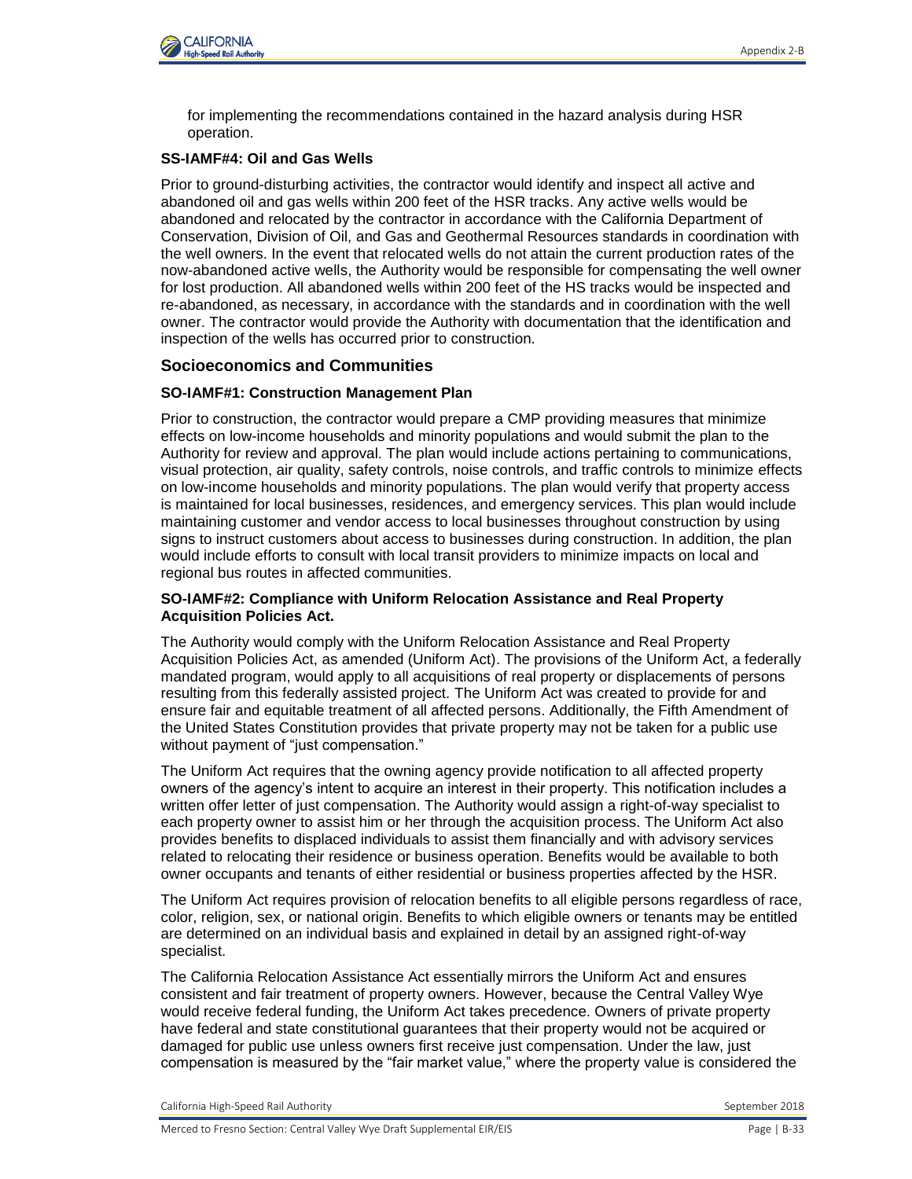for implementing the recommendations contained in the hazard analysis during HSR operation.

**SS-IAMF#4: Oil and Gas Wells**

Prior to ground-disturbing activities, the contractor would identify and inspect all active and abandoned oil and gas wells within 200 feet of the HSR tracks. Any active wells would be abandoned and relocated by the contractor in accordance with the California Department of Conservation, Division of Oil, and Gas and Geothermal Resources standards in coordination with the well owners. In the event that relocated wells do not attain the current production rates of the now-abandoned active wells, the Authority would be responsible for compensating the well owner for lost production. All abandoned wells within 200 feet of the HS tracks would be inspected and re-abandoned, as necessary, in accordance with the standards and in coordination with the well owner. The contractor would provide the Authority with documentation that the identification and inspection of the wells has occurred prior to construction.

## Socioeconomics and Communities

**SO-IAMF#1: Construction Management Plan**

Prior to construction, the contractor would prepare a CMP providing measures that minimize effects on low-income households and minority populations and would submit the plan to the Authority for review and approval. The plan would include actions pertaining to communications, visual protection, air quality, safety controls, noise controls, and traffic controls to minimize effects on low-income households and minority populations. The plan would verify that property access is maintained for local businesses, residences, and emergency services. This plan would include maintaining customer and vendor access to local businesses throughout construction by using signs to instruct customers about access to businesses during construction. In addition, the plan would include efforts to consult with local transit providers to minimize impacts on local and regional bus routes in affected communities.

**SO-IAMF#2: Compliance with Uniform Relocation Assistance and Real Property Acquisition Policies Act.**

The Authority would comply with the Uniform Relocation Assistance and Real Property Acquisition Policies Act, as amended (Uniform Act). The provisions of the Uniform Act, a federally mandated program, would apply to all acquisitions of real property or displacements of persons resulting from this federally assisted project. The Uniform Act was created to provide for and ensure fair and equitable treatment of all affected persons. Additionally, the Fifth Amendment of the United States Constitution provides that private property may not be taken for a public use without payment of "just compensation."

The Uniform Act requires that the owning agency provide notification to all affected property owners of the agency's intent to acquire an interest in their property. This notification includes a written offer letter of just compensation. The Authority would assign a right-of-way specialist to each property owner to assist him or her through the acquisition process. The Uniform Act also provides benefits to displaced individuals to assist them financially and with advisory services related to relocating their residence or business operation. Benefits would be available to both owner occupants and tenants of either residential or business properties affected by the HSR.

The Uniform Act requires provision of relocation benefits to all eligible persons regardless of race, color, religion, sex, or national origin. Benefits to which eligible owners or tenants may be entitled are determined on an individual basis and explained in detail by an assigned right-of-way specialist.

The California Relocation Assistance Act essentially mirrors the Uniform Act and ensures consistent and fair treatment of property owners. However, because the Central Valley Wye would receive federal funding, the Uniform Act takes precedence. Owners of private property have federal and state constitutional guarantees that their property would not be acquired or damaged for public use unless owners first receive just compensation. Under the law, just compensation is measured by the "fair market value," where the property value is considered the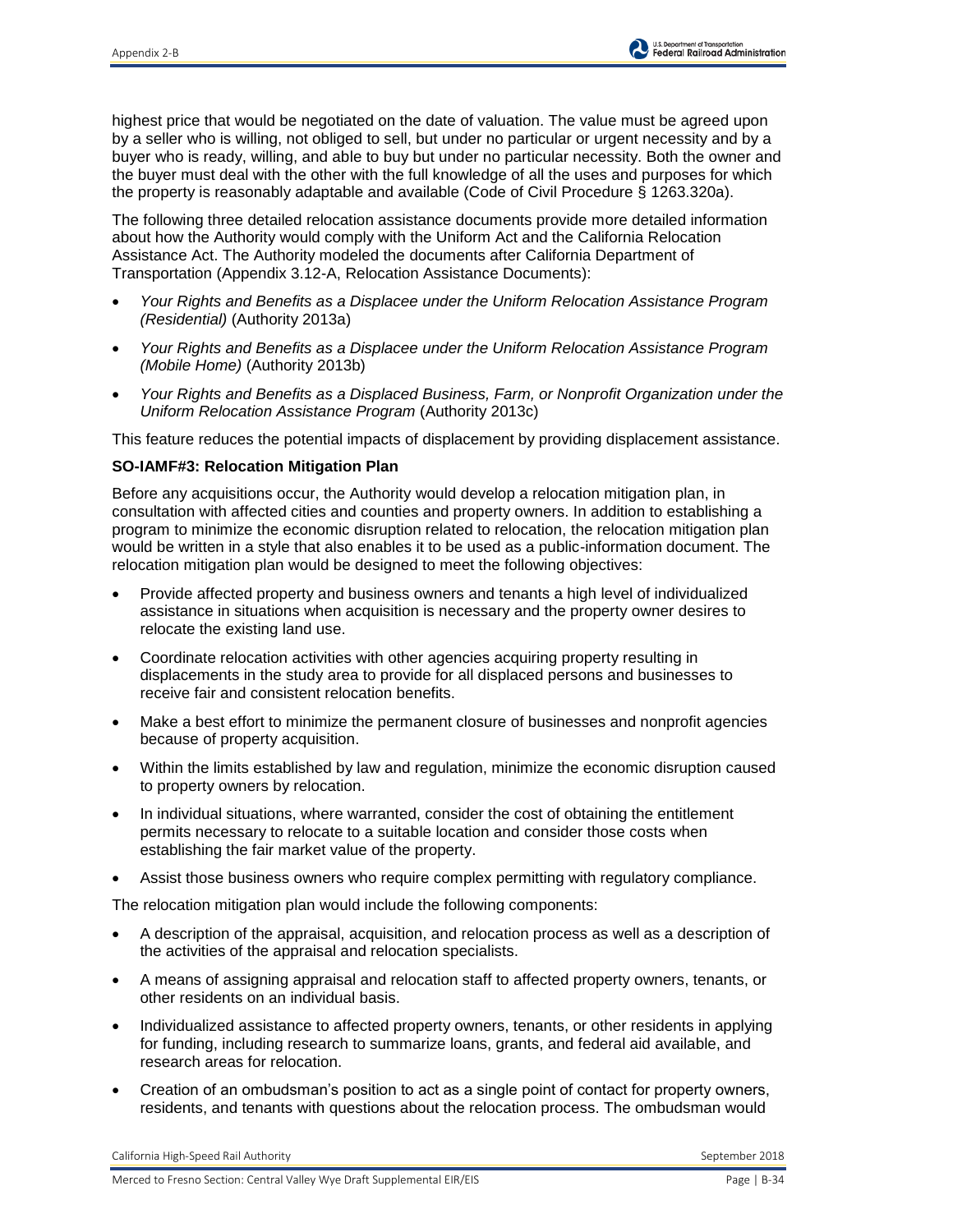highest price that would be negotiated on the date of valuation. The value must be agreed upon by a seller who is willing, not obliged to sell, but under no particular or urgent necessity and by a buyer who is ready, willing, and able to buy but under no particular necessity. Both the owner and the buyer must deal with the other with the full knowledge of all the uses and purposes for which the property is reasonably adaptable and available (Code of Civil Procedure § 1263.320a).

The following three detailed relocation assistance documents provide more detailed information about how the Authority would comply with the Uniform Act and the California Relocation Assistance Act. The Authority modeled the documents after California Department of Transportation (Appendix 3.12-A, Relocation Assistance Documents):

- *Your Rights and Benefits as a Displacee under the Uniform Relocation Assistance Program (Residential)* (Authority 2013a)
- *Your Rights and Benefits as a Displacee under the Uniform Relocation Assistance Program (Mobile Home)* (Authority 2013b)
- *Your Rights and Benefits as a Displaced Business, Farm, or Nonprofit Organization under the Uniform Relocation Assistance Program* (Authority 2013c)

This feature reduces the potential impacts of displacement by providing displacement assistance.

**SO-IAMF#3: Relocation Mitigation Plan**

Before any acquisitions occur, the Authority would develop a relocation mitigation plan, in consultation with affected cities and counties and property owners. In addition to establishing a program to minimize the economic disruption related to relocation, the relocation mitigation plan would be written in a style that also enables it to be used as a public-information document. The relocation mitigation plan would be designed to meet the following objectives:

- Provide affected property and business owners and tenants a high level of individualized assistance in situations when acquisition is necessary and the property owner desires to relocate the existing land use.
- Coordinate relocation activities with other agencies acquiring property resulting in displacements in the study area to provide for all displaced persons and businesses to receive fair and consistent relocation benefits.
- Make a best effort to minimize the permanent closure of businesses and nonprofit agencies because of property acquisition.
- Within the limits established by law and regulation, minimize the economic disruption caused to property owners by relocation.
- In individual situations, where warranted, consider the cost of obtaining the entitlement permits necessary to relocate to a suitable location and consider those costs when establishing the fair market value of the property.
- Assist those business owners who require complex permitting with regulatory compliance.

The relocation mitigation plan would include the following components:

- A description of the appraisal, acquisition, and relocation process as well as a description of the activities of the appraisal and relocation specialists.
- A means of assigning appraisal and relocation staff to affected property owners, tenants, or other residents on an individual basis.
- Individualized assistance to affected property owners, tenants, or other residents in applying for funding, including research to summarize loans, grants, and federal aid available, and research areas for relocation.
- Creation of an ombudsman's position to act as a single point of contact for property owners, residents, and tenants with questions about the relocation process. The ombudsman would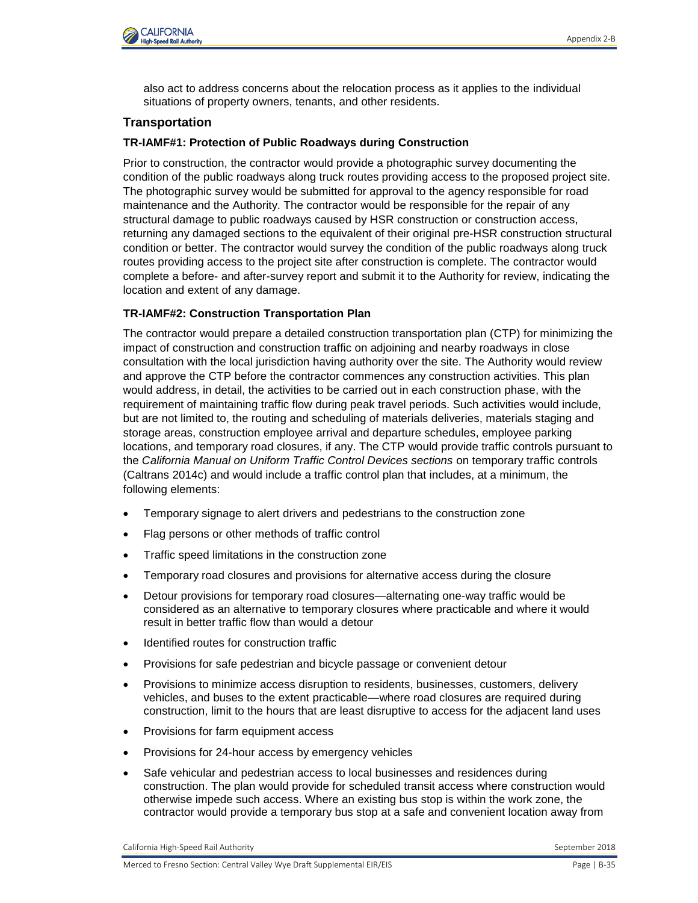also act to address concerns about the relocation process as it applies to the individual situations of property owners, tenants, and other residents.

## Transportation

### TR-IAMF#1: Protection of Public Roadways during Construction

Prior to construction, the contractor would provide a photographic survey documenting the condition of the public roadways along truck routes providing access to the proposed project site. The photographic survey would be submitted for approval to the agency responsible for road maintenance and the Authority. The contractor would be responsible for the repair of any structural damage to public roadways caused by HSR construction or construction access, returning any damaged sections to the equivalent of their original pre-HSR construction structural condition or better. The contractor would survey the condition of the public roadways along truck routes providing access to the project site after construction is complete. The contractor would complete a before- and after-survey report and submit it to the Authority for review, indicating the location and extent of any damage.

### TR-IAMF#2: Construction Transportation Plan

The contractor would prepare a detailed construction transportation plan (CTP) for minimizing the impact of construction and construction traffic on adjoining and nearby roadways in close consultation with the local jurisdiction having authority over the site. The Authority would review and approve the CTP before the contractor commences any construction activities. This plan would address, in detail, the activities to be carried out in each construction phase, with the requirement of maintaining traffic flow during peak travel periods. Such activities would include, but are not limited to, the routing and scheduling of materials deliveries, materials staging and storage areas, construction employee arrival and departure schedules, employee parking locations, and temporary road closures, if any. The CTP would provide traffic controls pursuant to the *California Manual on Uniform Traffic Control Devices sections* on temporary traffic controls (Caltrans 2014c) and would include a traffic control plan that includes, at a minimum, the following elements:

- Temporary signage to alert drivers and pedestrians to the construction zone
- Flag persons or other methods of traffic control
- Traffic speed limitations in the construction zone
- Temporary road closures and provisions for alternative access during the closure
- Detour provisions for temporary road closures—alternating one-way traffic would be considered as an alternative to temporary closures where practicable and where it would result in better traffic flow than would a detour
- Identified routes for construction traffic
- Provisions for safe pedestrian and bicycle passage or convenient detour
- Provisions to minimize access disruption to residents, businesses, customers, delivery vehicles, and buses to the extent practicable—where road closures are required during construction, limit to the hours that are least disruptive to access for the adjacent land uses
- Provisions for farm equipment access
- Provisions for 24-hour access by emergency vehicles
- Safe vehicular and pedestrian access to local businesses and residences during construction. The plan would provide for scheduled transit access where construction would otherwise impede such access. Where an existing bus stop is within the work zone, the contractor would provide a temporary bus stop at a safe and convenient location away from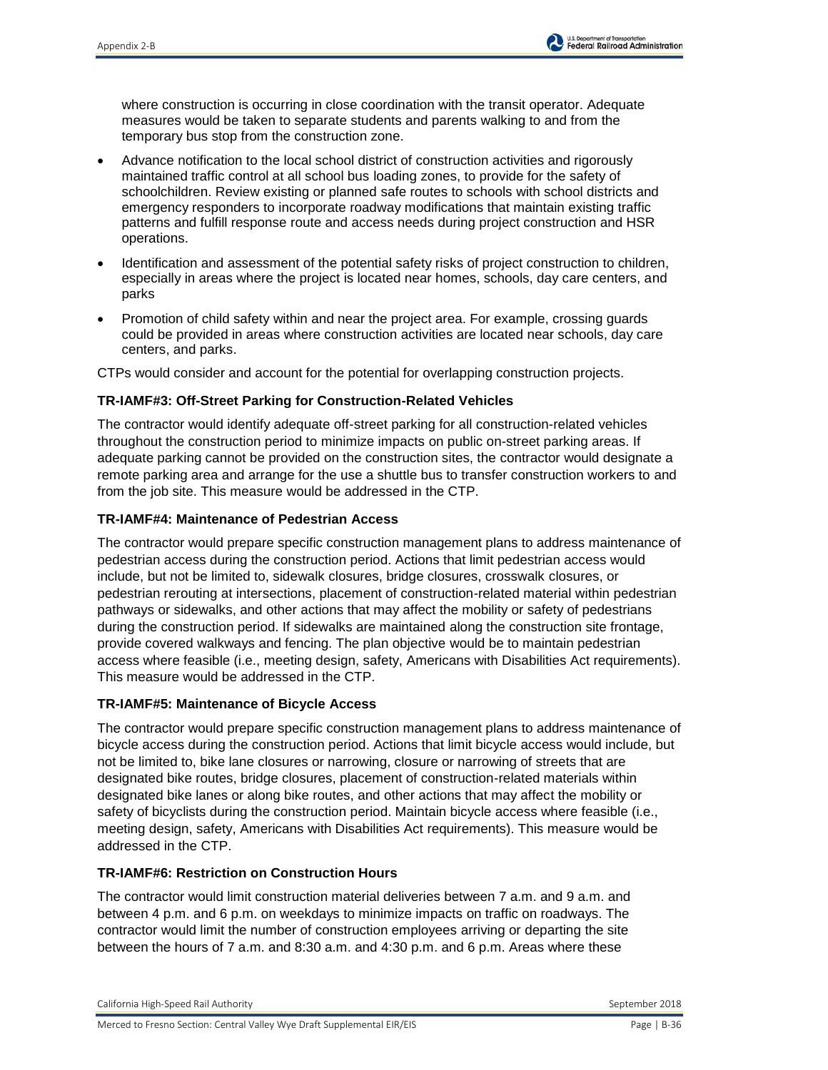where construction is occurring in close coordination with the transit operator. Adequate measures would be taken to separate students and parents walking to and from the temporary bus stop from the construction zone.

- Advance notification to the local school district of construction activities and rigorously maintained traffic control at all school bus loading zones, to provide for the safety of schoolchildren. Review existing or planned safe routes to schools with school districts and emergency responders to incorporate roadway modifications that maintain existing traffic patterns and fulfill response route and access needs during project construction and HSR operations.
- Identification and assessment of the potential safety risks of project construction to children, especially in areas where the project is located near homes, schools, day care centers, and parks
- Promotion of child safety within and near the project area. For example, crossing guards could be provided in areas where construction activities are located near schools, day care centers, and parks.

CTPs would consider and account for the potential for overlapping construction projects.

**TR-IAMF#3: Off-Street Parking for Construction-Related Vehicles**

The contractor would identify adequate off-street parking for all construction-related vehicles throughout the construction period to minimize impacts on public on-street parking areas. If adequate parking cannot be provided on the construction sites, the contractor would designate a remote parking area and arrange for the use a shuttle bus to transfer construction workers to and from the job site. This measure would be addressed in the CTP.

**TR-IAMF#4: Maintenance of Pedestrian Access**

The contractor would prepare specific construction management plans to address maintenance of pedestrian access during the construction period. Actions that limit pedestrian access would include, but not be limited to, sidewalk closures, bridge closures, crosswalk closures, or pedestrian rerouting at intersections, placement of construction-related material within pedestrian pathways or sidewalks, and other actions that may affect the mobility or safety of pedestrians during the construction period. If sidewalks are maintained along the construction site frontage, provide covered walkways and fencing. The plan objective would be to maintain pedestrian access where feasible (i.e., meeting design, safety, Americans with Disabilities Act requirements). This measure would be addressed in the CTP.

**TR-IAMF#5: Maintenance of Bicycle Access**

The contractor would prepare specific construction management plans to address maintenance of bicycle access during the construction period. Actions that limit bicycle access would include, but not be limited to, bike lane closures or narrowing, closure or narrowing of streets that are designated bike routes, bridge closures, placement of construction-related materials within designated bike lanes or along bike routes, and other actions that may affect the mobility or safety of bicyclists during the construction period. Maintain bicycle access where feasible (i.e., meeting design, safety, Americans with Disabilities Act requirements). This measure would be addressed in the CTP.

**TR-IAMF#6: Restriction on Construction Hours**

The contractor would limit construction material deliveries between 7 a.m. and 9 a.m. and between 4 p.m. and 6 p.m. on weekdays to minimize impacts on traffic on roadways. The contractor would limit the number of construction employees arriving or departing the site between the hours of 7 a.m. and 8:30 a.m. and 4:30 p.m. and 6 p.m. Areas where these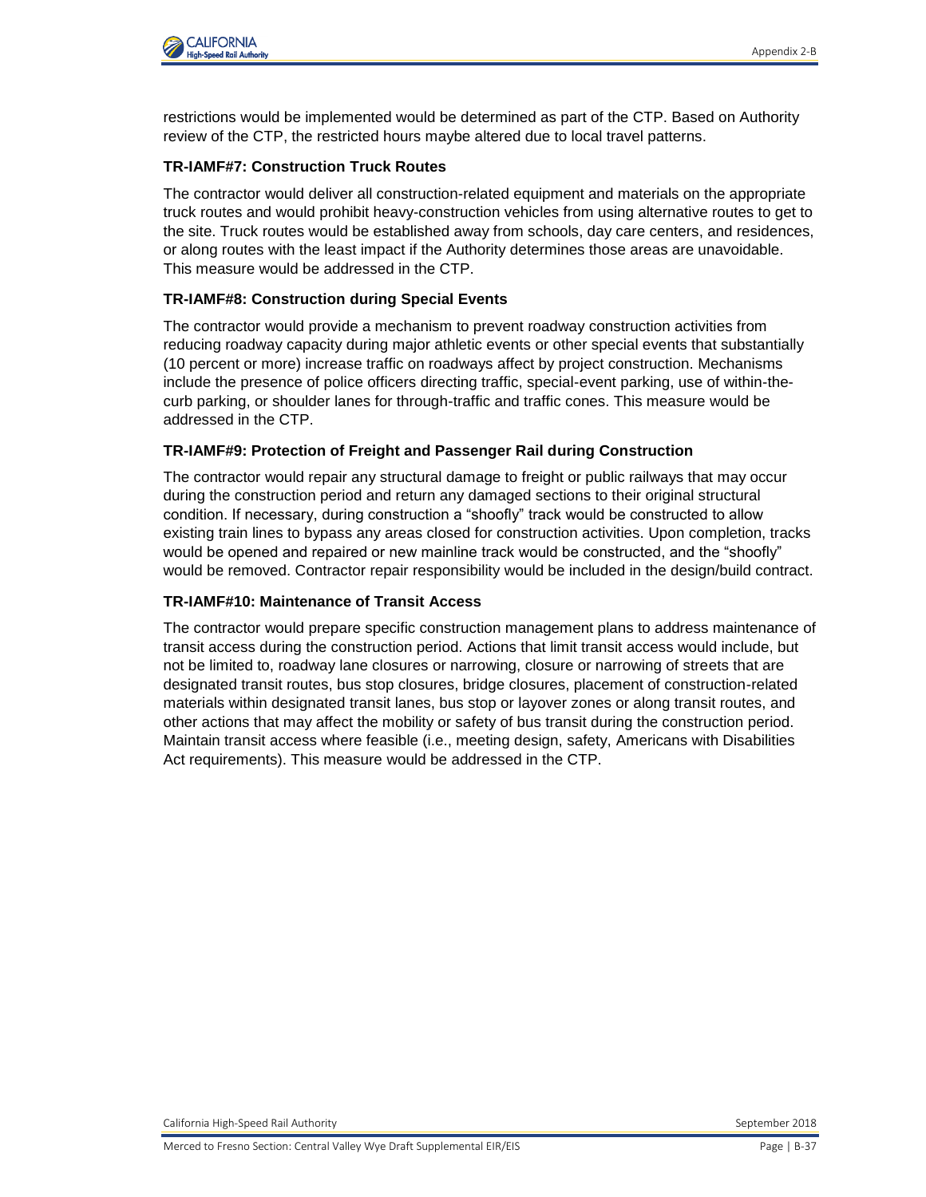restrictions would be implemented would be determined as part of the CTP. Based on Authority review of the CTP, the restricted hours maybe altered due to local travel patterns.

### TR-IAMF#7: Construction Truck Routes

The contractor would deliver all construction-related equipment and materials on the appropriate truck routes and would prohibit heavy-construction vehicles from using alternative routes to get to the site. Truck routes would be established away from schools, day care centers, and residences, or along routes with the least impact if the Authority determines those areas are unavoidable. This measure would be addressed in the CTP.

### TR-IAMF#8: Construction during Special Events

The contractor would provide a mechanism to prevent roadway construction activities from reducing roadway capacity during major athletic events or other special events that substantially (10 percent or more) increase traffic on roadways affect by project construction. Mechanisms include the presence of police officers directing traffic, special-event parking, use of within-the-curb parking, or shoulder lanes for through-traffic and traffic cones. This measure would be addressed in the CTP.

### TR-IAMF#9: Protection of Freight and Passenger Rail during Construction

The contractor would repair any structural damage to freight or public railways that may occur during the construction period and return any damaged sections to their original structural condition. If necessary, during construction a "shoofly" track would be constructed to allow existing train lines to bypass any areas closed for construction activities. Upon completion, tracks would be opened and repaired or new mainline track would be constructed, and the "shoofly" would be removed. Contractor repair responsibility would be included in the design/build contract.

### TR-IAMF#10: Maintenance of Transit Access

The contractor would prepare specific construction management plans to address maintenance of transit access during the construction period. Actions that limit transit access would include, but not be limited to, roadway lane closures or narrowing, closure or narrowing of streets that are designated transit routes, bus stop closures, bridge closures, placement of construction-related materials within designated transit lanes, bus stop or layover zones or along transit routes, and other actions that may affect the mobility or safety of bus transit during the construction period. Maintain transit access where feasible (i.e., meeting design, safety, Americans with Disabilities Act requirements). This measure would be addressed in the CTP.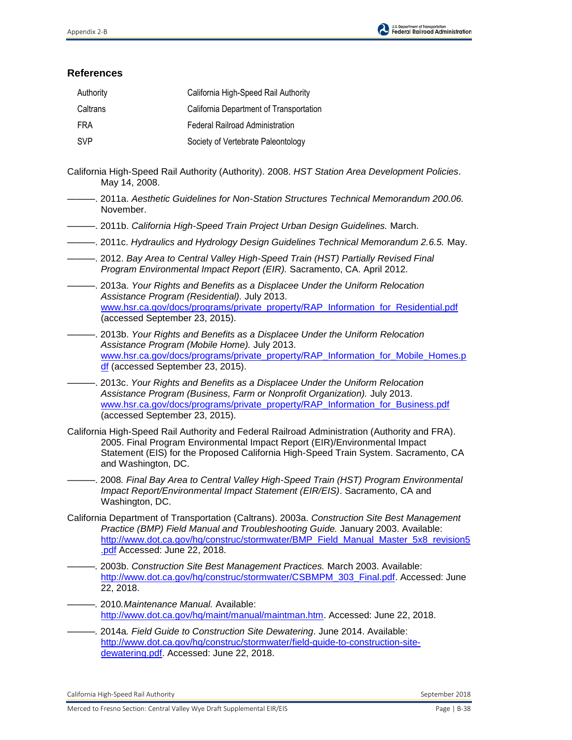## References

| | |
|---|---|
| Authority | California High-Speed Rail Authority |
| Caltrans | California Department of Transportation |
| FRA | Federal Railroad Administration |
| SVP | Society of Vertebrate Paleontology |

California High-Speed Rail Authority (Authority). 2008. *HST Station Area Development Policies*. May 14, 2008.

———. 2011a. *Aesthetic Guidelines for Non-Station Structures Technical Memorandum 200.06.* November.

———. 2011b. *California High-Speed Train Project Urban Design Guidelines.* March.

———. 2011c. *Hydraulics and Hydrology Design Guidelines Technical Memorandum 2.6.5.* May.

———. 2012. *Bay Area to Central Valley High-Speed Train (HST) Partially Revised Final Program Environmental Impact Report (EIR).* Sacramento, CA. April 2012.

———. 2013a. *Your Rights and Benefits as a Displacee Under the Uniform Relocation Assistance Program (Residential).* July 2013. www.hsr.ca.gov/docs/programs/private_property/RAP_Information_for_Residential.pdf (accessed September 23, 2015).

———. 2013b. *Your Rights and Benefits as a Displacee Under the Uniform Relocation Assistance Program (Mobile Home).* July 2013. www.hsr.ca.gov/docs/programs/private_property/RAP_Information_for_Mobile_Homes.pdf (accessed September 23, 2015).

———. 2013c. *Your Rights and Benefits as a Displacee Under the Uniform Relocation Assistance Program (Business, Farm or Nonprofit Organization).* July 2013. www.hsr.ca.gov/docs/programs/private_property/RAP_Information_for_Business.pdf (accessed September 23, 2015).

California High-Speed Rail Authority and Federal Railroad Administration (Authority and FRA). 2005. Final Program Environmental Impact Report (EIR)/Environmental Impact Statement (EIS) for the Proposed California High-Speed Train System. Sacramento, CA and Washington, DC.

———. 2008*. Final Bay Area to Central Valley High-Speed Train (HST) Program Environmental Impact Report/Environmental Impact Statement (EIR/EIS)*. Sacramento, CA and Washington, DC.

California Department of Transportation (Caltrans). 2003a. *Construction Site Best Management Practice (BMP) Field Manual and Troubleshooting Guide.* January 2003. Available: http://www.dot.ca.gov/hq/construc/stormwater/BMP_Field_Manual_Master_5x8_revision5.pdf Accessed: June 22, 2018.

———. 2003b. *Construction Site Best Management Practices.* March 2003. Available: http://www.dot.ca.gov/hq/construc/stormwater/CSBMPM_303_Final.pdf. Accessed: June 22, 2018.

———. 2010.*Maintenance Manual.* Available: http://www.dot.ca.gov/hq/maint/manual/maintman.htm. Accessed: June 22, 2018.

———. 2014a*. Field Guide to Construction Site Dewatering*. June 2014. Available: http://www.dot.ca.gov/hq/construc/stormwater/field-guide-to-construction-site-dewatering.pdf. Accessed: June 22, 2018.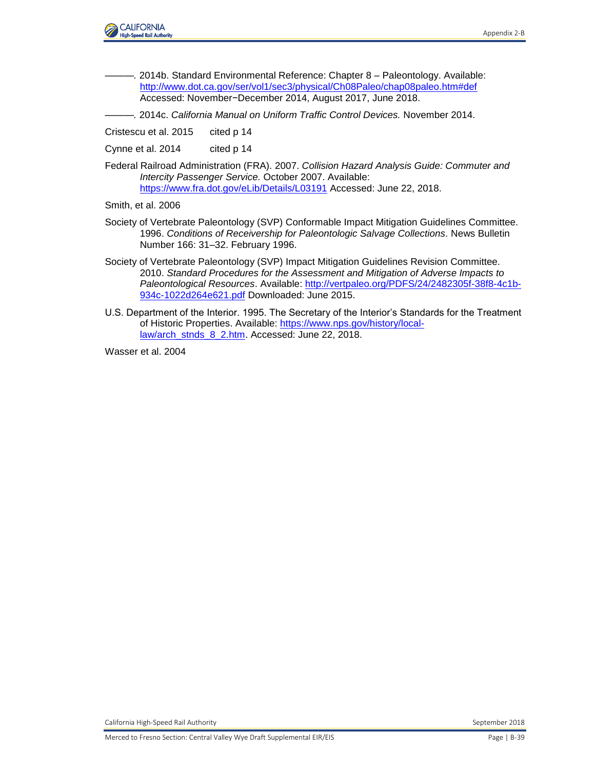———. 2014b. Standard Environmental Reference: Chapter 8 – Paleontology. Available: http://www.dot.ca.gov/ser/vol1/sec3/physical/Ch08Paleo/chap08paleo.htm#def Accessed: November−December 2014, August 2017, June 2018.

———. 2014c. *California Manual on Uniform Traffic Control Devices.* November 2014.

Cristescu et al. 2015 cited p 14

Cynne et al. 2014 cited p 14

Federal Railroad Administration (FRA). 2007. *Collision Hazard Analysis Guide: Commuter and Intercity Passenger Service.* October 2007. Available: https://www.fra.dot.gov/eLib/Details/L03191 Accessed: June 22, 2018.

Smith, et al. 2006

Society of Vertebrate Paleontology (SVP) Conformable Impact Mitigation Guidelines Committee. 1996. *Conditions of Receivership for Paleontologic Salvage Collections*. News Bulletin Number 166: 31–32. February 1996.

Society of Vertebrate Paleontology (SVP) Impact Mitigation Guidelines Revision Committee. 2010. *Standard Procedures for the Assessment and Mitigation of Adverse Impacts to Paleontological Resources*. Available: http://vertpaleo.org/PDFS/24/2482305f-38f8-4c1b-934c-1022d264e621.pdf Downloaded: June 2015.

U.S. Department of the Interior. 1995. The Secretary of the Interior's Standards for the Treatment of Historic Properties. Available: https://www.nps.gov/history/local-law/arch_stnds_8_2.htm. Accessed: June 22, 2018.

Wasser et al. 2004